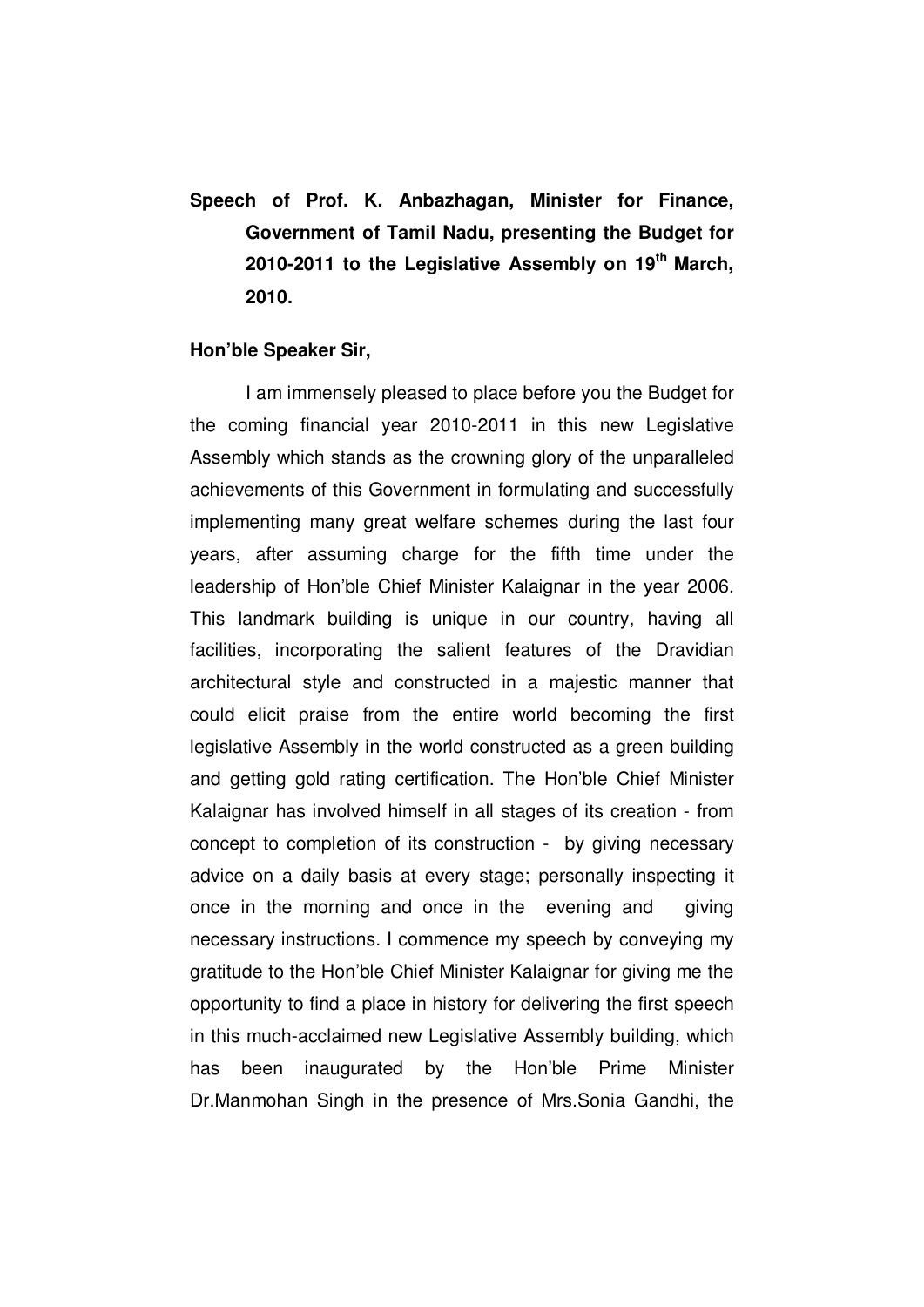**Speech of Prof. K. Anbazhagan, Minister for Finance, Government of Tamil Nadu, presenting the Budget for 2010-2011 to the Legislative Assembly on 19th March, 2010.**

**Hon'ble Speaker Sir,**

I am immensely pleased to place before you the Budget for the coming financial year 2010-2011 in this new Legislative Assembly which stands as the crowning glory of the unparalleled achievements of this Government in formulating and successfully implementing many great welfare schemes during the last four years, after assuming charge for the fifth time under the leadership of Hon'ble Chief Minister Kalaignar in the year 2006. This landmark building is unique in our country, having all facilities, incorporating the salient features of the Dravidian architectural style and constructed in a majestic manner that could elicit praise from the entire world becoming the first legislative Assembly in the world constructed as a green building and getting gold rating certification. The Hon'ble Chief Minister Kalaignar has involved himself in all stages of its creation - from concept to completion of its construction - by giving necessary advice on a daily basis at every stage; personally inspecting it once in the morning and once in the evening and giving necessary instructions. I commence my speech by conveying my gratitude to the Hon'ble Chief Minister Kalaignar for giving me the opportunity to find a place in history for delivering the first speech in this much-acclaimed new Legislative Assembly building, which has been inaugurated by the Hon'ble Prime Minister Dr.Manmohan Singh in the presence of Mrs.Sonia Gandhi, the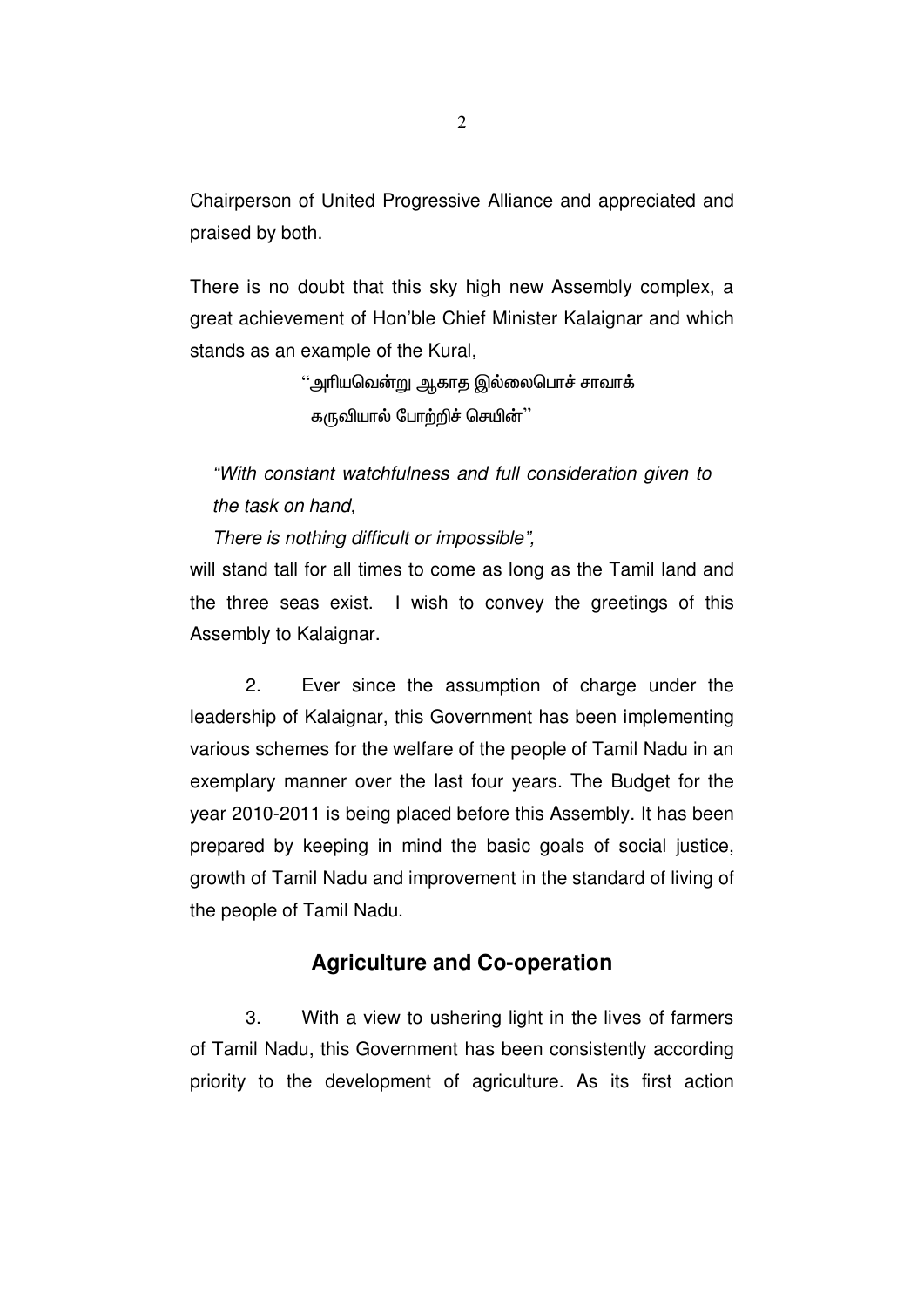Chairperson of United Progressive Alliance and appreciated and praised by both.

There is no doubt that this sky high new Assembly complex, a great achievement of Hon'ble Chief Minister Kalaignar and which stands as an example of the Kural,

> "அரியவென்று ஆகாத இல்லைபொச் சாவாக்
> கருவியால் போற்றிச் செயின்"

> *"With constant watchfulness and full consideration given to the task on hand,*
> *There is nothing difficult or impossible",*

will stand tall for all times to come as long as the Tamil land and the three seas exist. I wish to convey the greetings of this Assembly to Kalaignar.

2. Ever since the assumption of charge under the leadership of Kalaignar, this Government has been implementing various schemes for the welfare of the people of Tamil Nadu in an exemplary manner over the last four years. The Budget for the year 2010-2011 is being placed before this Assembly. It has been prepared by keeping in mind the basic goals of social justice, growth of Tamil Nadu and improvement in the standard of living of the people of Tamil Nadu.

## Agriculture and Co-operation

3. With a view to ushering light in the lives of farmers of Tamil Nadu, this Government has been consistently according priority to the development of agriculture. As its first action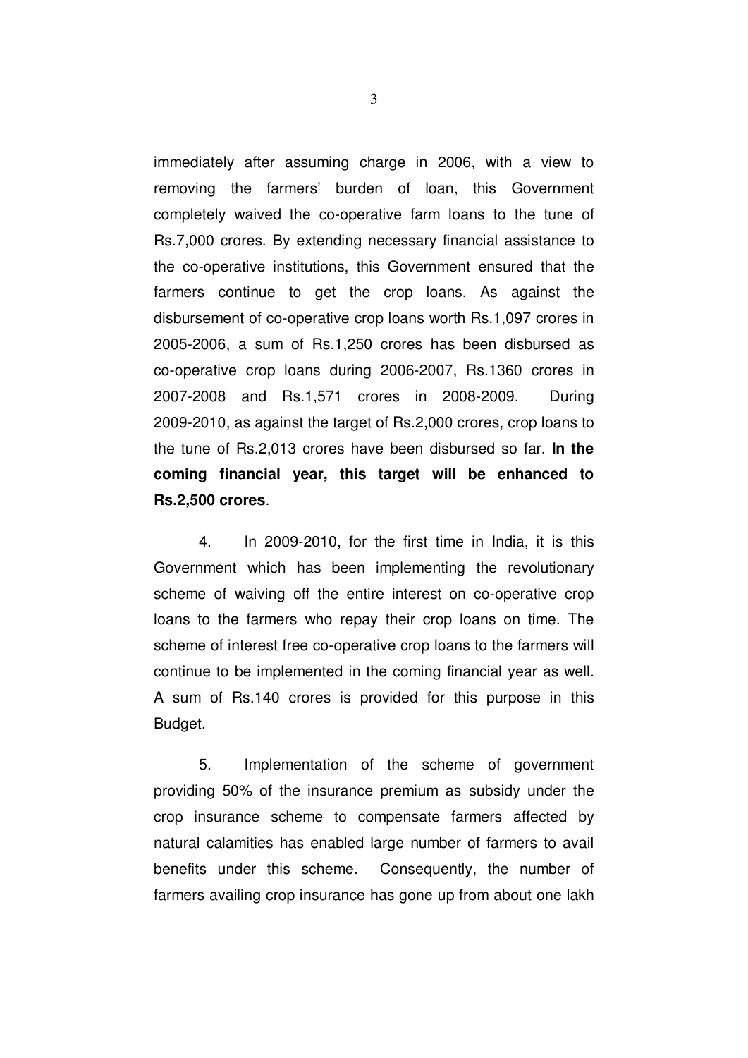immediately after assuming charge in 2006, with a view to removing the farmers' burden of loan, this Government completely waived the co-operative farm loans to the tune of Rs.7,000 crores. By extending necessary financial assistance to the co-operative institutions, this Government ensured that the farmers continue to get the crop loans. As against the disbursement of co-operative crop loans worth Rs.1,097 crores in 2005-2006, a sum of Rs.1,250 crores has been disbursed as co-operative crop loans during 2006-2007, Rs.1360 crores in 2007-2008 and Rs.1,571 crores in 2008-2009. During 2009-2010, as against the target of Rs.2,000 crores, crop loans to the tune of Rs.2,013 crores have been disbursed so far. **In the coming financial year, this target will be enhanced to Rs.2,500 crores**.

4. In 2009-2010, for the first time in India, it is this Government which has been implementing the revolutionary scheme of waiving off the entire interest on co-operative crop loans to the farmers who repay their crop loans on time. The scheme of interest free co-operative crop loans to the farmers will continue to be implemented in the coming financial year as well. A sum of Rs.140 crores is provided for this purpose in this Budget.

5. Implementation of the scheme of government providing 50% of the insurance premium as subsidy under the crop insurance scheme to compensate farmers affected by natural calamities has enabled large number of farmers to avail benefits under this scheme. Consequently, the number of farmers availing crop insurance has gone up from about one lakh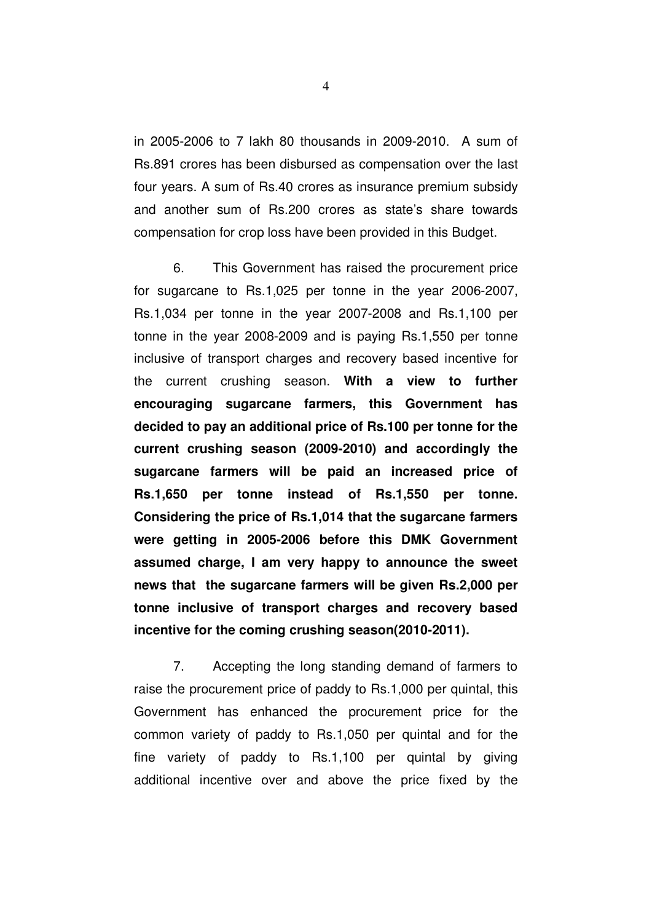in 2005-2006 to 7 lakh 80 thousands in 2009-2010. A sum of Rs.891 crores has been disbursed as compensation over the last four years. A sum of Rs.40 crores as insurance premium subsidy and another sum of Rs.200 crores as state's share towards compensation for crop loss have been provided in this Budget.

6. This Government has raised the procurement price for sugarcane to Rs.1,025 per tonne in the year 2006-2007, Rs.1,034 per tonne in the year 2007-2008 and Rs.1,100 per tonne in the year 2008-2009 and is paying Rs.1,550 per tonne inclusive of transport charges and recovery based incentive for the current crushing season. **With a view to further encouraging sugarcane farmers, this Government has decided to pay an additional price of Rs.100 per tonne for the current crushing season (2009-2010) and accordingly the sugarcane farmers will be paid an increased price of Rs.1,650 per tonne instead of Rs.1,550 per tonne. Considering the price of Rs.1,014 that the sugarcane farmers were getting in 2005-2006 before this DMK Government assumed charge, I am very happy to announce the sweet news that the sugarcane farmers will be given Rs.2,000 per tonne inclusive of transport charges and recovery based incentive for the coming crushing season(2010-2011).**

7. Accepting the long standing demand of farmers to raise the procurement price of paddy to Rs.1,000 per quintal, this Government has enhanced the procurement price for the common variety of paddy to Rs.1,050 per quintal and for the fine variety of paddy to Rs.1,100 per quintal by giving additional incentive over and above the price fixed by the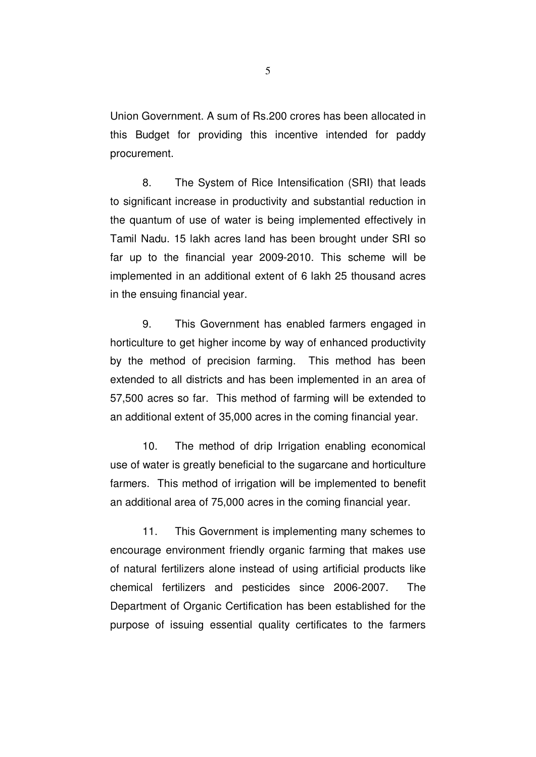Union Government. A sum of Rs.200 crores has been allocated in this Budget for providing this incentive intended for paddy procurement.

8. The System of Rice Intensification (SRI) that leads to significant increase in productivity and substantial reduction in the quantum of use of water is being implemented effectively in Tamil Nadu. 15 lakh acres land has been brought under SRI so far up to the financial year 2009-2010. This scheme will be implemented in an additional extent of 6 lakh 25 thousand acres in the ensuing financial year.

9. This Government has enabled farmers engaged in horticulture to get higher income by way of enhanced productivity by the method of precision farming. This method has been extended to all districts and has been implemented in an area of 57,500 acres so far. This method of farming will be extended to an additional extent of 35,000 acres in the coming financial year.

10. The method of drip Irrigation enabling economical use of water is greatly beneficial to the sugarcane and horticulture farmers. This method of irrigation will be implemented to benefit an additional area of 75,000 acres in the coming financial year.

11. This Government is implementing many schemes to encourage environment friendly organic farming that makes use of natural fertilizers alone instead of using artificial products like chemical fertilizers and pesticides since 2006-2007. The Department of Organic Certification has been established for the purpose of issuing essential quality certificates to the farmers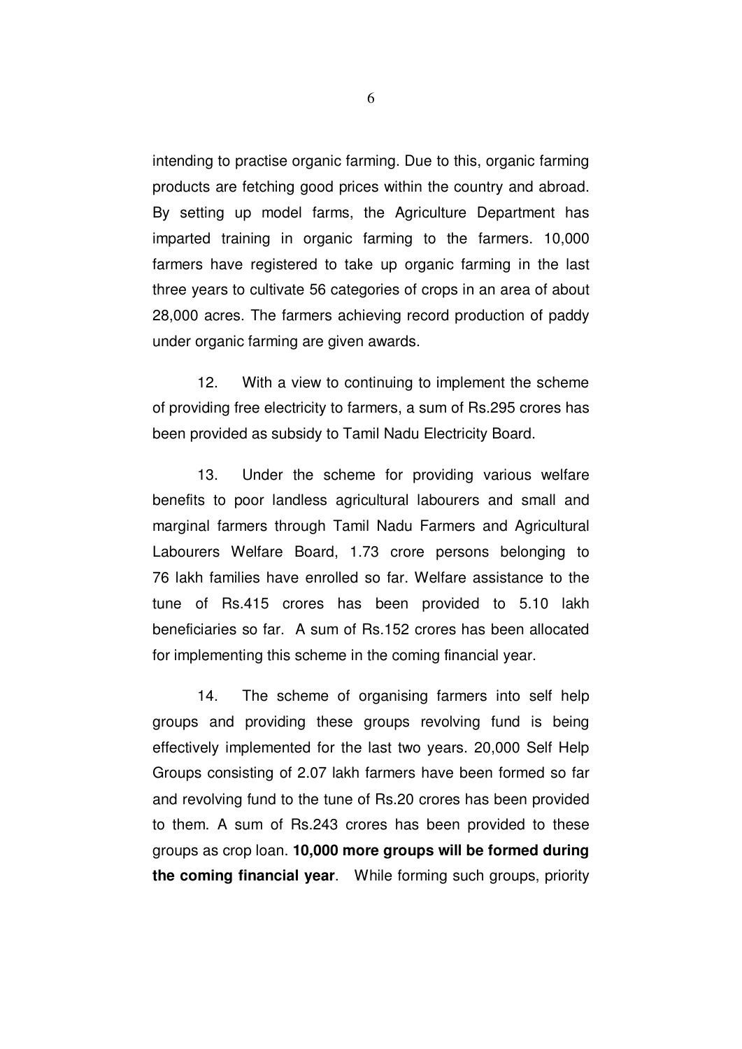intending to practise organic farming. Due to this, organic farming products are fetching good prices within the country and abroad. By setting up model farms, the Agriculture Department has imparted training in organic farming to the farmers. 10,000 farmers have registered to take up organic farming in the last three years to cultivate 56 categories of crops in an area of about 28,000 acres. The farmers achieving record production of paddy under organic farming are given awards.

12. With a view to continuing to implement the scheme of providing free electricity to farmers, a sum of Rs.295 crores has been provided as subsidy to Tamil Nadu Electricity Board.

13. Under the scheme for providing various welfare benefits to poor landless agricultural labourers and small and marginal farmers through Tamil Nadu Farmers and Agricultural Labourers Welfare Board, 1.73 crore persons belonging to 76 lakh families have enrolled so far. Welfare assistance to the tune of Rs.415 crores has been provided to 5.10 lakh beneficiaries so far. A sum of Rs.152 crores has been allocated for implementing this scheme in the coming financial year.

14. The scheme of organising farmers into self help groups and providing these groups revolving fund is being effectively implemented for the last two years. 20,000 Self Help Groups consisting of 2.07 lakh farmers have been formed so far and revolving fund to the tune of Rs.20 crores has been provided to them. A sum of Rs.243 crores has been provided to these groups as crop loan. **10,000 more groups will be formed during the coming financial year**. While forming such groups, priority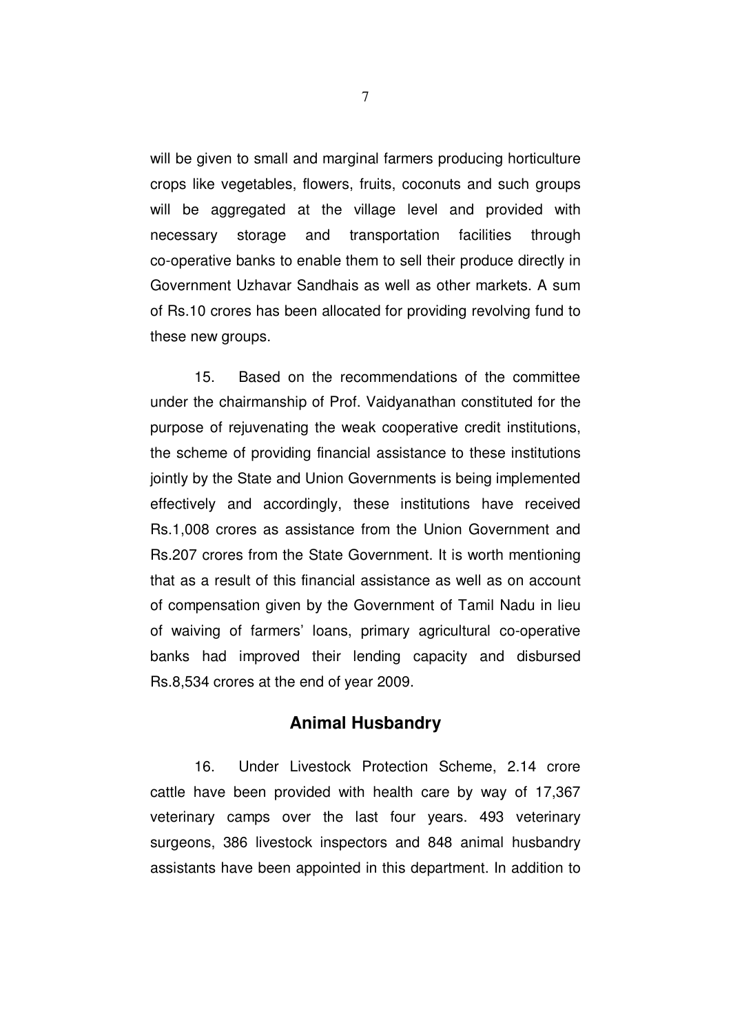will be given to small and marginal farmers producing horticulture crops like vegetables, flowers, fruits, coconuts and such groups will be aggregated at the village level and provided with necessary storage and transportation facilities through co-operative banks to enable them to sell their produce directly in Government Uzhavar Sandhais as well as other markets. A sum of Rs.10 crores has been allocated for providing revolving fund to these new groups.

15. Based on the recommendations of the committee under the chairmanship of Prof. Vaidyanathan constituted for the purpose of rejuvenating the weak cooperative credit institutions, the scheme of providing financial assistance to these institutions jointly by the State and Union Governments is being implemented effectively and accordingly, these institutions have received Rs.1,008 crores as assistance from the Union Government and Rs.207 crores from the State Government. It is worth mentioning that as a result of this financial assistance as well as on account of compensation given by the Government of Tamil Nadu in lieu of waiving of farmers' loans, primary agricultural co-operative banks had improved their lending capacity and disbursed Rs.8,534 crores at the end of year 2009.

## Animal Husbandry

16. Under Livestock Protection Scheme, 2.14 crore cattle have been provided with health care by way of 17,367 veterinary camps over the last four years. 493 veterinary surgeons, 386 livestock inspectors and 848 animal husbandry assistants have been appointed in this department. In addition to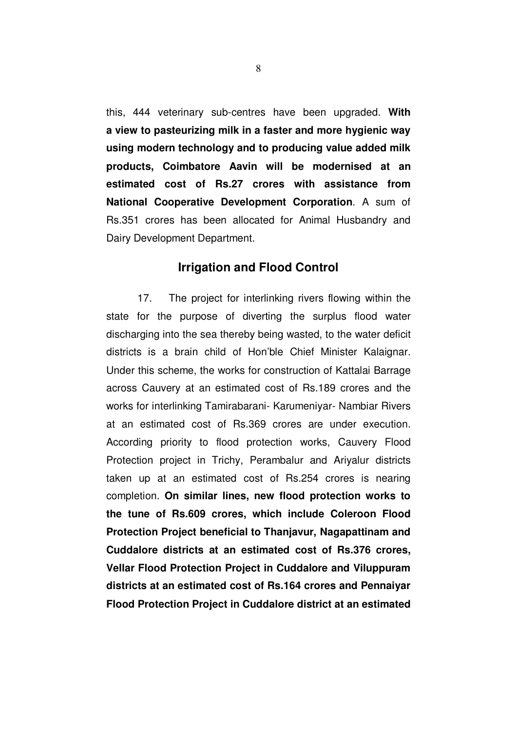this, 444 veterinary sub-centres have been upgraded. **With a view to pasteurizing milk in a faster and more hygienic way using modern technology and to producing value added milk products, Coimbatore Aavin will be modernised at an estimated cost of Rs.27 crores with assistance from National Cooperative Development Corporation**. A sum of Rs.351 crores has been allocated for Animal Husbandry and Dairy Development Department.

## Irrigation and Flood Control

17. The project for interlinking rivers flowing within the state for the purpose of diverting the surplus flood water discharging into the sea thereby being wasted, to the water deficit districts is a brain child of Hon'ble Chief Minister Kalaignar. Under this scheme, the works for construction of Kattalai Barrage across Cauvery at an estimated cost of Rs.189 crores and the works for interlinking Tamirabarani- Karumeniyar- Nambiar Rivers at an estimated cost of Rs.369 crores are under execution. According priority to flood protection works, Cauvery Flood Protection project in Trichy, Perambalur and Ariyalur districts taken up at an estimated cost of Rs.254 crores is nearing completion. **On similar lines, new flood protection works to the tune of Rs.609 crores, which include Coleroon Flood Protection Project beneficial to Thanjavur, Nagapattinam and Cuddalore districts at an estimated cost of Rs.376 crores, Vellar Flood Protection Project in Cuddalore and Viluppuram districts at an estimated cost of Rs.164 crores and Pennaiyar Flood Protection Project in Cuddalore district at an estimated**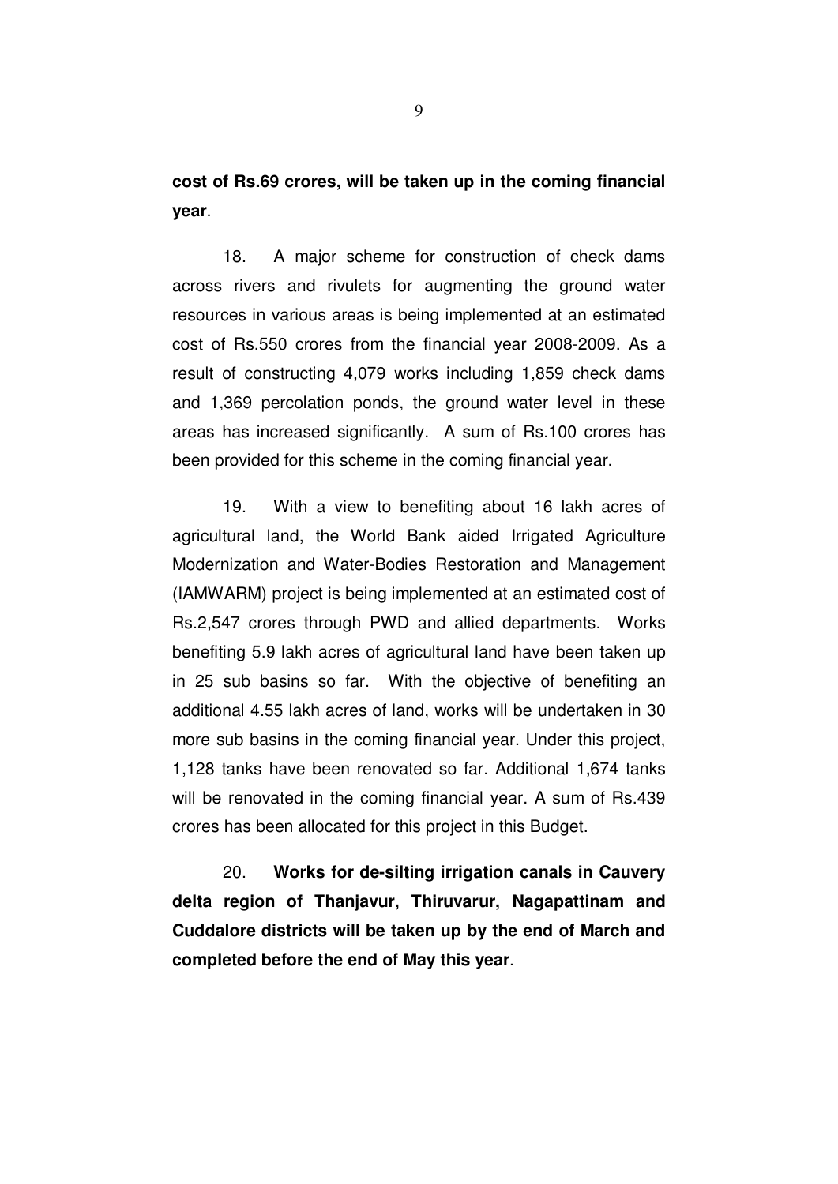**cost of Rs.69 crores, will be taken up in the coming financial year**.

18. A major scheme for construction of check dams across rivers and rivulets for augmenting the ground water resources in various areas is being implemented at an estimated cost of Rs.550 crores from the financial year 2008-2009. As a result of constructing 4,079 works including 1,859 check dams and 1,369 percolation ponds, the ground water level in these areas has increased significantly. A sum of Rs.100 crores has been provided for this scheme in the coming financial year.

19. With a view to benefiting about 16 lakh acres of agricultural land, the World Bank aided Irrigated Agriculture Modernization and Water-Bodies Restoration and Management (IAMWARM) project is being implemented at an estimated cost of Rs.2,547 crores through PWD and allied departments. Works benefiting 5.9 lakh acres of agricultural land have been taken up in 25 sub basins so far. With the objective of benefiting an additional 4.55 lakh acres of land, works will be undertaken in 30 more sub basins in the coming financial year. Under this project, 1,128 tanks have been renovated so far. Additional 1,674 tanks will be renovated in the coming financial year. A sum of Rs.439 crores has been allocated for this project in this Budget.

20. **Works for de-silting irrigation canals in Cauvery delta region of Thanjavur, Thiruvarur, Nagapattinam and Cuddalore districts will be taken up by the end of March and completed before the end of May this year**.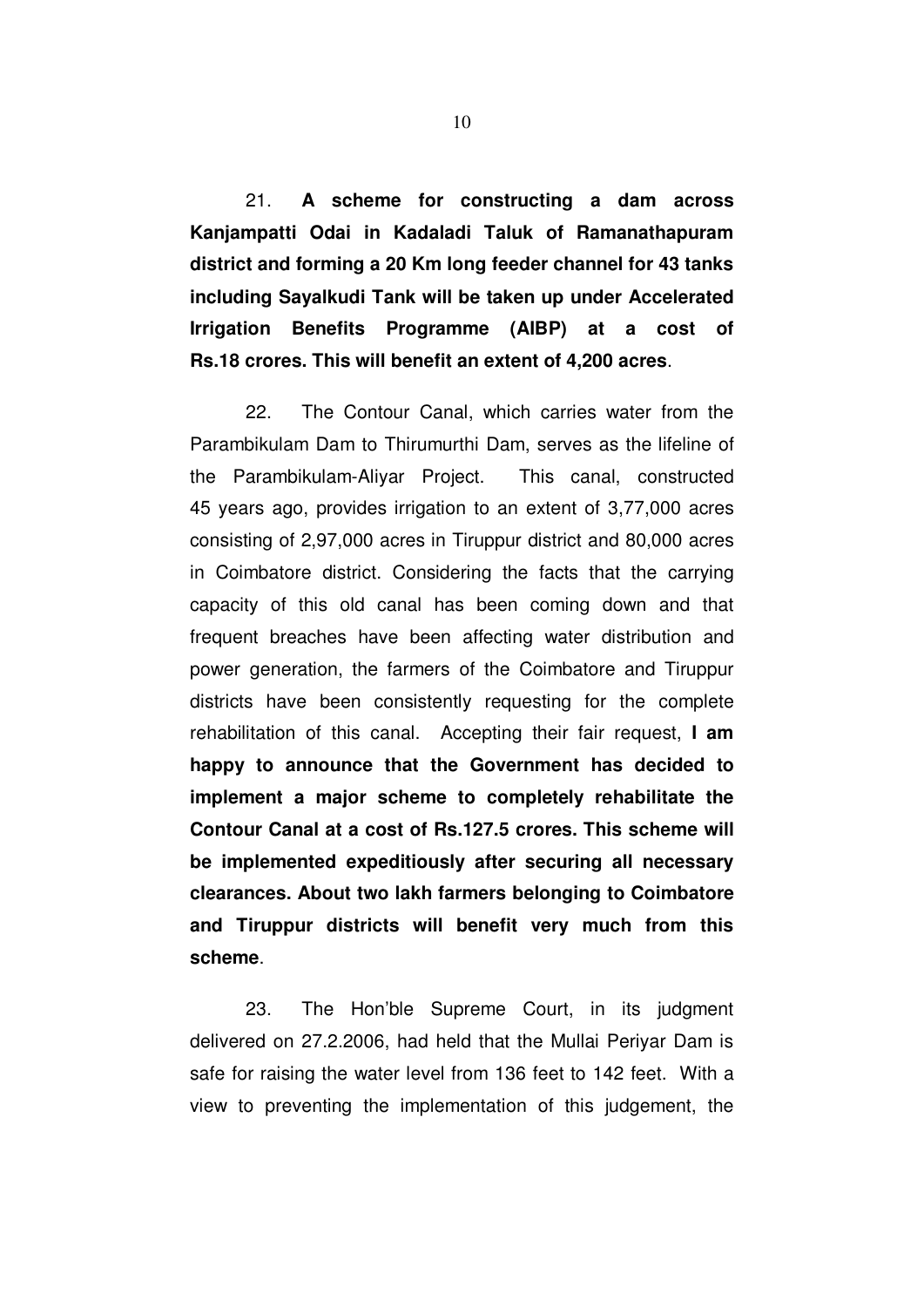21. **A scheme for constructing a dam across Kanjampatti Odai in Kadaladi Taluk of Ramanathapuram district and forming a 20 Km long feeder channel for 43 tanks including Sayalkudi Tank will be taken up under Accelerated Irrigation Benefits Programme (AIBP) at a cost of Rs.18 crores. This will benefit an extent of 4,200 acres**.

22. The Contour Canal, which carries water from the Parambikulam Dam to Thirumurthi Dam, serves as the lifeline of the Parambikulam-Aliyar Project. This canal, constructed 45 years ago, provides irrigation to an extent of 3,77,000 acres consisting of 2,97,000 acres in Tiruppur district and 80,000 acres in Coimbatore district. Considering the facts that the carrying capacity of this old canal has been coming down and that frequent breaches have been affecting water distribution and power generation, the farmers of the Coimbatore and Tiruppur districts have been consistently requesting for the complete rehabilitation of this canal. Accepting their fair request, **I am happy to announce that the Government has decided to implement a major scheme to completely rehabilitate the Contour Canal at a cost of Rs.127.5 crores. This scheme will be implemented expeditiously after securing all necessary clearances. About two lakh farmers belonging to Coimbatore and Tiruppur districts will benefit very much from this scheme**.

23. The Hon'ble Supreme Court, in its judgment delivered on 27.2.2006, had held that the Mullai Periyar Dam is safe for raising the water level from 136 feet to 142 feet. With a view to preventing the implementation of this judgement, the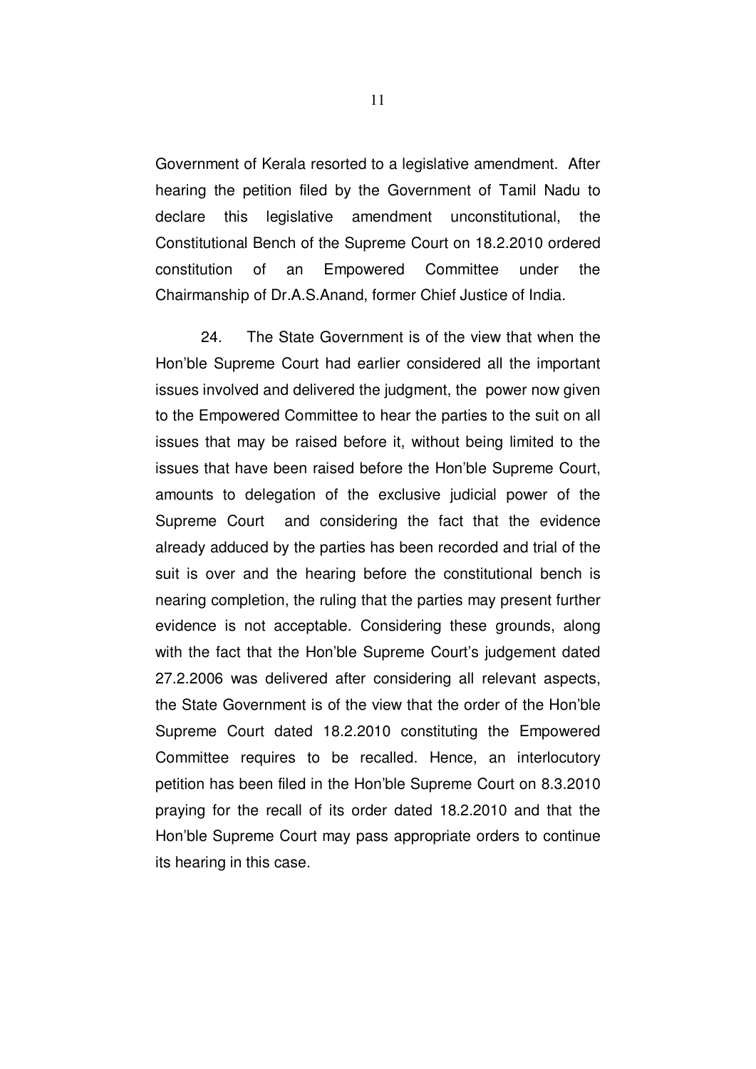Government of Kerala resorted to a legislative amendment. After hearing the petition filed by the Government of Tamil Nadu to declare this legislative amendment unconstitutional, the Constitutional Bench of the Supreme Court on 18.2.2010 ordered constitution of an Empowered Committee under the Chairmanship of Dr.A.S.Anand, former Chief Justice of India.

24. The State Government is of the view that when the Hon'ble Supreme Court had earlier considered all the important issues involved and delivered the judgment, the power now given to the Empowered Committee to hear the parties to the suit on all issues that may be raised before it, without being limited to the issues that have been raised before the Hon'ble Supreme Court, amounts to delegation of the exclusive judicial power of the Supreme Court and considering the fact that the evidence already adduced by the parties has been recorded and trial of the suit is over and the hearing before the constitutional bench is nearing completion, the ruling that the parties may present further evidence is not acceptable. Considering these grounds, along with the fact that the Hon'ble Supreme Court's judgement dated 27.2.2006 was delivered after considering all relevant aspects, the State Government is of the view that the order of the Hon'ble Supreme Court dated 18.2.2010 constituting the Empowered Committee requires to be recalled. Hence, an interlocutory petition has been filed in the Hon'ble Supreme Court on 8.3.2010 praying for the recall of its order dated 18.2.2010 and that the Hon'ble Supreme Court may pass appropriate orders to continue its hearing in this case.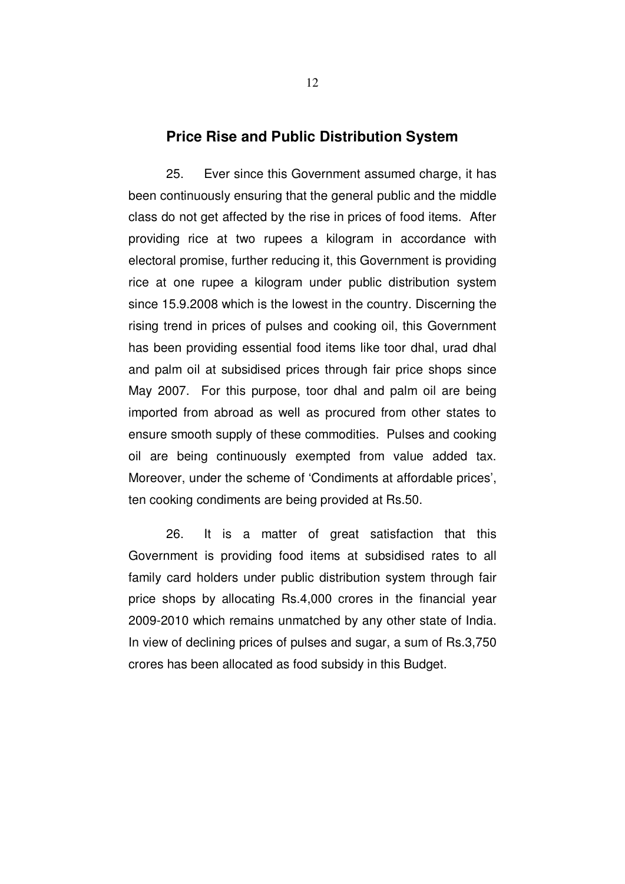## Price Rise and Public Distribution System

25. Ever since this Government assumed charge, it has been continuously ensuring that the general public and the middle class do not get affected by the rise in prices of food items. After providing rice at two rupees a kilogram in accordance with electoral promise, further reducing it, this Government is providing rice at one rupee a kilogram under public distribution system since 15.9.2008 which is the lowest in the country. Discerning the rising trend in prices of pulses and cooking oil, this Government has been providing essential food items like toor dhal, urad dhal and palm oil at subsidised prices through fair price shops since May 2007. For this purpose, toor dhal and palm oil are being imported from abroad as well as procured from other states to ensure smooth supply of these commodities. Pulses and cooking oil are being continuously exempted from value added tax. Moreover, under the scheme of 'Condiments at affordable prices', ten cooking condiments are being provided at Rs.50.

26. It is a matter of great satisfaction that this Government is providing food items at subsidised rates to all family card holders under public distribution system through fair price shops by allocating Rs.4,000 crores in the financial year 2009-2010 which remains unmatched by any other state of India. In view of declining prices of pulses and sugar, a sum of Rs.3,750 crores has been allocated as food subsidy in this Budget.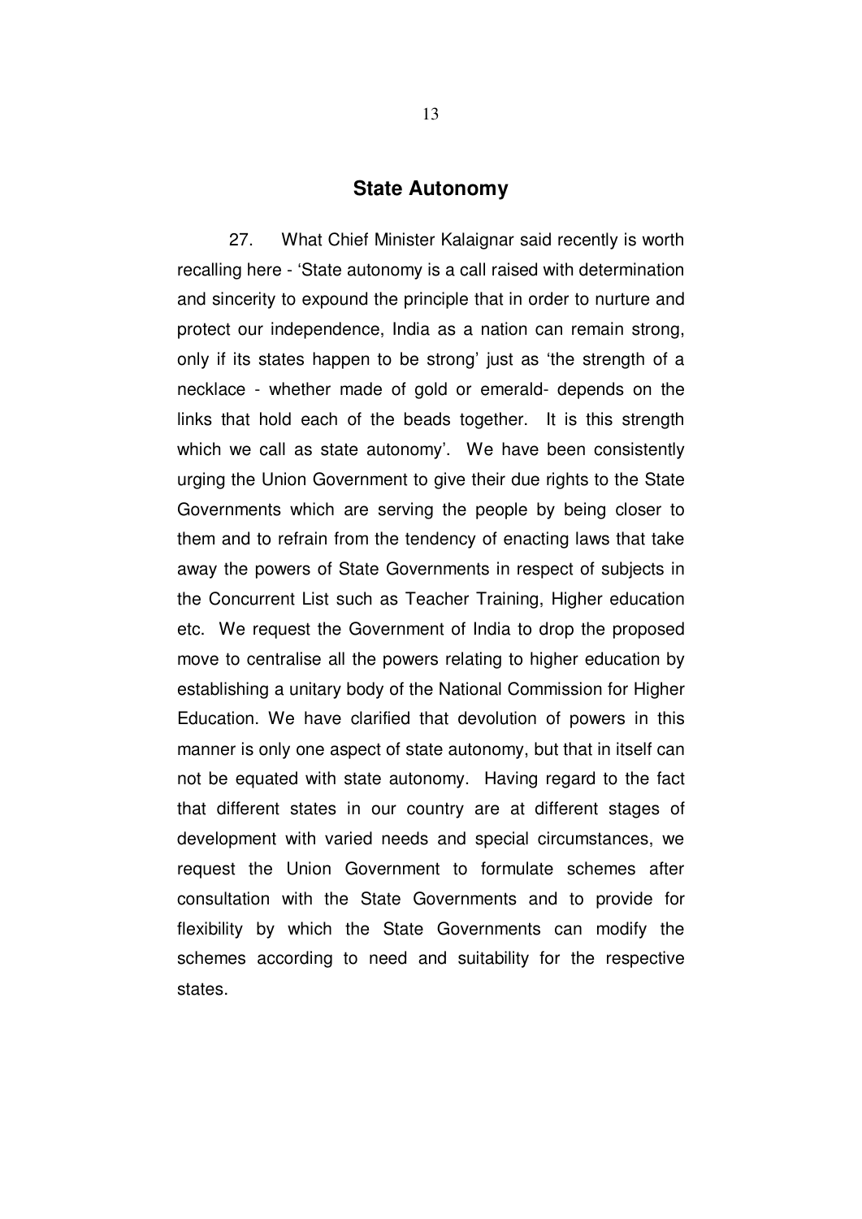## State Autonomy

27. What Chief Minister Kalaignar said recently is worth recalling here - 'State autonomy is a call raised with determination and sincerity to expound the principle that in order to nurture and protect our independence, India as a nation can remain strong, only if its states happen to be strong' just as 'the strength of a necklace - whether made of gold or emerald- depends on the links that hold each of the beads together. It is this strength which we call as state autonomy'. We have been consistently urging the Union Government to give their due rights to the State Governments which are serving the people by being closer to them and to refrain from the tendency of enacting laws that take away the powers of State Governments in respect of subjects in the Concurrent List such as Teacher Training, Higher education etc. We request the Government of India to drop the proposed move to centralise all the powers relating to higher education by establishing a unitary body of the National Commission for Higher Education. We have clarified that devolution of powers in this manner is only one aspect of state autonomy, but that in itself can not be equated with state autonomy. Having regard to the fact that different states in our country are at different stages of development with varied needs and special circumstances, we request the Union Government to formulate schemes after consultation with the State Governments and to provide for flexibility by which the State Governments can modify the schemes according to need and suitability for the respective states.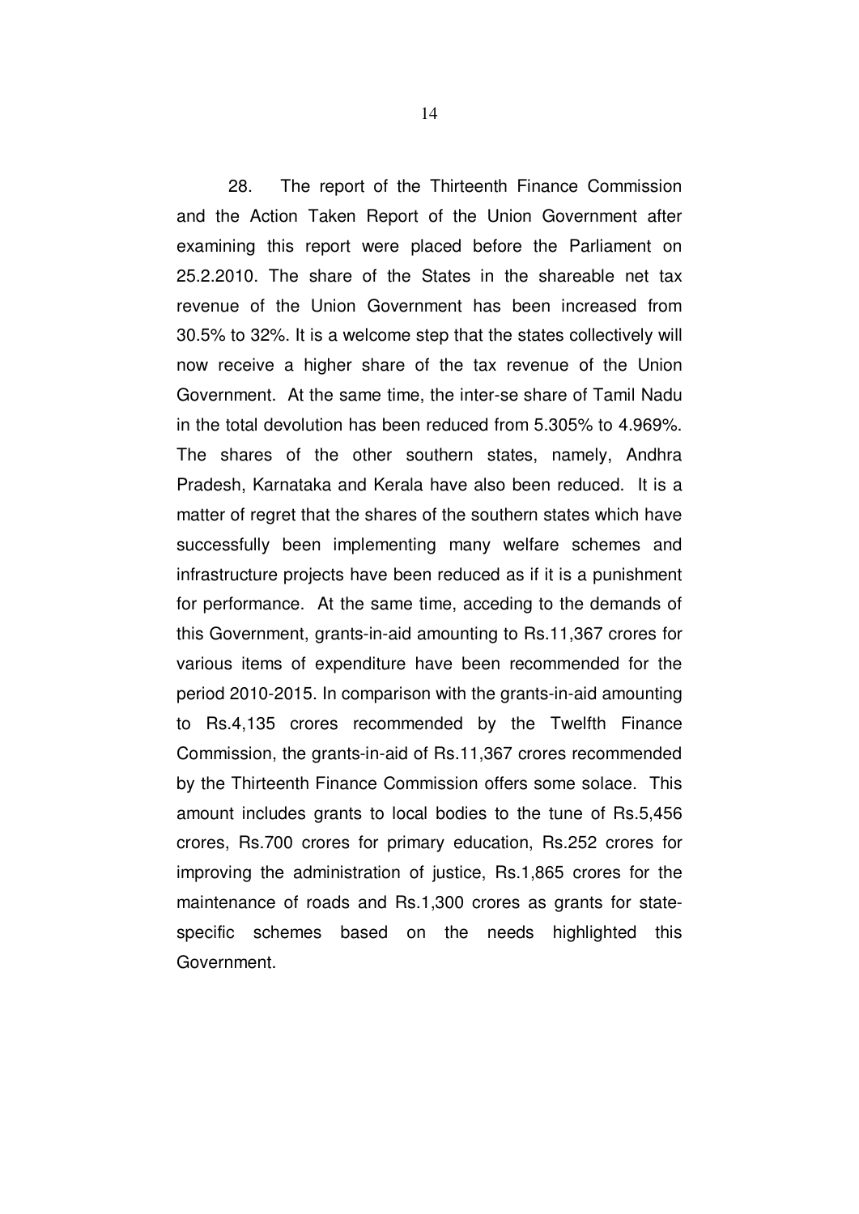28. The report of the Thirteenth Finance Commission and the Action Taken Report of the Union Government after examining this report were placed before the Parliament on 25.2.2010. The share of the States in the shareable net tax revenue of the Union Government has been increased from 30.5% to 32%. It is a welcome step that the states collectively will now receive a higher share of the tax revenue of the Union Government. At the same time, the inter-se share of Tamil Nadu in the total devolution has been reduced from 5.305% to 4.969%. The shares of the other southern states, namely, Andhra Pradesh, Karnataka and Kerala have also been reduced. It is a matter of regret that the shares of the southern states which have successfully been implementing many welfare schemes and infrastructure projects have been reduced as if it is a punishment for performance. At the same time, acceding to the demands of this Government, grants-in-aid amounting to Rs.11,367 crores for various items of expenditure have been recommended for the period 2010-2015. In comparison with the grants-in-aid amounting to Rs.4,135 crores recommended by the Twelfth Finance Commission, the grants-in-aid of Rs.11,367 crores recommended by the Thirteenth Finance Commission offers some solace. This amount includes grants to local bodies to the tune of Rs.5,456 crores, Rs.700 crores for primary education, Rs.252 crores for improving the administration of justice, Rs.1,865 crores for the maintenance of roads and Rs.1,300 crores as grants for state-specific schemes based on the needs highlighted this Government.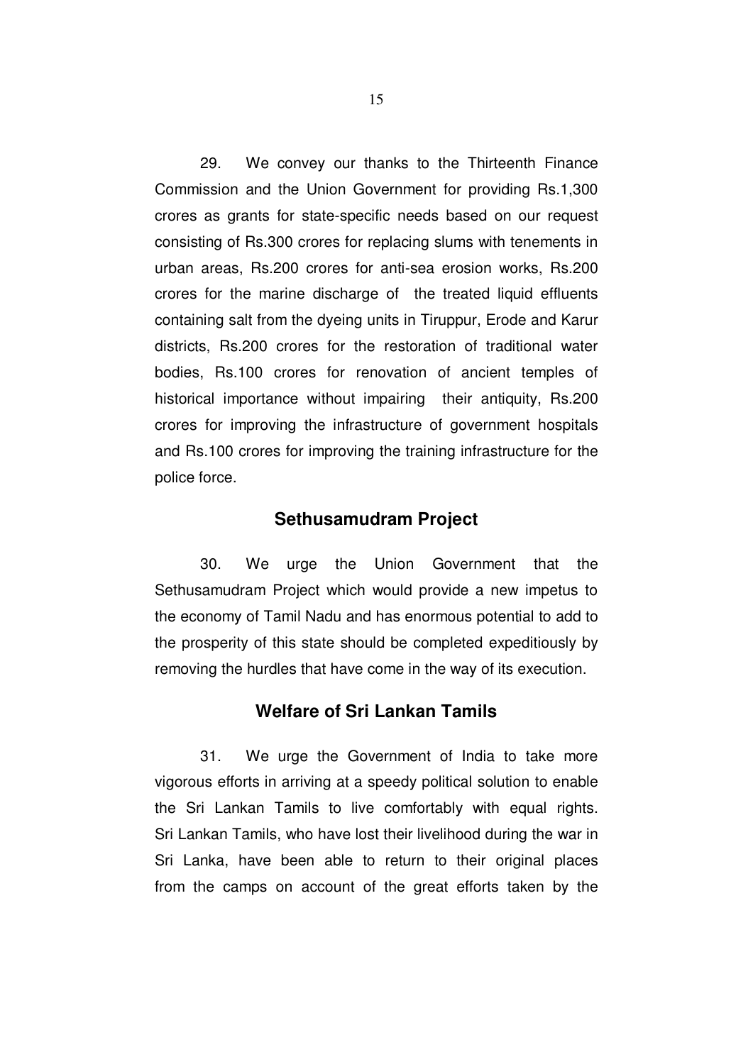29. We convey our thanks to the Thirteenth Finance Commission and the Union Government for providing Rs.1,300 crores as grants for state-specific needs based on our request consisting of Rs.300 crores for replacing slums with tenements in urban areas, Rs.200 crores for anti-sea erosion works, Rs.200 crores for the marine discharge of the treated liquid effluents containing salt from the dyeing units in Tiruppur, Erode and Karur districts, Rs.200 crores for the restoration of traditional water bodies, Rs.100 crores for renovation of ancient temples of historical importance without impairing their antiquity, Rs.200 crores for improving the infrastructure of government hospitals and Rs.100 crores for improving the training infrastructure for the police force.

## Sethusamudram Project

30. We urge the Union Government that the Sethusamudram Project which would provide a new impetus to the economy of Tamil Nadu and has enormous potential to add to the prosperity of this state should be completed expeditiously by removing the hurdles that have come in the way of its execution.

## Welfare of Sri Lankan Tamils

31. We urge the Government of India to take more vigorous efforts in arriving at a speedy political solution to enable the Sri Lankan Tamils to live comfortably with equal rights. Sri Lankan Tamils, who have lost their livelihood during the war in Sri Lanka, have been able to return to their original places from the camps on account of the great efforts taken by the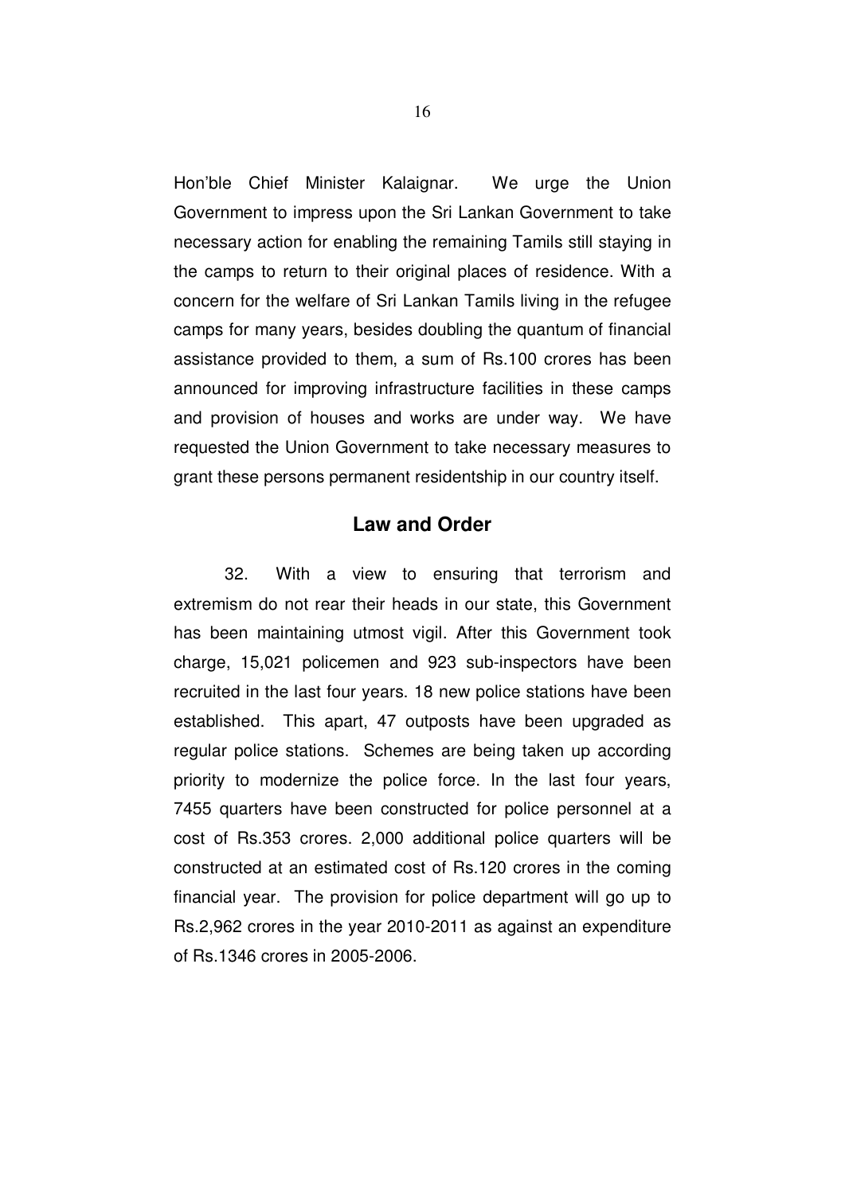Hon'ble Chief Minister Kalaignar. We urge the Union Government to impress upon the Sri Lankan Government to take necessary action for enabling the remaining Tamils still staying in the camps to return to their original places of residence. With a concern for the welfare of Sri Lankan Tamils living in the refugee camps for many years, besides doubling the quantum of financial assistance provided to them, a sum of Rs.100 crores has been announced for improving infrastructure facilities in these camps and provision of houses and works are under way. We have requested the Union Government to take necessary measures to grant these persons permanent residentship in our country itself.

## Law and Order

32. With a view to ensuring that terrorism and extremism do not rear their heads in our state, this Government has been maintaining utmost vigil. After this Government took charge, 15,021 policemen and 923 sub-inspectors have been recruited in the last four years. 18 new police stations have been established. This apart, 47 outposts have been upgraded as regular police stations. Schemes are being taken up according priority to modernize the police force. In the last four years, 7455 quarters have been constructed for police personnel at a cost of Rs.353 crores. 2,000 additional police quarters will be constructed at an estimated cost of Rs.120 crores in the coming financial year. The provision for police department will go up to Rs.2,962 crores in the year 2010-2011 as against an expenditure of Rs.1346 crores in 2005-2006.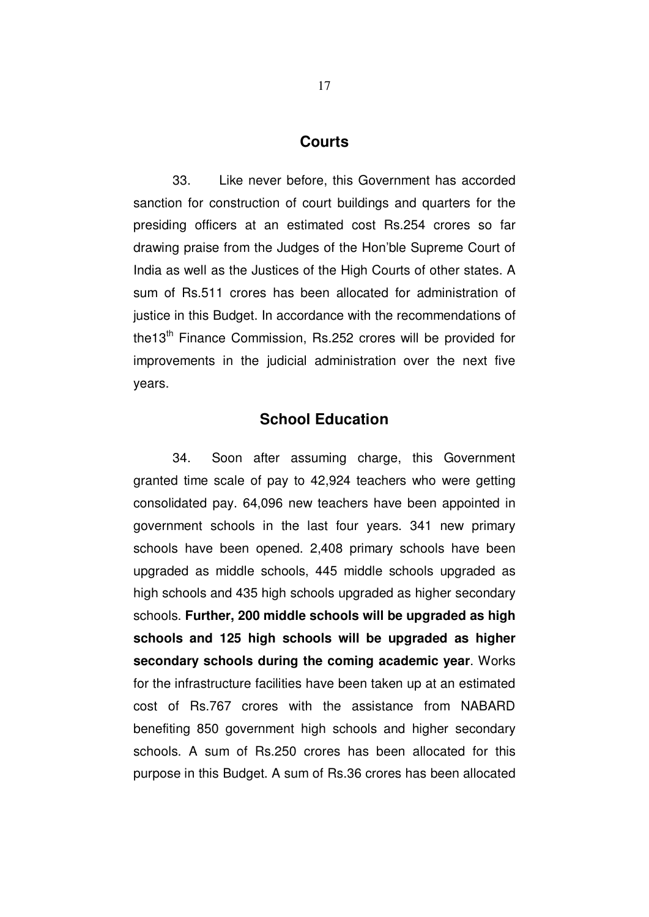## Courts

33. Like never before, this Government has accorded sanction for construction of court buildings and quarters for the presiding officers at an estimated cost Rs.254 crores so far drawing praise from the Judges of the Hon'ble Supreme Court of India as well as the Justices of the High Courts of other states. A sum of Rs.511 crores has been allocated for administration of justice in this Budget. In accordance with the recommendations of the13th Finance Commission, Rs.252 crores will be provided for improvements in the judicial administration over the next five years.

## School Education

34. Soon after assuming charge, this Government granted time scale of pay to 42,924 teachers who were getting consolidated pay. 64,096 new teachers have been appointed in government schools in the last four years. 341 new primary schools have been opened. 2,408 primary schools have been upgraded as middle schools, 445 middle schools upgraded as high schools and 435 high schools upgraded as higher secondary schools. **Further, 200 middle schools will be upgraded as high schools and 125 high schools will be upgraded as higher secondary schools during the coming academic year**. Works for the infrastructure facilities have been taken up at an estimated cost of Rs.767 crores with the assistance from NABARD benefiting 850 government high schools and higher secondary schools. A sum of Rs.250 crores has been allocated for this purpose in this Budget. A sum of Rs.36 crores has been allocated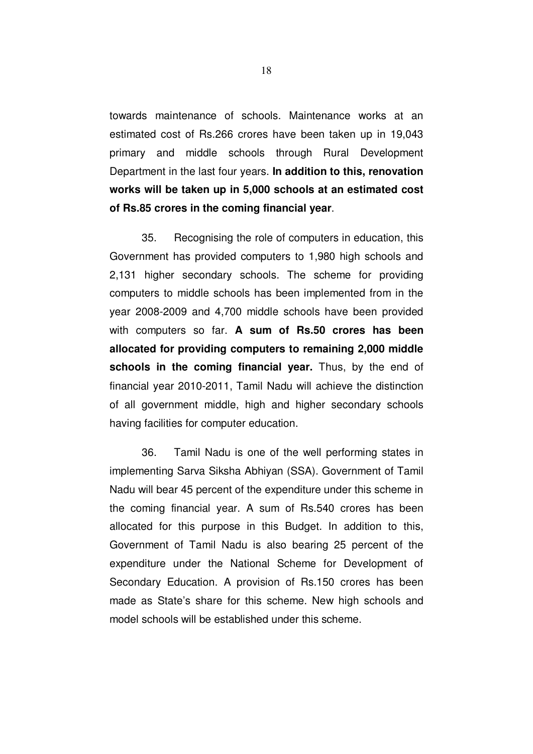towards maintenance of schools. Maintenance works at an estimated cost of Rs.266 crores have been taken up in 19,043 primary and middle schools through Rural Development Department in the last four years. **In addition to this, renovation works will be taken up in 5,000 schools at an estimated cost of Rs.85 crores in the coming financial year**.

35. Recognising the role of computers in education, this Government has provided computers to 1,980 high schools and 2,131 higher secondary schools. The scheme for providing computers to middle schools has been implemented from in the year 2008-2009 and 4,700 middle schools have been provided with computers so far. **A sum of Rs.50 crores has been allocated for providing computers to remaining 2,000 middle schools in the coming financial year.** Thus, by the end of financial year 2010-2011, Tamil Nadu will achieve the distinction of all government middle, high and higher secondary schools having facilities for computer education.

36. Tamil Nadu is one of the well performing states in implementing Sarva Siksha Abhiyan (SSA). Government of Tamil Nadu will bear 45 percent of the expenditure under this scheme in the coming financial year. A sum of Rs.540 crores has been allocated for this purpose in this Budget. In addition to this, Government of Tamil Nadu is also bearing 25 percent of the expenditure under the National Scheme for Development of Secondary Education. A provision of Rs.150 crores has been made as State's share for this scheme. New high schools and model schools will be established under this scheme.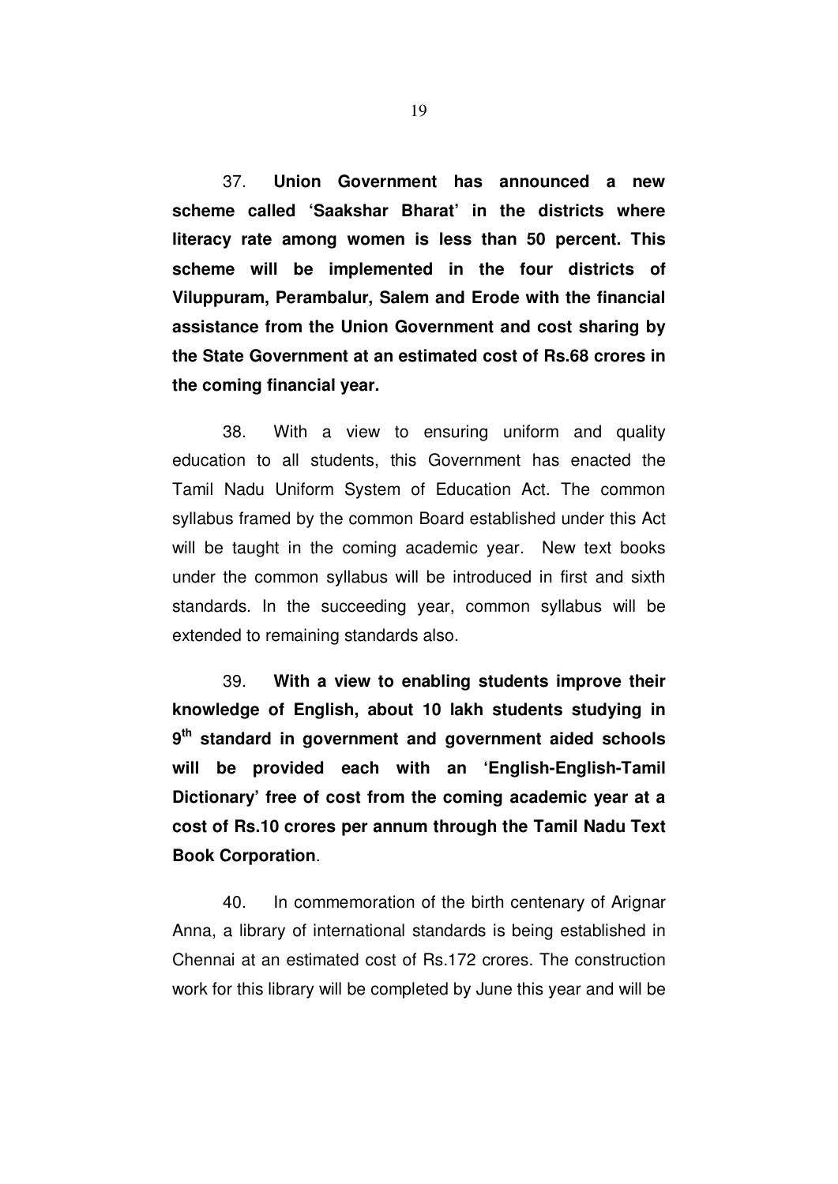37. **Union Government has announced a new scheme called 'Saakshar Bharat' in the districts where literacy rate among women is less than 50 percent. This scheme will be implemented in the four districts of Viluppuram, Perambalur, Salem and Erode with the financial assistance from the Union Government and cost sharing by the State Government at an estimated cost of Rs.68 crores in the coming financial year.**

38. With a view to ensuring uniform and quality education to all students, this Government has enacted the Tamil Nadu Uniform System of Education Act. The common syllabus framed by the common Board established under this Act will be taught in the coming academic year. New text books under the common syllabus will be introduced in first and sixth standards. In the succeeding year, common syllabus will be extended to remaining standards also.

39. **With a view to enabling students improve their knowledge of English, about 10 lakh students studying in 9th standard in government and government aided schools will be provided each with an 'English-English-Tamil Dictionary' free of cost from the coming academic year at a cost of Rs.10 crores per annum through the Tamil Nadu Text Book Corporation**.

40. In commemoration of the birth centenary of Arignar Anna, a library of international standards is being established in Chennai at an estimated cost of Rs.172 crores. The construction work for this library will be completed by June this year and will be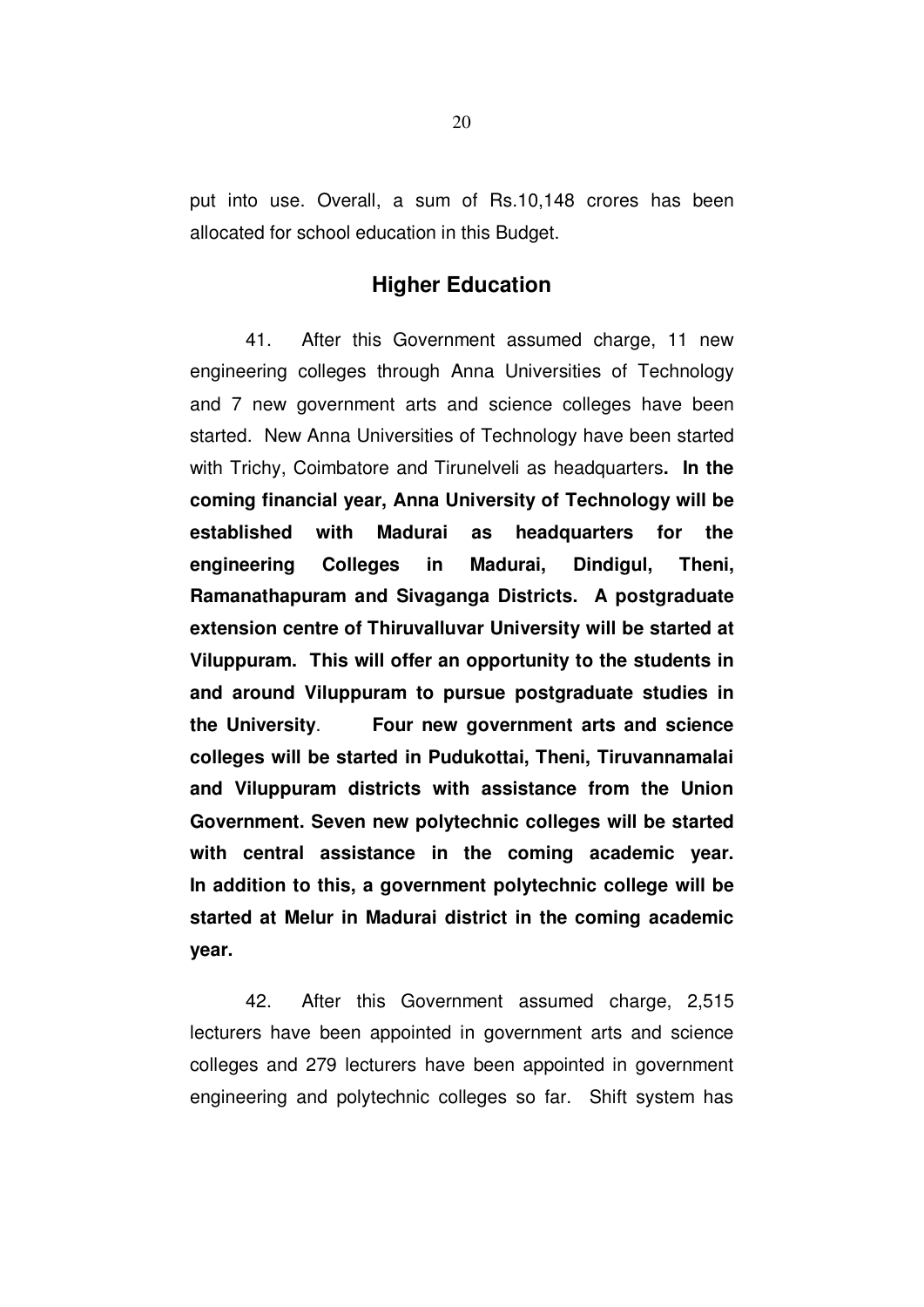put into use. Overall, a sum of Rs.10,148 crores has been allocated for school education in this Budget.

## Higher Education

41. After this Government assumed charge, 11 new engineering colleges through Anna Universities of Technology and 7 new government arts and science colleges have been started. New Anna Universities of Technology have been started with Trichy, Coimbatore and Tirunelveli as headquarters**. In the coming financial year, Anna University of Technology will be established with Madurai as headquarters for the engineering Colleges in Madurai, Dindigul, Theni, Ramanathapuram and Sivaganga Districts. A postgraduate extension centre of Thiruvalluvar University will be started at Viluppuram. This will offer an opportunity to the students in and around Viluppuram to pursue postgraduate studies in the University**. **Four new government arts and science colleges will be started in Pudukottai, Theni, Tiruvannamalai and Viluppuram districts with assistance from the Union Government. Seven new polytechnic colleges will be started with central assistance in the coming academic year. In addition to this, a government polytechnic college will be started at Melur in Madurai district in the coming academic year.**

42. After this Government assumed charge, 2,515 lecturers have been appointed in government arts and science colleges and 279 lecturers have been appointed in government engineering and polytechnic colleges so far. Shift system has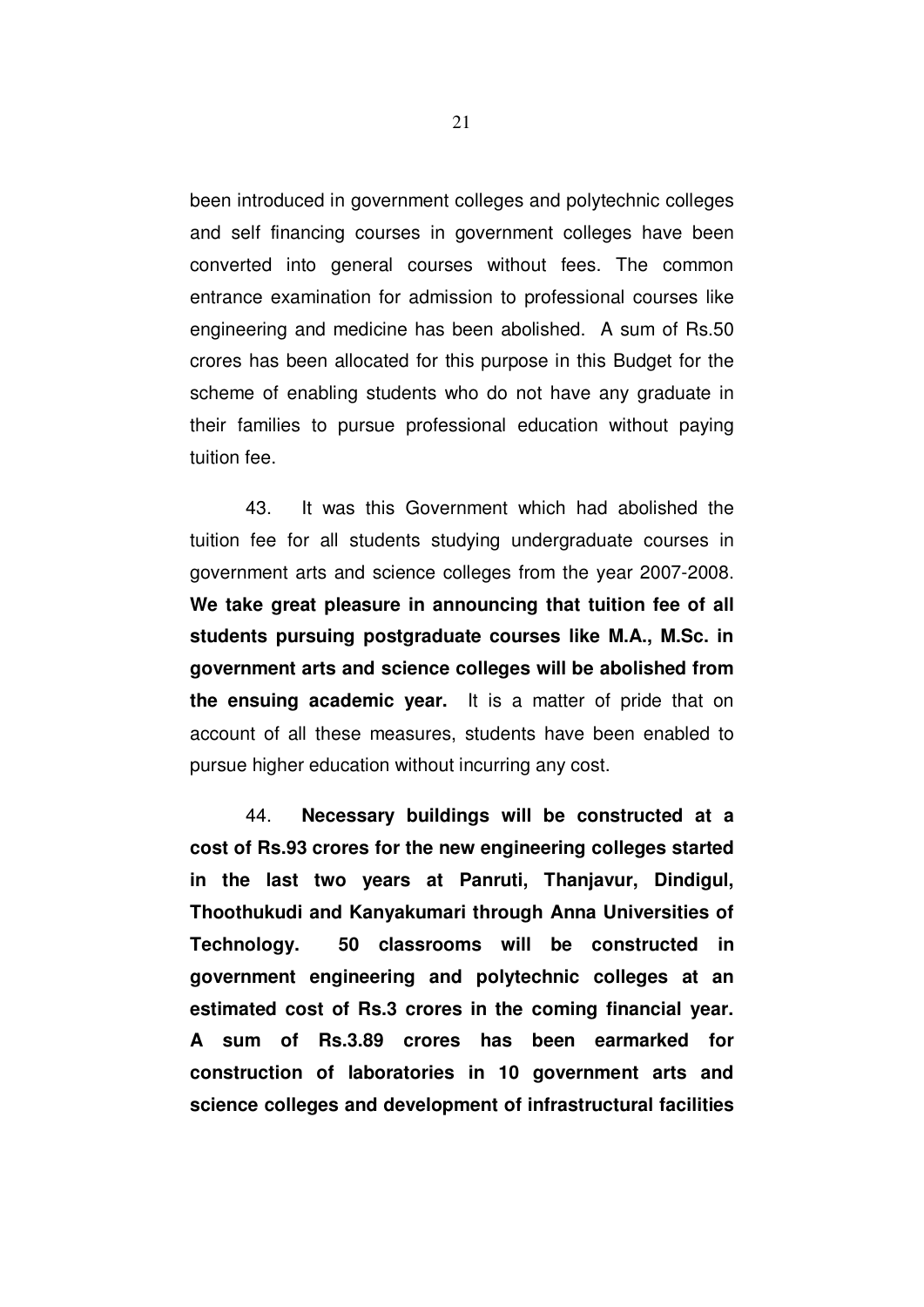been introduced in government colleges and polytechnic colleges and self financing courses in government colleges have been converted into general courses without fees. The common entrance examination for admission to professional courses like engineering and medicine has been abolished. A sum of Rs.50 crores has been allocated for this purpose in this Budget for the scheme of enabling students who do not have any graduate in their families to pursue professional education without paying tuition fee.

43. It was this Government which had abolished the tuition fee for all students studying undergraduate courses in government arts and science colleges from the year 2007-2008. **We take great pleasure in announcing that tuition fee of all students pursuing postgraduate courses like M.A., M.Sc. in government arts and science colleges will be abolished from the ensuing academic year.** It is a matter of pride that on account of all these measures, students have been enabled to pursue higher education without incurring any cost.

44. **Necessary buildings will be constructed at a cost of Rs.93 crores for the new engineering colleges started in the last two years at Panruti, Thanjavur, Dindigul, Thoothukudi and Kanyakumari through Anna Universities of Technology. 50 classrooms will be constructed in government engineering and polytechnic colleges at an estimated cost of Rs.3 crores in the coming financial year. A sum of Rs.3.89 crores has been earmarked for construction of laboratories in 10 government arts and science colleges and development of infrastructural facilities**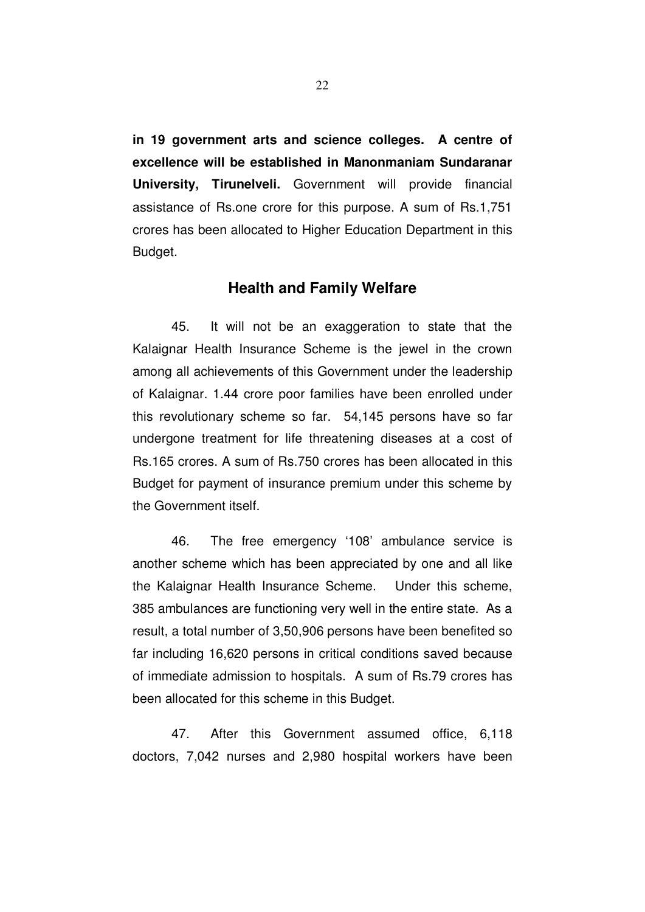**in 19 government arts and science colleges. A centre of excellence will be established in Manonmaniam Sundaranar University, Tirunelveli.** Government will provide financial assistance of Rs.one crore for this purpose. A sum of Rs.1,751 crores has been allocated to Higher Education Department in this Budget.

## Health and Family Welfare

45. It will not be an exaggeration to state that the Kalaignar Health Insurance Scheme is the jewel in the crown among all achievements of this Government under the leadership of Kalaignar. 1.44 crore poor families have been enrolled under this revolutionary scheme so far. 54,145 persons have so far undergone treatment for life threatening diseases at a cost of Rs.165 crores. A sum of Rs.750 crores has been allocated in this Budget for payment of insurance premium under this scheme by the Government itself.

46. The free emergency '108' ambulance service is another scheme which has been appreciated by one and all like the Kalaignar Health Insurance Scheme. Under this scheme, 385 ambulances are functioning very well in the entire state. As a result, a total number of 3,50,906 persons have been benefited so far including 16,620 persons in critical conditions saved because of immediate admission to hospitals. A sum of Rs.79 crores has been allocated for this scheme in this Budget.

47. After this Government assumed office, 6,118 doctors, 7,042 nurses and 2,980 hospital workers have been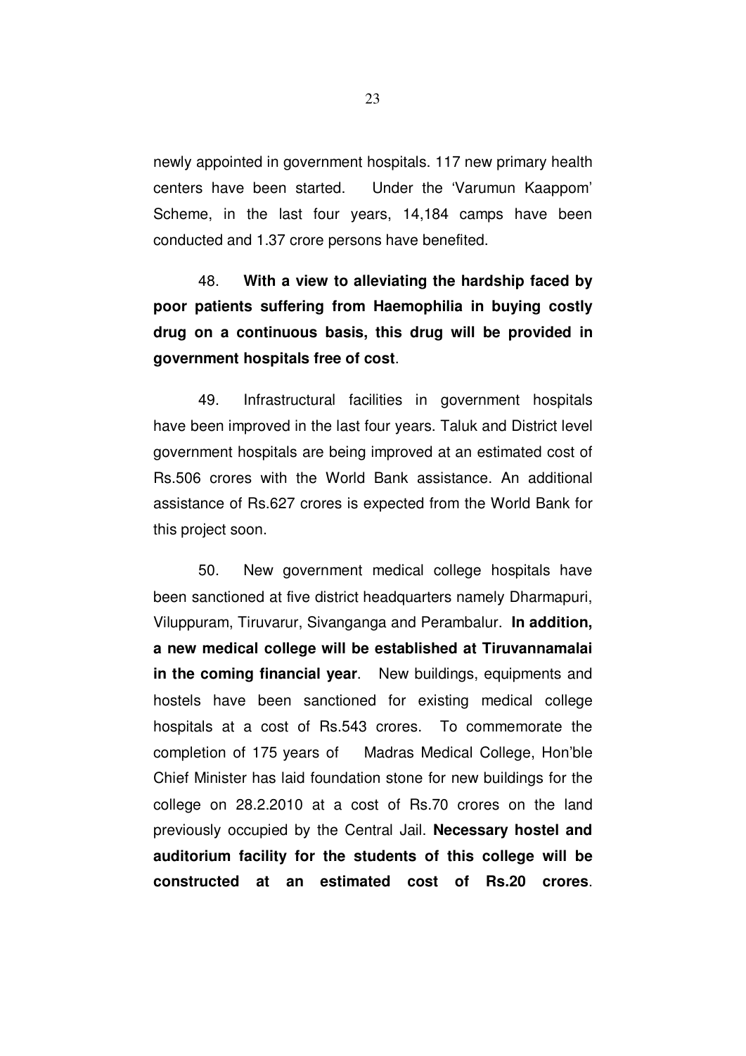newly appointed in government hospitals. 117 new primary health centers have been started. Under the 'Varumun Kaappom' Scheme, in the last four years, 14,184 camps have been conducted and 1.37 crore persons have benefited.

48. **With a view to alleviating the hardship faced by poor patients suffering from Haemophilia in buying costly drug on a continuous basis, this drug will be provided in government hospitals free of cost**.

49. Infrastructural facilities in government hospitals have been improved in the last four years. Taluk and District level government hospitals are being improved at an estimated cost of Rs.506 crores with the World Bank assistance. An additional assistance of Rs.627 crores is expected from the World Bank for this project soon.

50. New government medical college hospitals have been sanctioned at five district headquarters namely Dharmapuri, Viluppuram, Tiruvarur, Sivanganga and Perambalur. **In addition, a new medical college will be established at Tiruvannamalai in the coming financial year**. New buildings, equipments and hostels have been sanctioned for existing medical college hospitals at a cost of Rs.543 crores. To commemorate the completion of 175 years of Madras Medical College, Hon'ble Chief Minister has laid foundation stone for new buildings for the college on 28.2.2010 at a cost of Rs.70 crores on the land previously occupied by the Central Jail. **Necessary hostel and auditorium facility for the students of this college will be constructed at an estimated cost of Rs.20 crores**.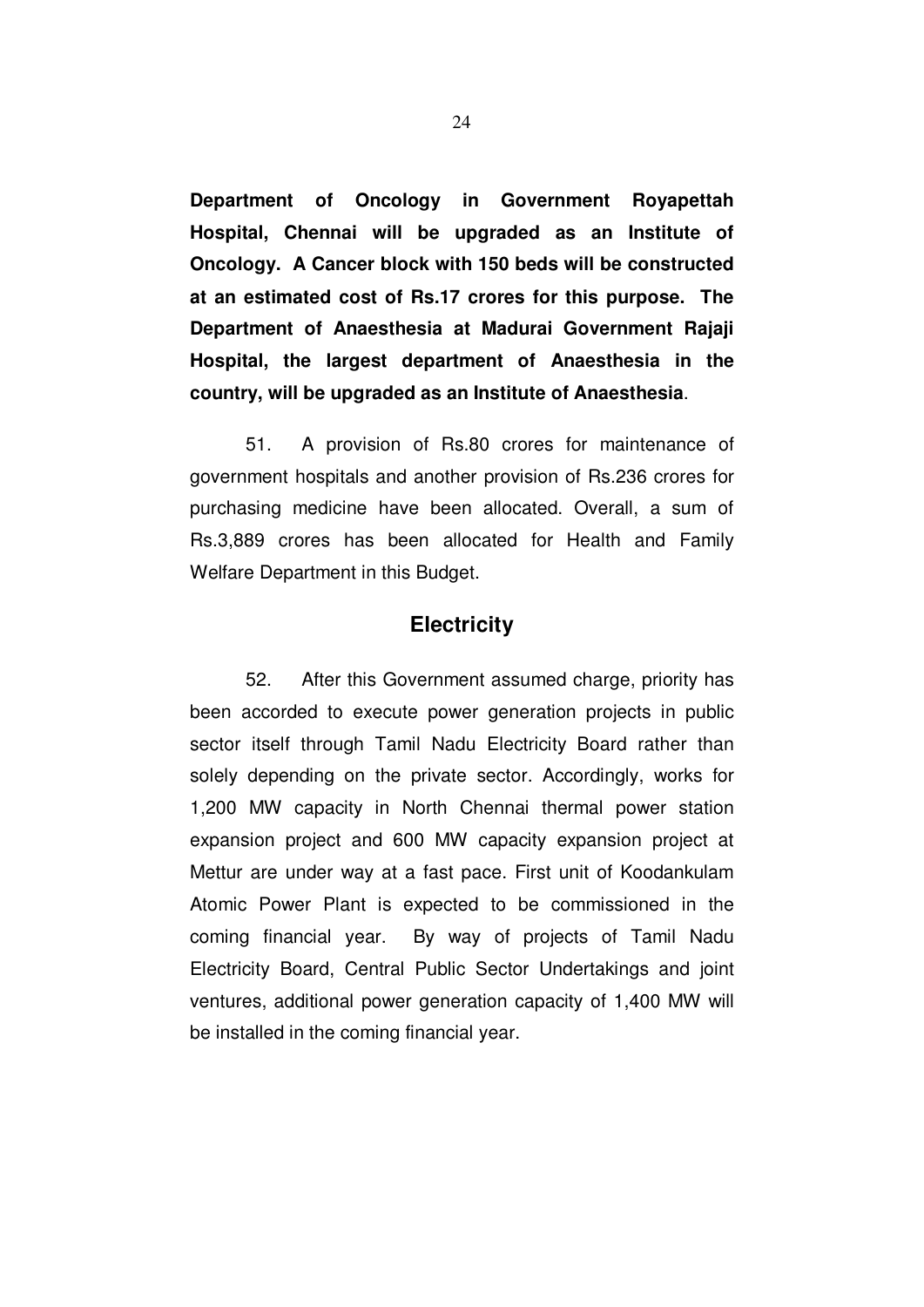**Department of Oncology in Government Royapettah Hospital, Chennai will be upgraded as an Institute of Oncology. A Cancer block with 150 beds will be constructed at an estimated cost of Rs.17 crores for this purpose. The Department of Anaesthesia at Madurai Government Rajaji Hospital, the largest department of Anaesthesia in the country, will be upgraded as an Institute of Anaesthesia**.

51. A provision of Rs.80 crores for maintenance of government hospitals and another provision of Rs.236 crores for purchasing medicine have been allocated. Overall, a sum of Rs.3,889 crores has been allocated for Health and Family Welfare Department in this Budget.

## Electricity

52. After this Government assumed charge, priority has been accorded to execute power generation projects in public sector itself through Tamil Nadu Electricity Board rather than solely depending on the private sector. Accordingly, works for 1,200 MW capacity in North Chennai thermal power station expansion project and 600 MW capacity expansion project at Mettur are under way at a fast pace. First unit of Koodankulam Atomic Power Plant is expected to be commissioned in the coming financial year. By way of projects of Tamil Nadu Electricity Board, Central Public Sector Undertakings and joint ventures, additional power generation capacity of 1,400 MW will be installed in the coming financial year.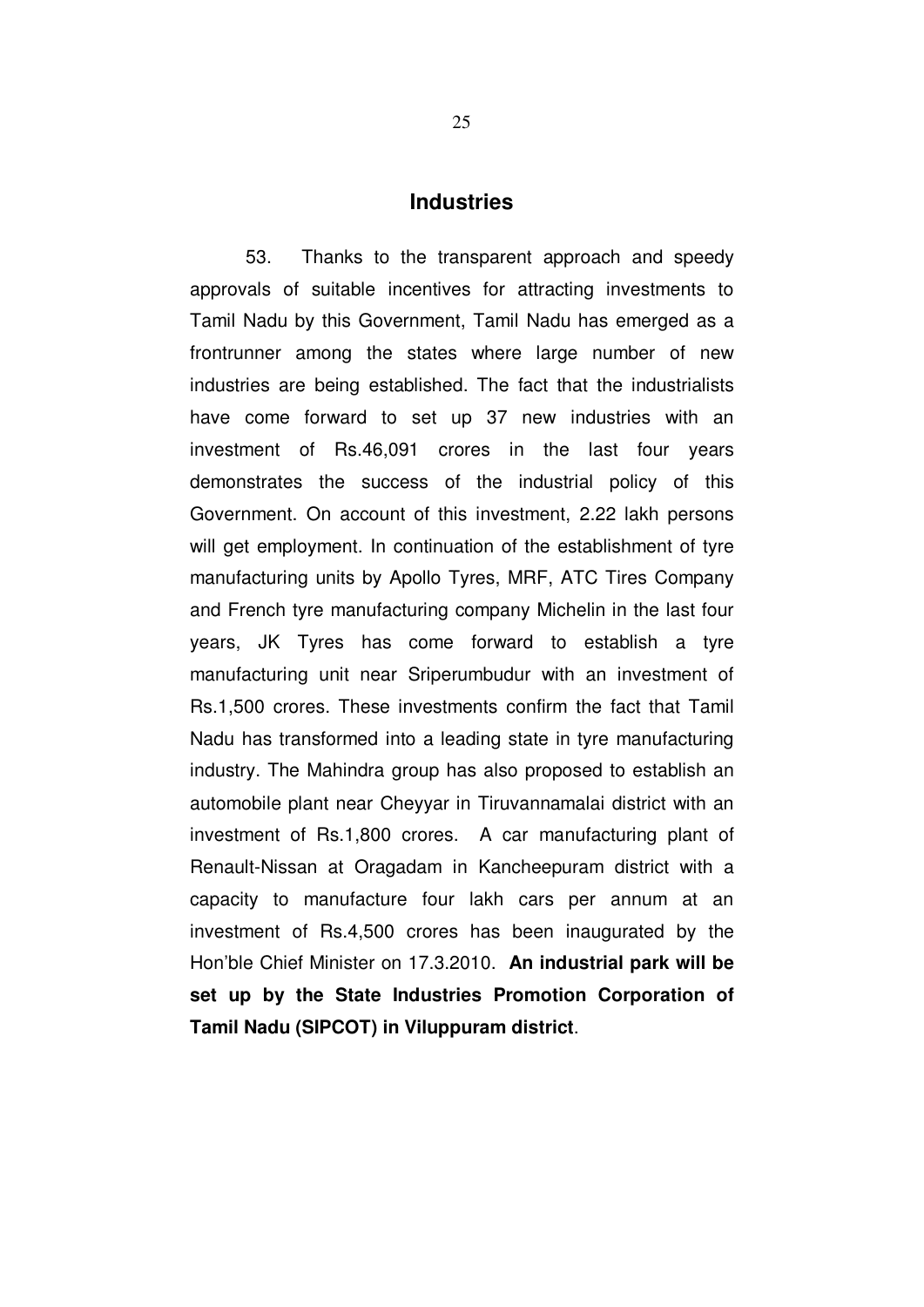## Industries

53. Thanks to the transparent approach and speedy approvals of suitable incentives for attracting investments to Tamil Nadu by this Government, Tamil Nadu has emerged as a frontrunner among the states where large number of new industries are being established. The fact that the industrialists have come forward to set up 37 new industries with an investment of Rs.46,091 crores in the last four years demonstrates the success of the industrial policy of this Government. On account of this investment, 2.22 lakh persons will get employment. In continuation of the establishment of tyre manufacturing units by Apollo Tyres, MRF, ATC Tires Company and French tyre manufacturing company Michelin in the last four years, JK Tyres has come forward to establish a tyre manufacturing unit near Sriperumbudur with an investment of Rs.1,500 crores. These investments confirm the fact that Tamil Nadu has transformed into a leading state in tyre manufacturing industry. The Mahindra group has also proposed to establish an automobile plant near Cheyyar in Tiruvannamalai district with an investment of Rs.1,800 crores. A car manufacturing plant of Renault-Nissan at Oragadam in Kancheepuram district with a capacity to manufacture four lakh cars per annum at an investment of Rs.4,500 crores has been inaugurated by the Hon'ble Chief Minister on 17.3.2010. **An industrial park will be set up by the State Industries Promotion Corporation of Tamil Nadu (SIPCOT) in Viluppuram district**.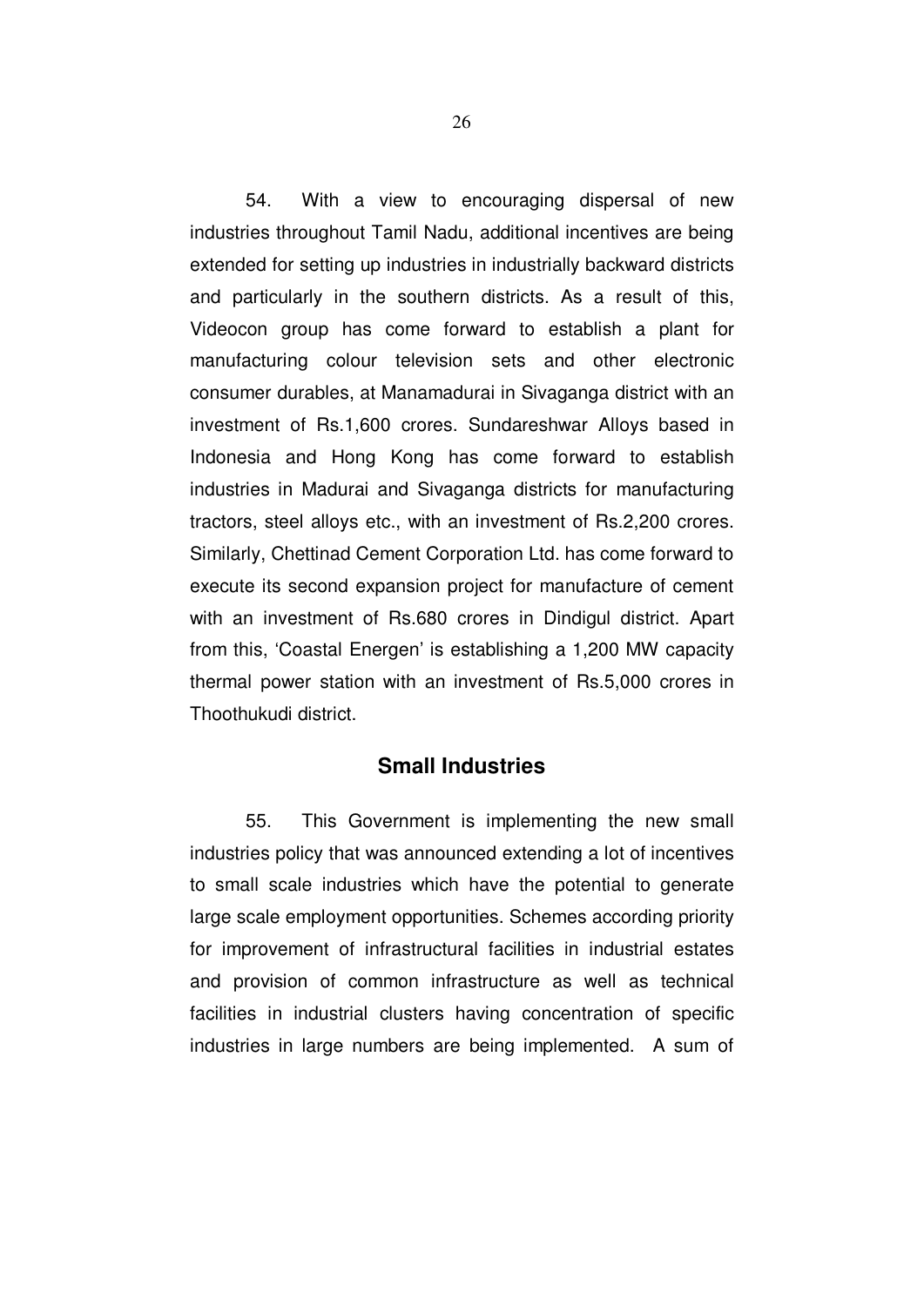54. With a view to encouraging dispersal of new industries throughout Tamil Nadu, additional incentives are being extended for setting up industries in industrially backward districts and particularly in the southern districts. As a result of this, Videocon group has come forward to establish a plant for manufacturing colour television sets and other electronic consumer durables, at Manamadurai in Sivaganga district with an investment of Rs.1,600 crores. Sundareshwar Alloys based in Indonesia and Hong Kong has come forward to establish industries in Madurai and Sivaganga districts for manufacturing tractors, steel alloys etc., with an investment of Rs.2,200 crores. Similarly, Chettinad Cement Corporation Ltd. has come forward to execute its second expansion project for manufacture of cement with an investment of Rs.680 crores in Dindigul district. Apart from this, 'Coastal Energen' is establishing a 1,200 MW capacity thermal power station with an investment of Rs.5,000 crores in Thoothukudi district.

## Small Industries

55. This Government is implementing the new small industries policy that was announced extending a lot of incentives to small scale industries which have the potential to generate large scale employment opportunities. Schemes according priority for improvement of infrastructural facilities in industrial estates and provision of common infrastructure as well as technical facilities in industrial clusters having concentration of specific industries in large numbers are being implemented. A sum of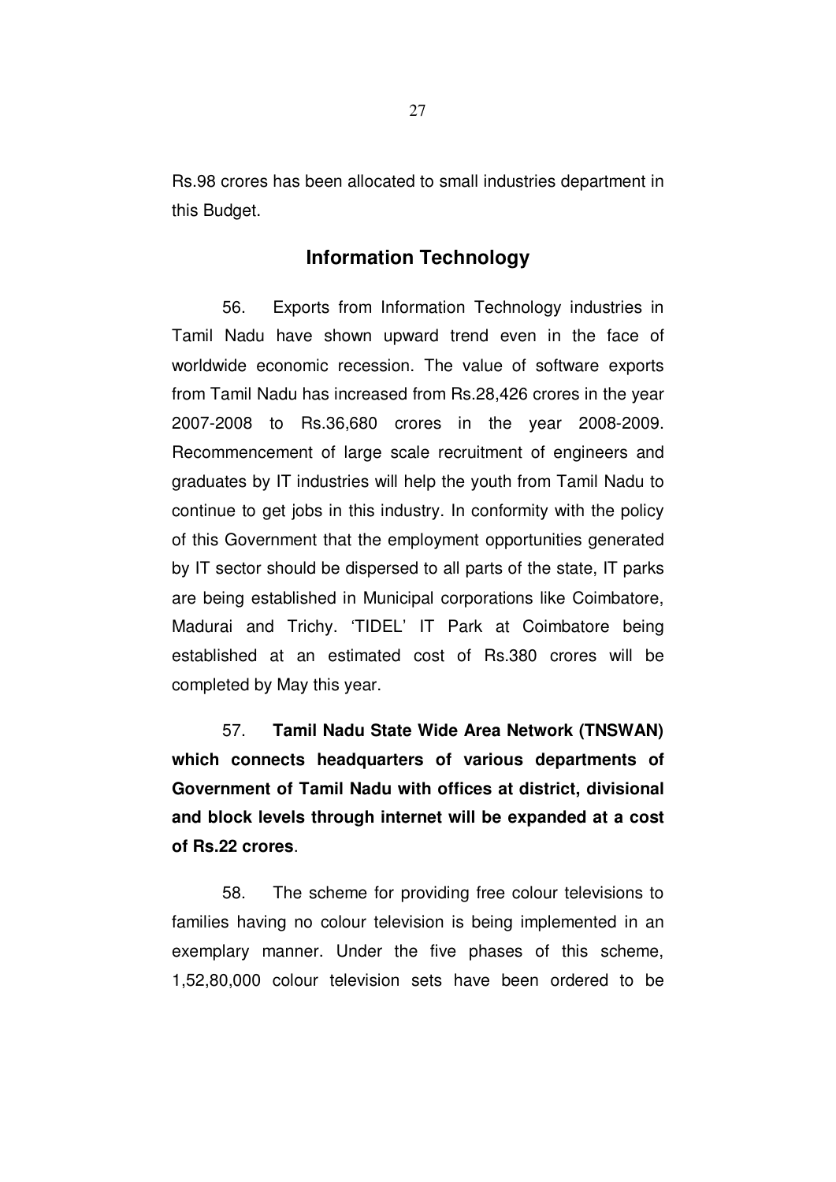Rs.98 crores has been allocated to small industries department in this Budget.

## Information Technology

56. Exports from Information Technology industries in Tamil Nadu have shown upward trend even in the face of worldwide economic recession. The value of software exports from Tamil Nadu has increased from Rs.28,426 crores in the year 2007-2008 to Rs.36,680 crores in the year 2008-2009. Recommencement of large scale recruitment of engineers and graduates by IT industries will help the youth from Tamil Nadu to continue to get jobs in this industry. In conformity with the policy of this Government that the employment opportunities generated by IT sector should be dispersed to all parts of the state, IT parks are being established in Municipal corporations like Coimbatore, Madurai and Trichy. 'TIDEL' IT Park at Coimbatore being established at an estimated cost of Rs.380 crores will be completed by May this year.

57. **Tamil Nadu State Wide Area Network (TNSWAN) which connects headquarters of various departments of Government of Tamil Nadu with offices at district, divisional and block levels through internet will be expanded at a cost of Rs.22 crores**.

58. The scheme for providing free colour televisions to families having no colour television is being implemented in an exemplary manner. Under the five phases of this scheme, 1,52,80,000 colour television sets have been ordered to be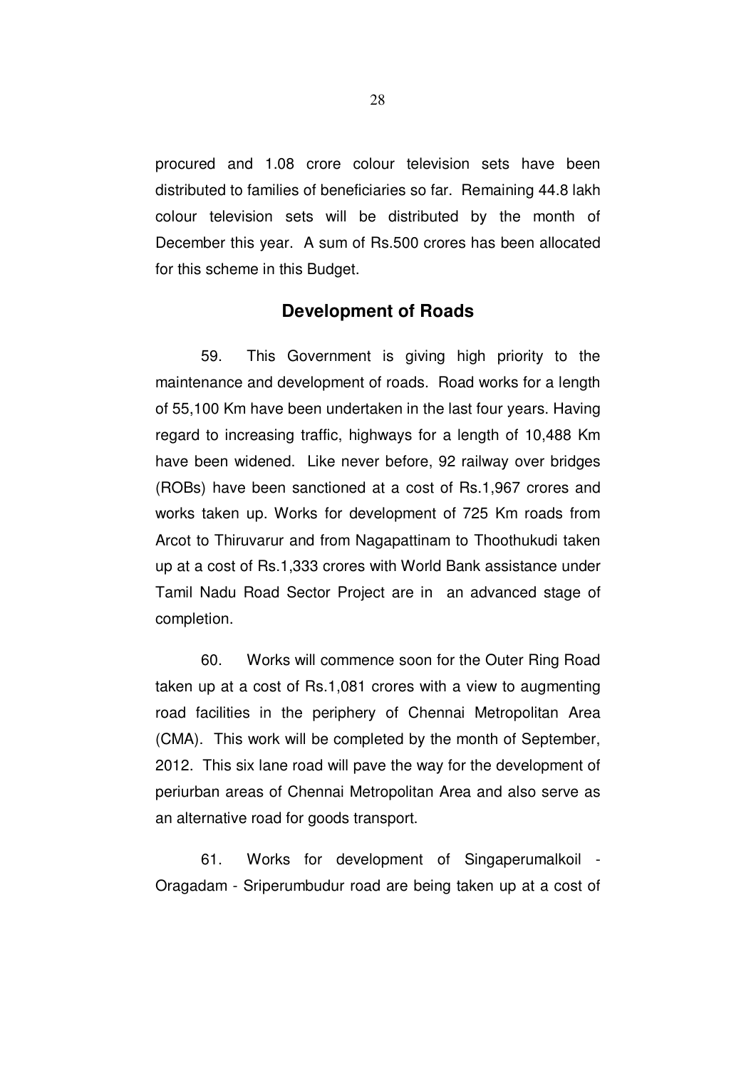procured and 1.08 crore colour television sets have been distributed to families of beneficiaries so far. Remaining 44.8 lakh colour television sets will be distributed by the month of December this year. A sum of Rs.500 crores has been allocated for this scheme in this Budget.

## Development of Roads

59. This Government is giving high priority to the maintenance and development of roads. Road works for a length of 55,100 Km have been undertaken in the last four years. Having regard to increasing traffic, highways for a length of 10,488 Km have been widened. Like never before, 92 railway over bridges (ROBs) have been sanctioned at a cost of Rs.1,967 crores and works taken up. Works for development of 725 Km roads from Arcot to Thiruvarur and from Nagapattinam to Thoothukudi taken up at a cost of Rs.1,333 crores with World Bank assistance under Tamil Nadu Road Sector Project are in an advanced stage of completion.

60. Works will commence soon for the Outer Ring Road taken up at a cost of Rs.1,081 crores with a view to augmenting road facilities in the periphery of Chennai Metropolitan Area (CMA). This work will be completed by the month of September, 2012. This six lane road will pave the way for the development of periurban areas of Chennai Metropolitan Area and also serve as an alternative road for goods transport.

61. Works for development of Singaperumalkoil - Oragadam - Sriperumbudur road are being taken up at a cost of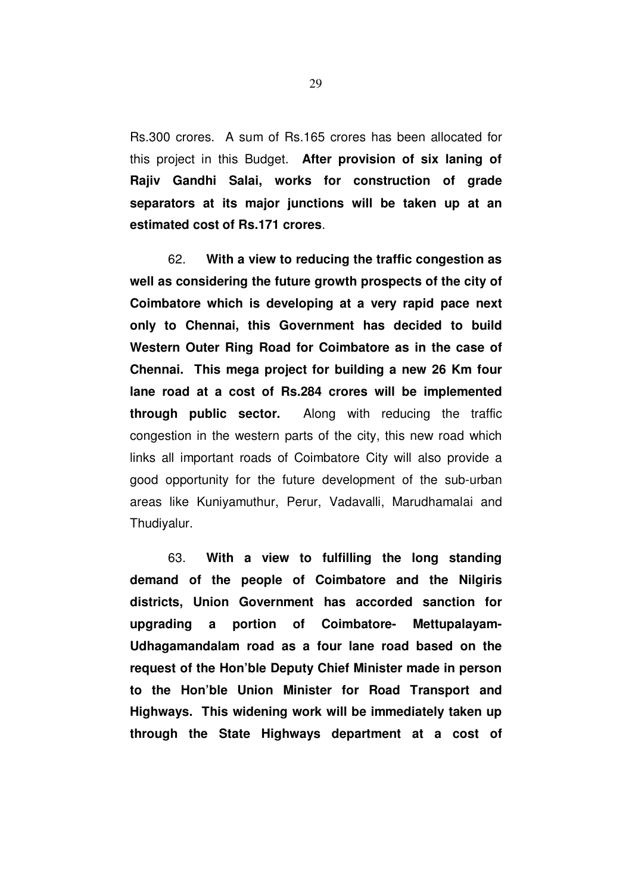Rs.300 crores. A sum of Rs.165 crores has been allocated for this project in this Budget. **After provision of six laning of Rajiv Gandhi Salai, works for construction of grade separators at its major junctions will be taken up at an estimated cost of Rs.171 crores**.

62. **With a view to reducing the traffic congestion as well as considering the future growth prospects of the city of Coimbatore which is developing at a very rapid pace next only to Chennai, this Government has decided to build Western Outer Ring Road for Coimbatore as in the case of Chennai. This mega project for building a new 26 Km four lane road at a cost of Rs.284 crores will be implemented through public sector.** Along with reducing the traffic congestion in the western parts of the city, this new road which links all important roads of Coimbatore City will also provide a good opportunity for the future development of the sub-urban areas like Kuniyamuthur, Perur, Vadavalli, Marudhamalai and Thudiyalur.

63. **With a view to fulfilling the long standing demand of the people of Coimbatore and the Nilgiris districts, Union Government has accorded sanction for upgrading a portion of Coimbatore- Mettupalayam-Udhagamandalam road as a four lane road based on the request of the Hon'ble Deputy Chief Minister made in person to the Hon'ble Union Minister for Road Transport and Highways. This widening work will be immediately taken up through the State Highways department at a cost of**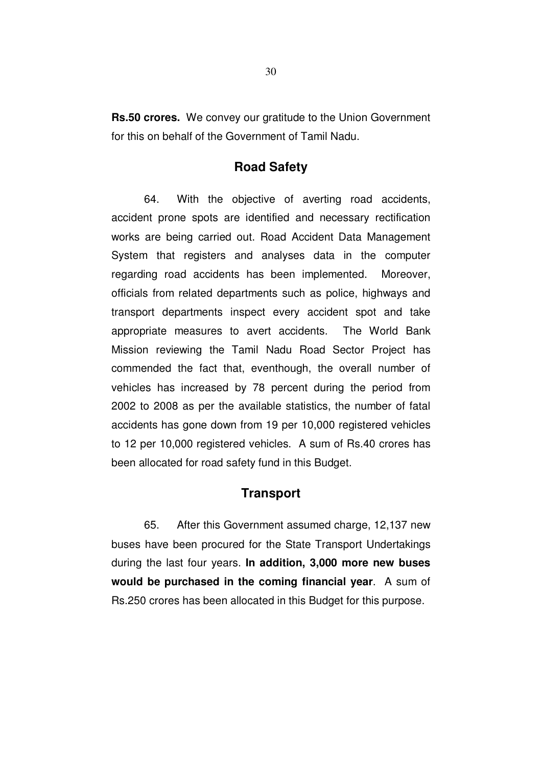**Rs.50 crores.** We convey our gratitude to the Union Government for this on behalf of the Government of Tamil Nadu.

## Road Safety

64. With the objective of averting road accidents, accident prone spots are identified and necessary rectification works are being carried out. Road Accident Data Management System that registers and analyses data in the computer regarding road accidents has been implemented. Moreover, officials from related departments such as police, highways and transport departments inspect every accident spot and take appropriate measures to avert accidents. The World Bank Mission reviewing the Tamil Nadu Road Sector Project has commended the fact that, eventhough, the overall number of vehicles has increased by 78 percent during the period from 2002 to 2008 as per the available statistics, the number of fatal accidents has gone down from 19 per 10,000 registered vehicles to 12 per 10,000 registered vehicles. A sum of Rs.40 crores has been allocated for road safety fund in this Budget.

## Transport

65. After this Government assumed charge, 12,137 new buses have been procured for the State Transport Undertakings during the last four years. **In addition, 3,000 more new buses would be purchased in the coming financial year**. A sum of Rs.250 crores has been allocated in this Budget for this purpose.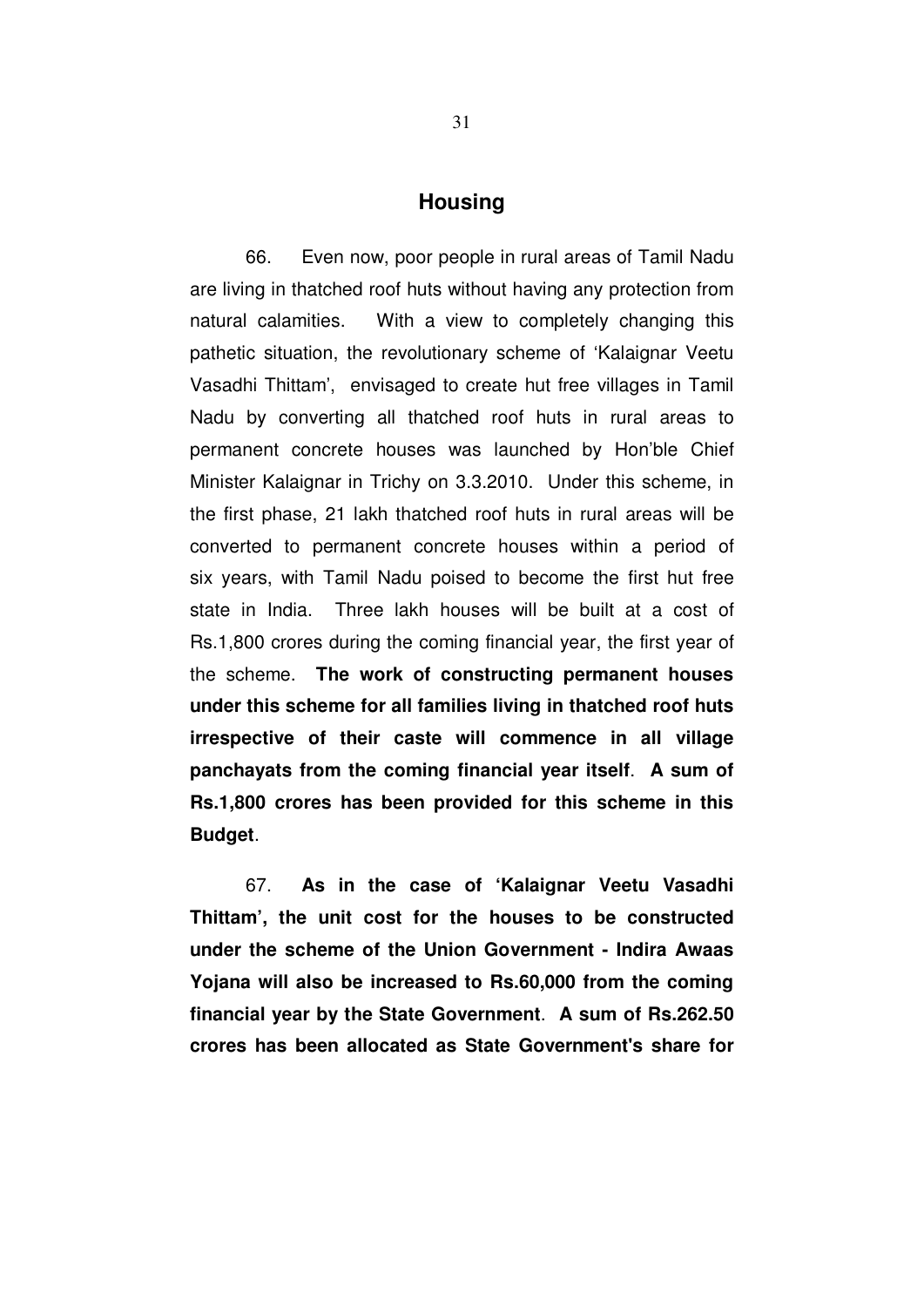## Housing

66. Even now, poor people in rural areas of Tamil Nadu are living in thatched roof huts without having any protection from natural calamities. With a view to completely changing this pathetic situation, the revolutionary scheme of 'Kalaignar Veetu Vasadhi Thittam', envisaged to create hut free villages in Tamil Nadu by converting all thatched roof huts in rural areas to permanent concrete houses was launched by Hon'ble Chief Minister Kalaignar in Trichy on 3.3.2010. Under this scheme, in the first phase, 21 lakh thatched roof huts in rural areas will be converted to permanent concrete houses within a period of six years, with Tamil Nadu poised to become the first hut free state in India. Three lakh houses will be built at a cost of Rs.1,800 crores during the coming financial year, the first year of the scheme. **The work of constructing permanent houses under this scheme for all families living in thatched roof huts irrespective of their caste will commence in all village panchayats from the coming financial year itself**. **A sum of Rs.1,800 crores has been provided for this scheme in this Budget**.

67. **As in the case of 'Kalaignar Veetu Vasadhi Thittam', the unit cost for the houses to be constructed under the scheme of the Union Government - Indira Awaas Yojana will also be increased to Rs.60,000 from the coming financial year by the State Government**. **A sum of Rs.262.50 crores has been allocated as State Government's share for**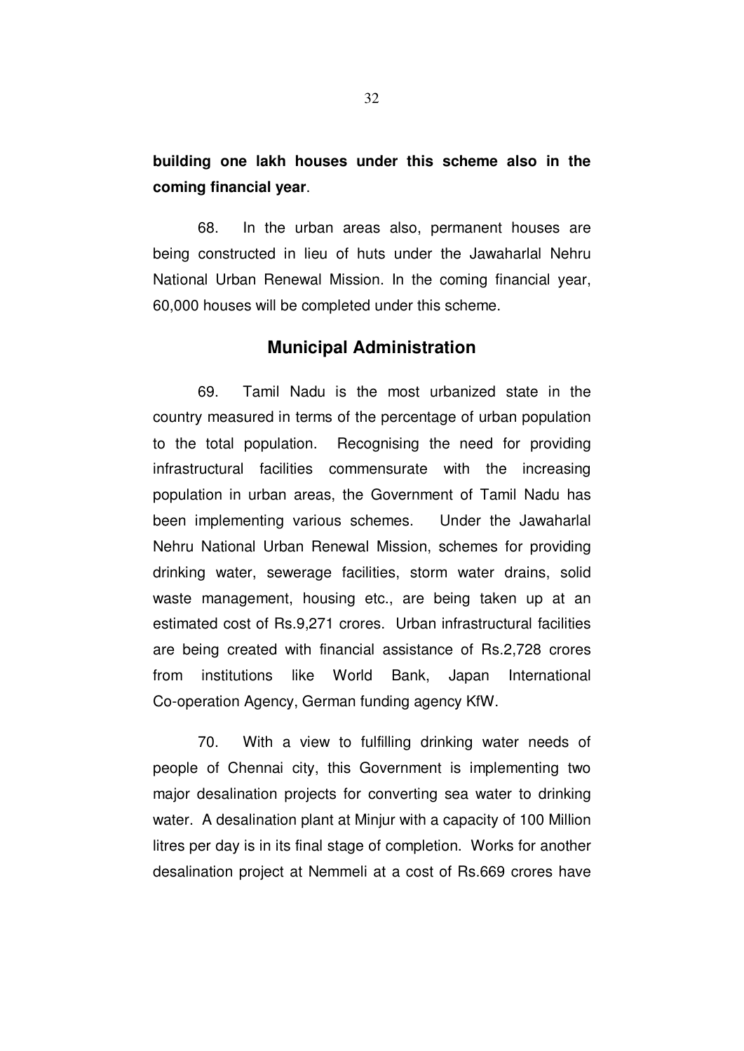**building one lakh houses under this scheme also in the coming financial year**.

68. In the urban areas also, permanent houses are being constructed in lieu of huts under the Jawaharlal Nehru National Urban Renewal Mission. In the coming financial year, 60,000 houses will be completed under this scheme.

## Municipal Administration

69. Tamil Nadu is the most urbanized state in the country measured in terms of the percentage of urban population to the total population. Recognising the need for providing infrastructural facilities commensurate with the increasing population in urban areas, the Government of Tamil Nadu has been implementing various schemes. Under the Jawaharlal Nehru National Urban Renewal Mission, schemes for providing drinking water, sewerage facilities, storm water drains, solid waste management, housing etc., are being taken up at an estimated cost of Rs.9,271 crores. Urban infrastructural facilities are being created with financial assistance of Rs.2,728 crores from institutions like World Bank, Japan International Co-operation Agency, German funding agency KfW.

70. With a view to fulfilling drinking water needs of people of Chennai city, this Government is implementing two major desalination projects for converting sea water to drinking water. A desalination plant at Minjur with a capacity of 100 Million litres per day is in its final stage of completion. Works for another desalination project at Nemmeli at a cost of Rs.669 crores have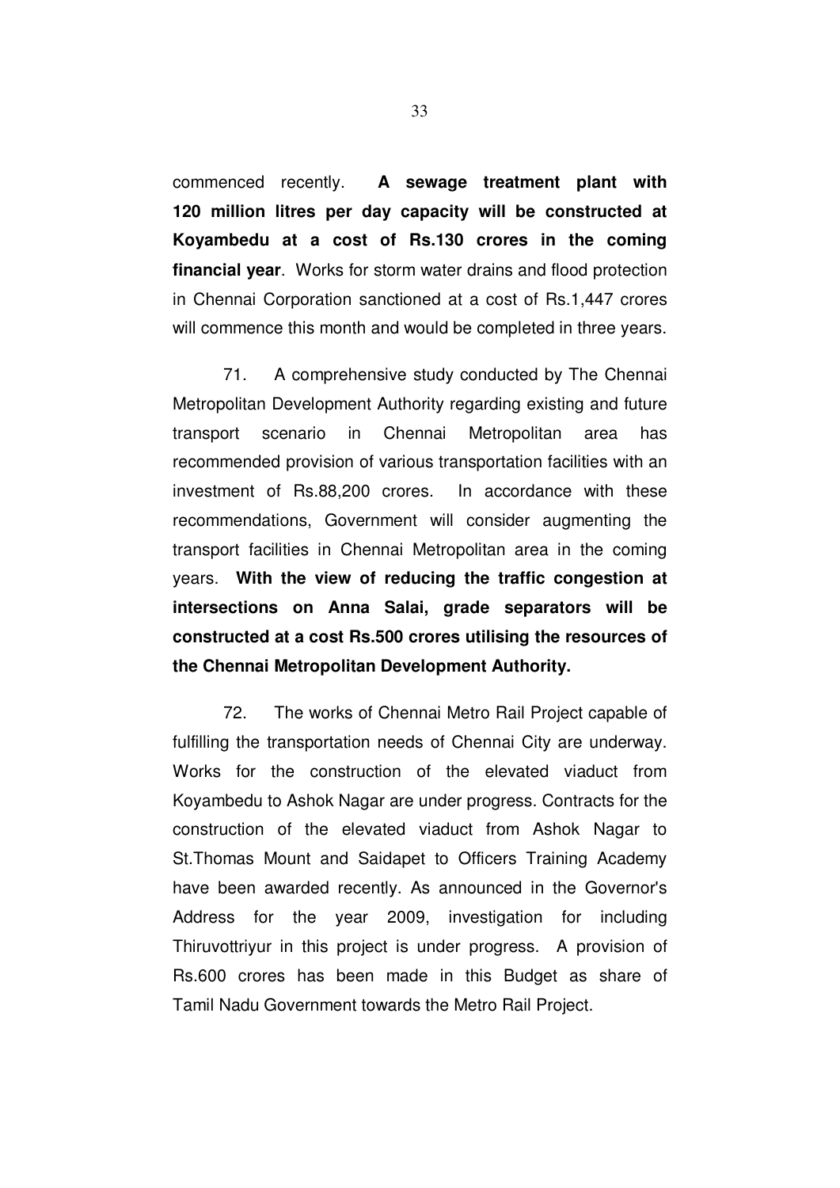commenced recently. **A sewage treatment plant with 120 million litres per day capacity will be constructed at Koyambedu at a cost of Rs.130 crores in the coming financial year**. Works for storm water drains and flood protection in Chennai Corporation sanctioned at a cost of Rs.1,447 crores will commence this month and would be completed in three years.

71. A comprehensive study conducted by The Chennai Metropolitan Development Authority regarding existing and future transport scenario in Chennai Metropolitan area has recommended provision of various transportation facilities with an investment of Rs.88,200 crores. In accordance with these recommendations, Government will consider augmenting the transport facilities in Chennai Metropolitan area in the coming years. **With the view of reducing the traffic congestion at intersections on Anna Salai, grade separators will be constructed at a cost Rs.500 crores utilising the resources of the Chennai Metropolitan Development Authority.**

72. The works of Chennai Metro Rail Project capable of fulfilling the transportation needs of Chennai City are underway. Works for the construction of the elevated viaduct from Koyambedu to Ashok Nagar are under progress. Contracts for the construction of the elevated viaduct from Ashok Nagar to St.Thomas Mount and Saidapet to Officers Training Academy have been awarded recently. As announced in the Governor's Address for the year 2009, investigation for including Thiruvottriyur in this project is under progress. A provision of Rs.600 crores has been made in this Budget as share of Tamil Nadu Government towards the Metro Rail Project.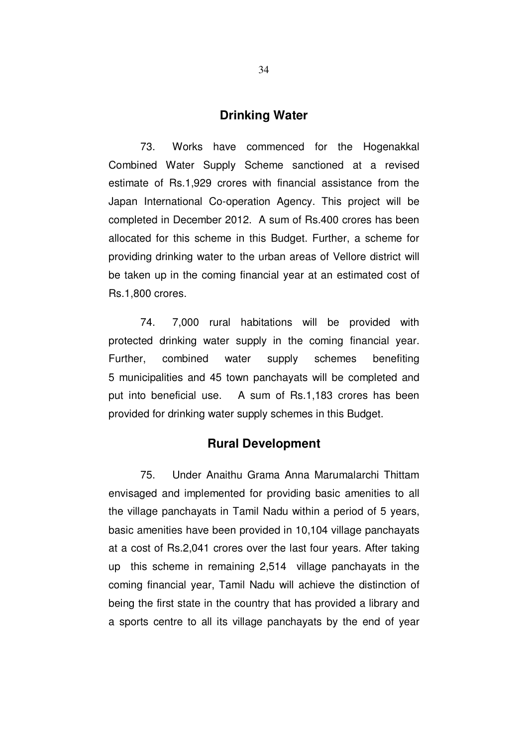## Drinking Water

73. Works have commenced for the Hogenakkal Combined Water Supply Scheme sanctioned at a revised estimate of Rs.1,929 crores with financial assistance from the Japan International Co-operation Agency. This project will be completed in December 2012. A sum of Rs.400 crores has been allocated for this scheme in this Budget. Further, a scheme for providing drinking water to the urban areas of Vellore district will be taken up in the coming financial year at an estimated cost of Rs.1,800 crores.

74. 7,000 rural habitations will be provided with protected drinking water supply in the coming financial year. Further, combined water supply schemes benefiting 5 municipalities and 45 town panchayats will be completed and put into beneficial use. A sum of Rs.1,183 crores has been provided for drinking water supply schemes in this Budget.

## Rural Development

75. Under Anaithu Grama Anna Marumalarchi Thittam envisaged and implemented for providing basic amenities to all the village panchayats in Tamil Nadu within a period of 5 years, basic amenities have been provided in 10,104 village panchayats at a cost of Rs.2,041 crores over the last four years. After taking up this scheme in remaining 2,514 village panchayats in the coming financial year, Tamil Nadu will achieve the distinction of being the first state in the country that has provided a library and a sports centre to all its village panchayats by the end of year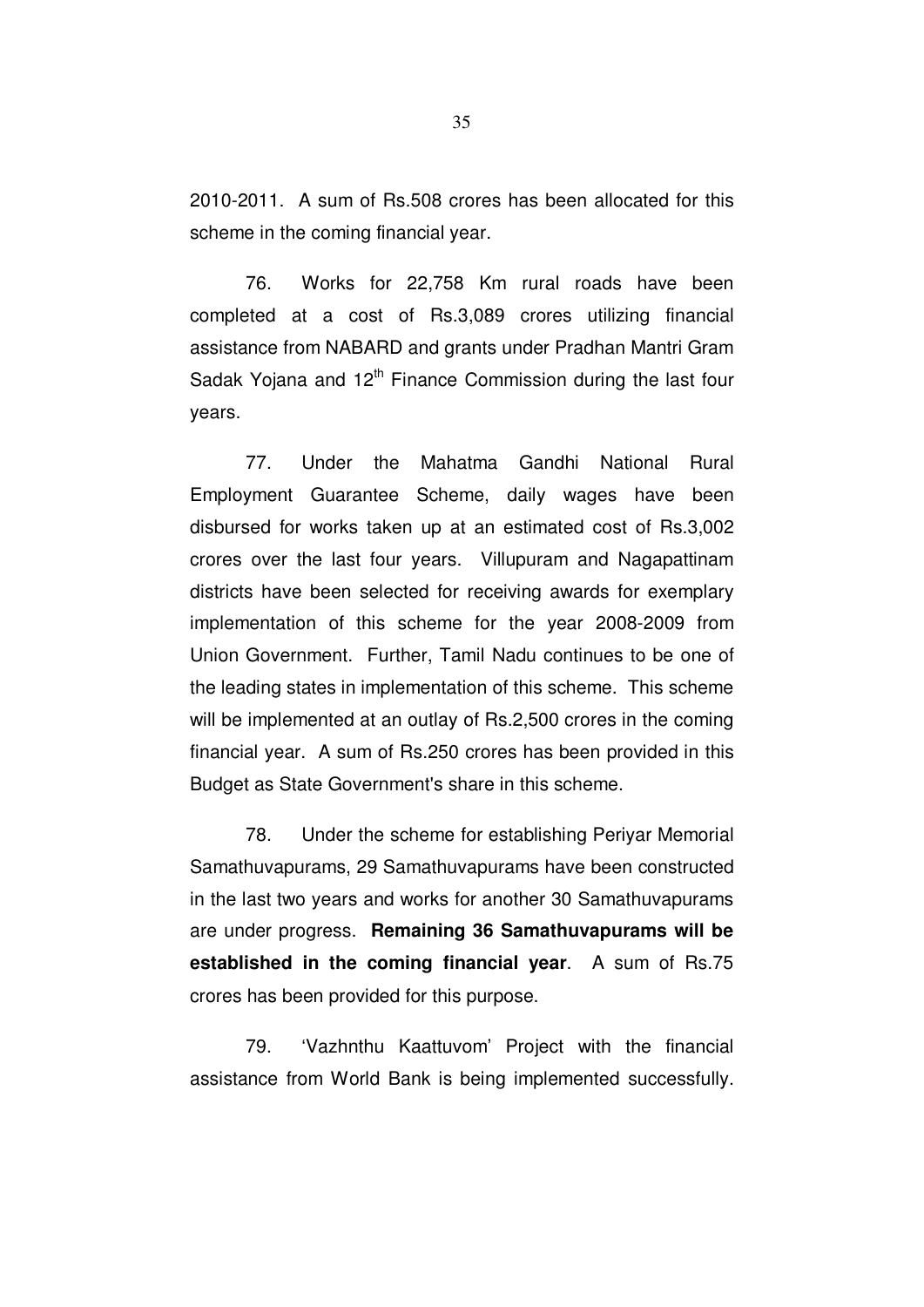2010-2011. A sum of Rs.508 crores has been allocated for this scheme in the coming financial year.

76. Works for 22,758 Km rural roads have been completed at a cost of Rs.3,089 crores utilizing financial assistance from NABARD and grants under Pradhan Mantri Gram Sadak Yojana and 12th Finance Commission during the last four years.

77. Under the Mahatma Gandhi National Rural Employment Guarantee Scheme, daily wages have been disbursed for works taken up at an estimated cost of Rs.3,002 crores over the last four years. Villupuram and Nagapattinam districts have been selected for receiving awards for exemplary implementation of this scheme for the year 2008-2009 from Union Government. Further, Tamil Nadu continues to be one of the leading states in implementation of this scheme. This scheme will be implemented at an outlay of Rs.2,500 crores in the coming financial year. A sum of Rs.250 crores has been provided in this Budget as State Government's share in this scheme.

78. Under the scheme for establishing Periyar Memorial Samathuvapurams, 29 Samathuvapurams have been constructed in the last two years and works for another 30 Samathuvapurams are under progress. **Remaining 36 Samathuvapurams will be established in the coming financial year**. A sum of Rs.75 crores has been provided for this purpose.

79. 'Vazhnthu Kaattuvom' Project with the financial assistance from World Bank is being implemented successfully.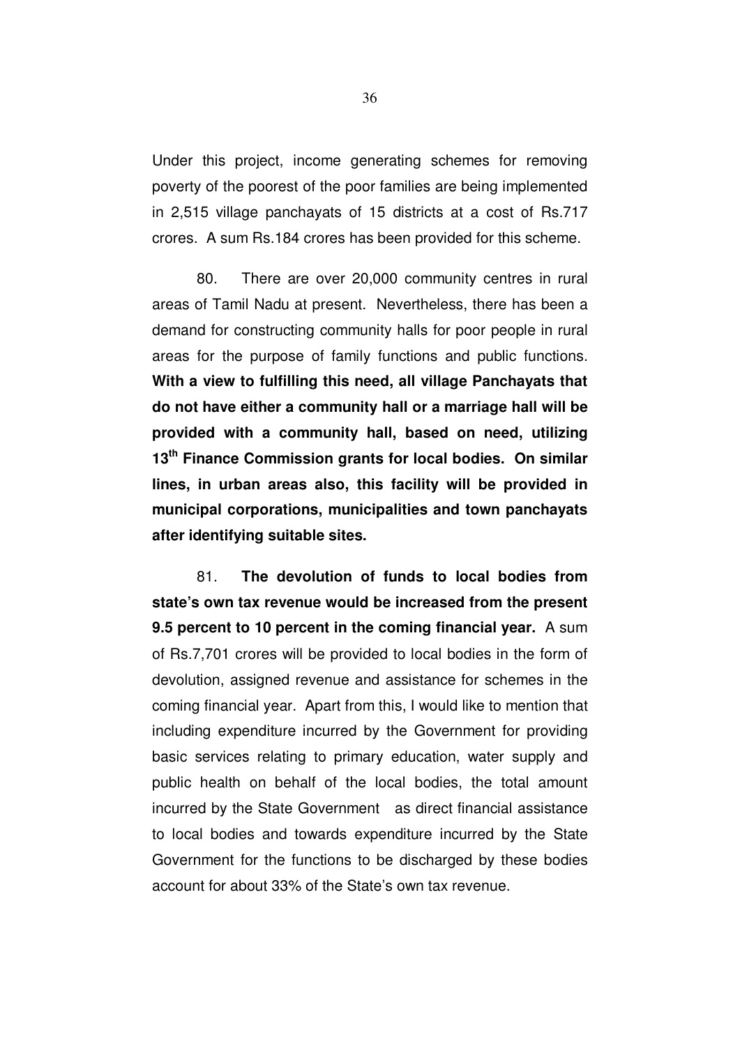Under this project, income generating schemes for removing poverty of the poorest of the poor families are being implemented in 2,515 village panchayats of 15 districts at a cost of Rs.717 crores. A sum Rs.184 crores has been provided for this scheme.

80. There are over 20,000 community centres in rural areas of Tamil Nadu at present. Nevertheless, there has been a demand for constructing community halls for poor people in rural areas for the purpose of family functions and public functions. **With a view to fulfilling this need, all village Panchayats that do not have either a community hall or a marriage hall will be provided with a community hall, based on need, utilizing 13th Finance Commission grants for local bodies. On similar lines, in urban areas also, this facility will be provided in municipal corporations, municipalities and town panchayats after identifying suitable sites.**

81. **The devolution of funds to local bodies from state's own tax revenue would be increased from the present 9.5 percent to 10 percent in the coming financial year.** A sum of Rs.7,701 crores will be provided to local bodies in the form of devolution, assigned revenue and assistance for schemes in the coming financial year. Apart from this, I would like to mention that including expenditure incurred by the Government for providing basic services relating to primary education, water supply and public health on behalf of the local bodies, the total amount incurred by the State Government as direct financial assistance to local bodies and towards expenditure incurred by the State Government for the functions to be discharged by these bodies account for about 33% of the State's own tax revenue.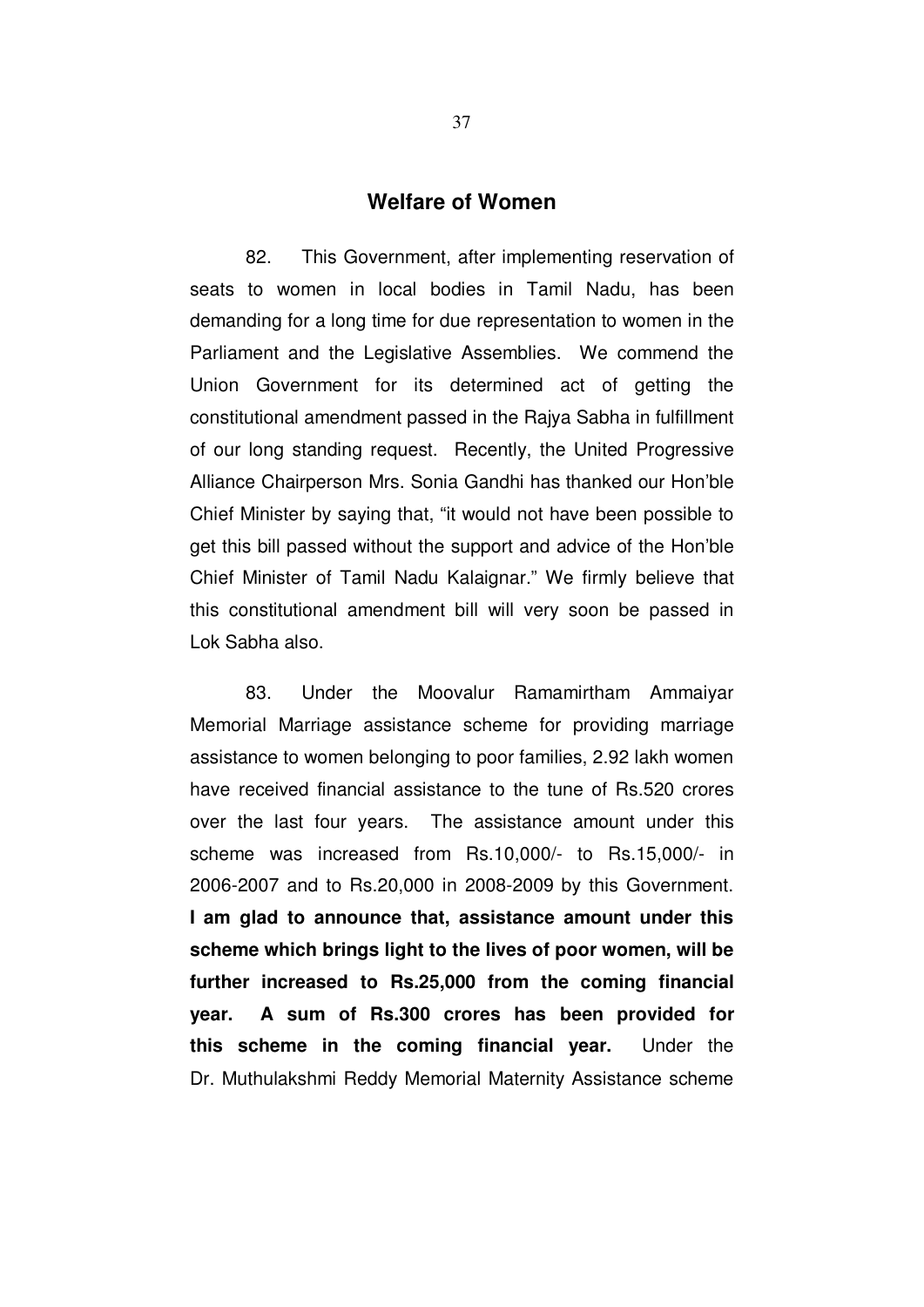## Welfare of Women

82. This Government, after implementing reservation of seats to women in local bodies in Tamil Nadu, has been demanding for a long time for due representation to women in the Parliament and the Legislative Assemblies. We commend the Union Government for its determined act of getting the constitutional amendment passed in the Rajya Sabha in fulfillment of our long standing request. Recently, the United Progressive Alliance Chairperson Mrs. Sonia Gandhi has thanked our Hon'ble Chief Minister by saying that, "it would not have been possible to get this bill passed without the support and advice of the Hon'ble Chief Minister of Tamil Nadu Kalaignar." We firmly believe that this constitutional amendment bill will very soon be passed in Lok Sabha also.

83. Under the Moovalur Ramamirtham Ammaiyar Memorial Marriage assistance scheme for providing marriage assistance to women belonging to poor families, 2.92 lakh women have received financial assistance to the tune of Rs.520 crores over the last four years. The assistance amount under this scheme was increased from Rs.10,000/- to Rs.15,000/- in 2006-2007 and to Rs.20,000 in 2008-2009 by this Government. **I am glad to announce that, assistance amount under this scheme which brings light to the lives of poor women, will be further increased to Rs.25,000 from the coming financial year. A sum of Rs.300 crores has been provided for this scheme in the coming financial year.** Under the Dr. Muthulakshmi Reddy Memorial Maternity Assistance scheme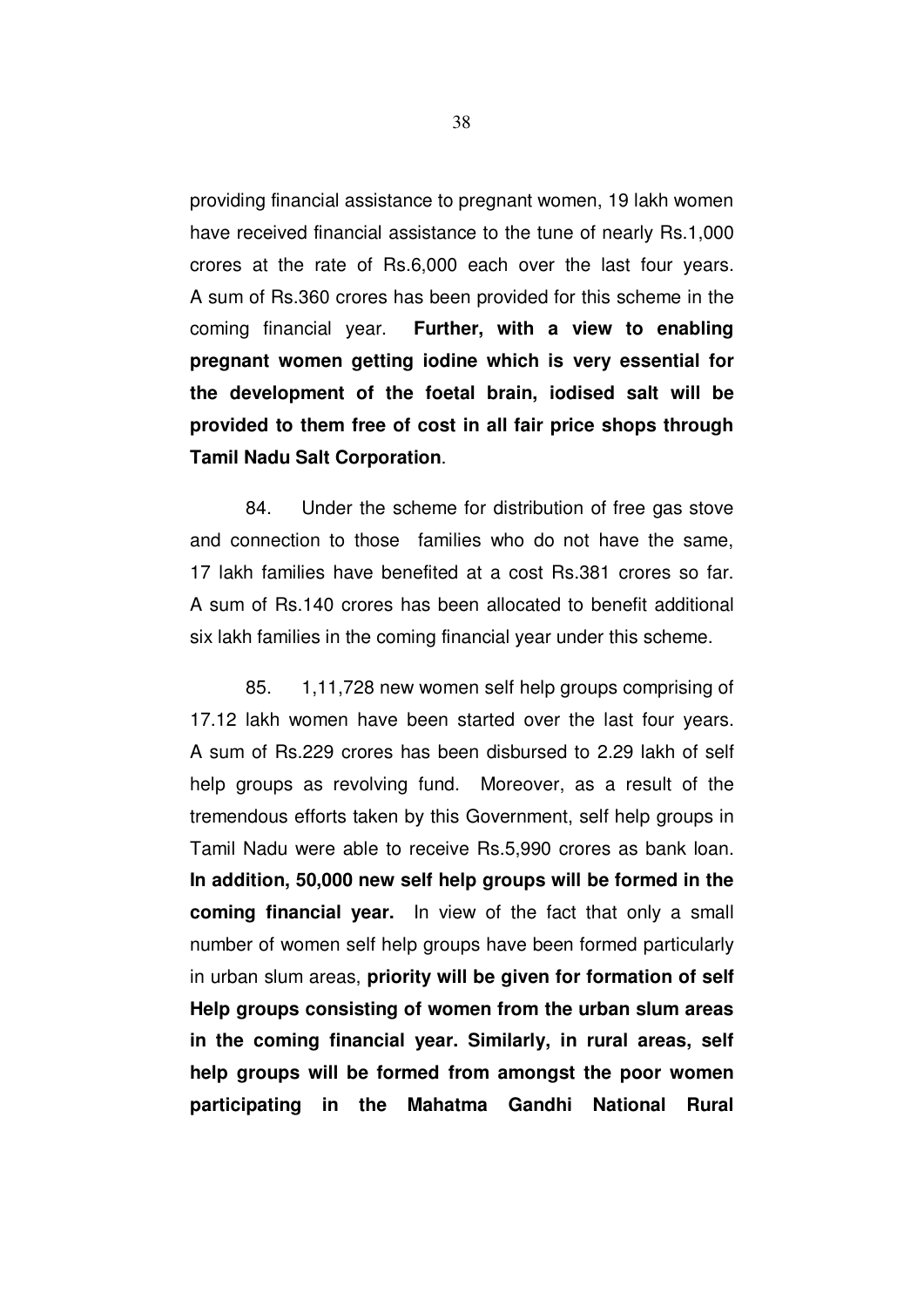providing financial assistance to pregnant women, 19 lakh women have received financial assistance to the tune of nearly Rs.1,000 crores at the rate of Rs.6,000 each over the last four years. A sum of Rs.360 crores has been provided for this scheme in the coming financial year. **Further, with a view to enabling pregnant women getting iodine which is very essential for the development of the foetal brain, iodised salt will be provided to them free of cost in all fair price shops through Tamil Nadu Salt Corporation**.

84. Under the scheme for distribution of free gas stove and connection to those families who do not have the same, 17 lakh families have benefited at a cost Rs.381 crores so far. A sum of Rs.140 crores has been allocated to benefit additional six lakh families in the coming financial year under this scheme.

85. 1,11,728 new women self help groups comprising of 17.12 lakh women have been started over the last four years. A sum of Rs.229 crores has been disbursed to 2.29 lakh of self help groups as revolving fund. Moreover, as a result of the tremendous efforts taken by this Government, self help groups in Tamil Nadu were able to receive Rs.5,990 crores as bank loan. **In addition, 50,000 new self help groups will be formed in the coming financial year.** In view of the fact that only a small number of women self help groups have been formed particularly in urban slum areas, **priority will be given for formation of self Help groups consisting of women from the urban slum areas in the coming financial year. Similarly, in rural areas, self help groups will be formed from amongst the poor women participating in the Mahatma Gandhi National Rural**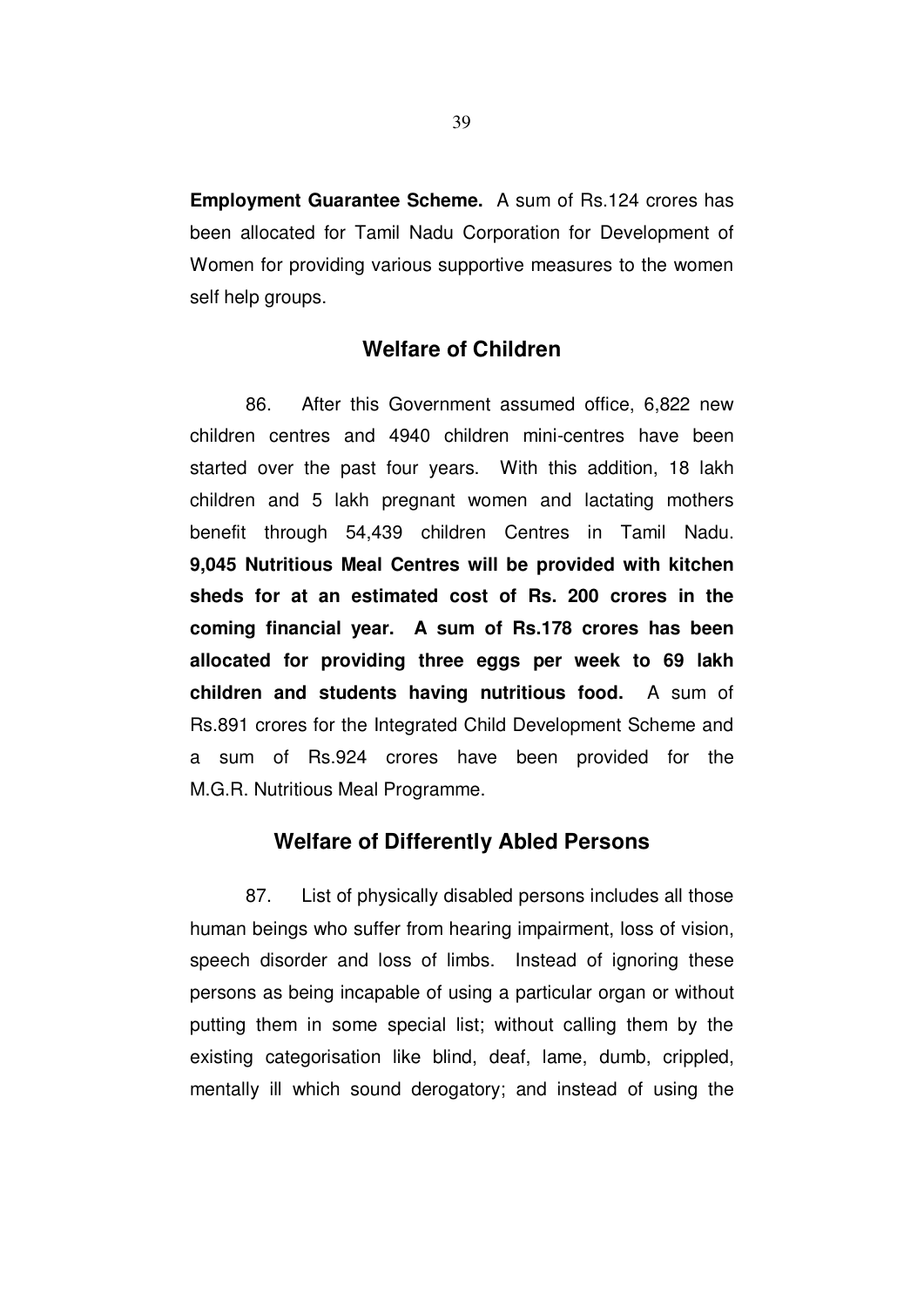**Employment Guarantee Scheme.** A sum of Rs.124 crores has been allocated for Tamil Nadu Corporation for Development of Women for providing various supportive measures to the women self help groups.

## Welfare of Children

86. After this Government assumed office, 6,822 new children centres and 4940 children mini-centres have been started over the past four years. With this addition, 18 lakh children and 5 lakh pregnant women and lactating mothers benefit through 54,439 children Centres in Tamil Nadu. **9,045 Nutritious Meal Centres will be provided with kitchen sheds for at an estimated cost of Rs. 200 crores in the coming financial year. A sum of Rs.178 crores has been allocated for providing three eggs per week to 69 lakh children and students having nutritious food.** A sum of Rs.891 crores for the Integrated Child Development Scheme and a sum of Rs.924 crores have been provided for the M.G.R. Nutritious Meal Programme.

## Welfare of Differently Abled Persons

87. List of physically disabled persons includes all those human beings who suffer from hearing impairment, loss of vision, speech disorder and loss of limbs. Instead of ignoring these persons as being incapable of using a particular organ or without putting them in some special list; without calling them by the existing categorisation like blind, deaf, lame, dumb, crippled, mentally ill which sound derogatory; and instead of using the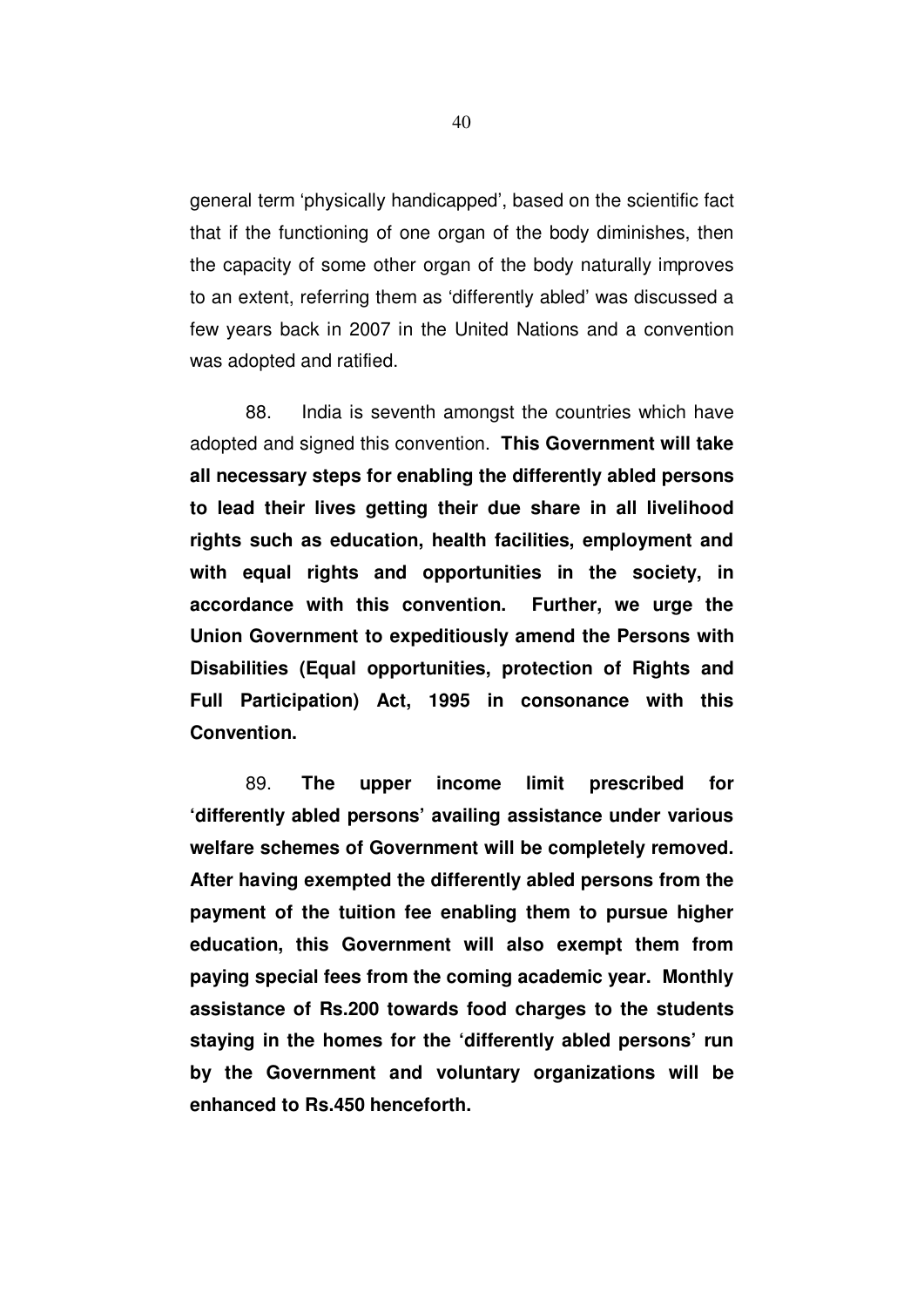general term 'physically handicapped', based on the scientific fact that if the functioning of one organ of the body diminishes, then the capacity of some other organ of the body naturally improves to an extent, referring them as 'differently abled' was discussed a few years back in 2007 in the United Nations and a convention was adopted and ratified.

88. India is seventh amongst the countries which have adopted and signed this convention. **This Government will take all necessary steps for enabling the differently abled persons to lead their lives getting their due share in all livelihood rights such as education, health facilities, employment and with equal rights and opportunities in the society, in accordance with this convention. Further, we urge the Union Government to expeditiously amend the Persons with Disabilities (Equal opportunities, protection of Rights and Full Participation) Act, 1995 in consonance with this Convention.**

89. **The upper income limit prescribed for 'differently abled persons' availing assistance under various welfare schemes of Government will be completely removed. After having exempted the differently abled persons from the payment of the tuition fee enabling them to pursue higher education, this Government will also exempt them from paying special fees from the coming academic year. Monthly assistance of Rs.200 towards food charges to the students staying in the homes for the 'differently abled persons' run by the Government and voluntary organizations will be enhanced to Rs.450 henceforth.**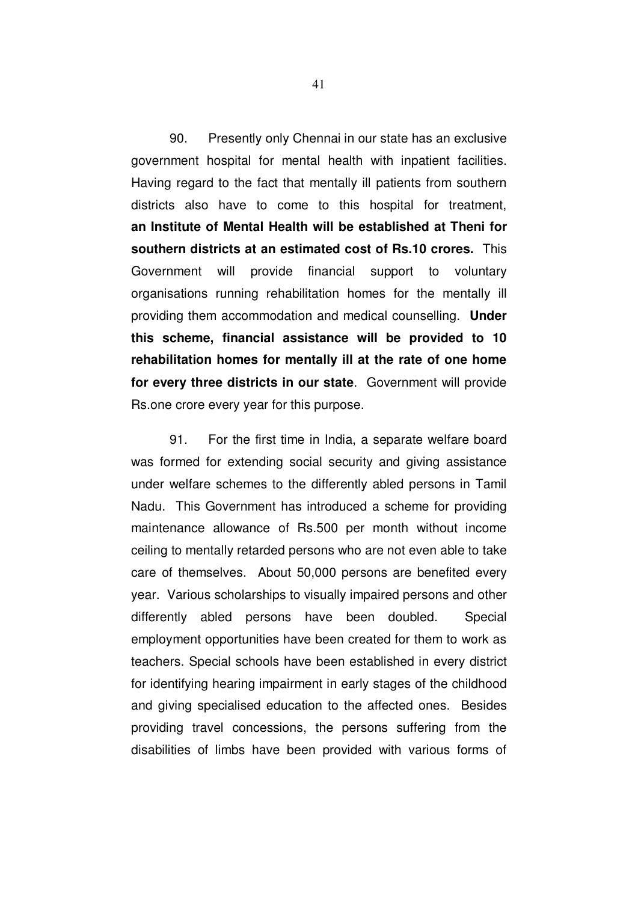90. Presently only Chennai in our state has an exclusive government hospital for mental health with inpatient facilities. Having regard to the fact that mentally ill patients from southern districts also have to come to this hospital for treatment, **an Institute of Mental Health will be established at Theni for southern districts at an estimated cost of Rs.10 crores.** This Government will provide financial support to voluntary organisations running rehabilitation homes for the mentally ill providing them accommodation and medical counselling. **Under this scheme, financial assistance will be provided to 10 rehabilitation homes for mentally ill at the rate of one home for every three districts in our state**. Government will provide Rs.one crore every year for this purpose.

91. For the first time in India, a separate welfare board was formed for extending social security and giving assistance under welfare schemes to the differently abled persons in Tamil Nadu. This Government has introduced a scheme for providing maintenance allowance of Rs.500 per month without income ceiling to mentally retarded persons who are not even able to take care of themselves. About 50,000 persons are benefited every year. Various scholarships to visually impaired persons and other differently abled persons have been doubled. Special employment opportunities have been created for them to work as teachers. Special schools have been established in every district for identifying hearing impairment in early stages of the childhood and giving specialised education to the affected ones. Besides providing travel concessions, the persons suffering from the disabilities of limbs have been provided with various forms of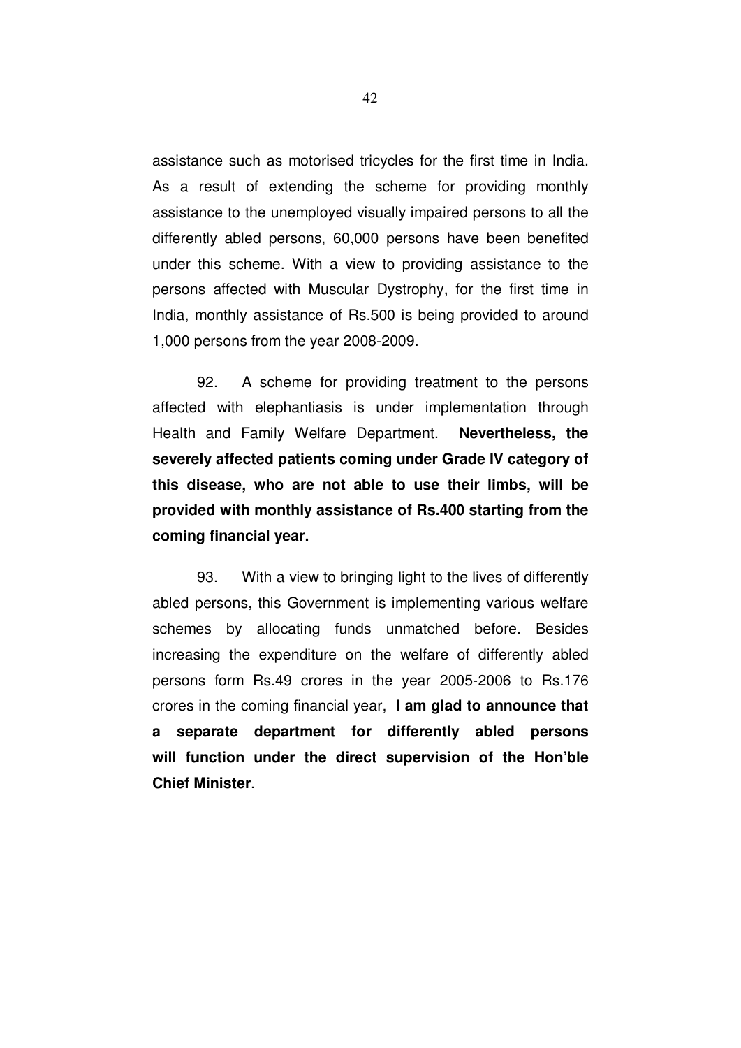assistance such as motorised tricycles for the first time in India. As a result of extending the scheme for providing monthly assistance to the unemployed visually impaired persons to all the differently abled persons, 60,000 persons have been benefited under this scheme. With a view to providing assistance to the persons affected with Muscular Dystrophy, for the first time in India, monthly assistance of Rs.500 is being provided to around 1,000 persons from the year 2008-2009.

92. A scheme for providing treatment to the persons affected with elephantiasis is under implementation through Health and Family Welfare Department. **Nevertheless, the severely affected patients coming under Grade IV category of this disease, who are not able to use their limbs, will be provided with monthly assistance of Rs.400 starting from the coming financial year.**

93. With a view to bringing light to the lives of differently abled persons, this Government is implementing various welfare schemes by allocating funds unmatched before. Besides increasing the expenditure on the welfare of differently abled persons form Rs.49 crores in the year 2005-2006 to Rs.176 crores in the coming financial year, **I am glad to announce that a separate department for differently abled persons will function under the direct supervision of the Hon'ble Chief Minister**.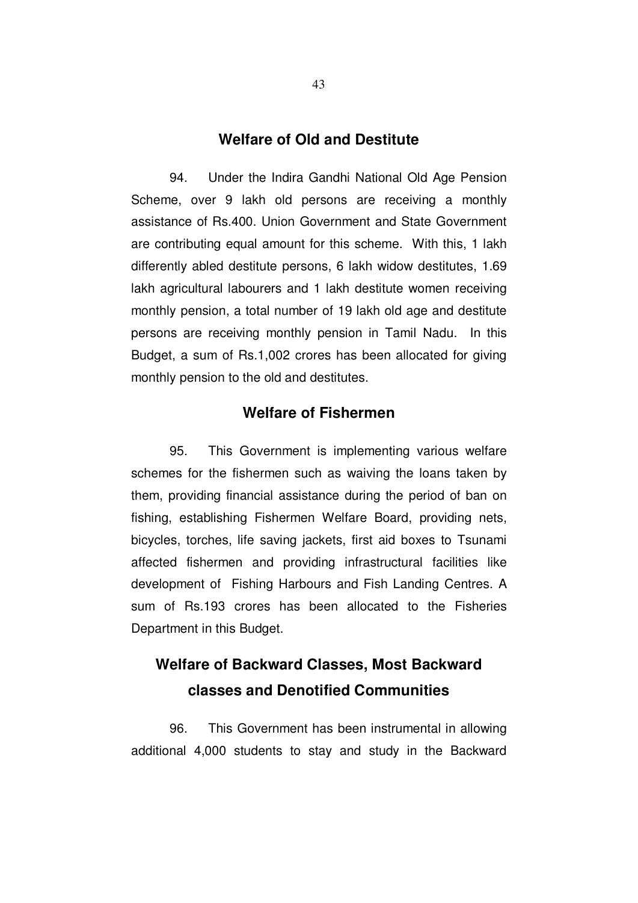## Welfare of Old and Destitute

94. Under the Indira Gandhi National Old Age Pension Scheme, over 9 lakh old persons are receiving a monthly assistance of Rs.400. Union Government and State Government are contributing equal amount for this scheme. With this, 1 lakh differently abled destitute persons, 6 lakh widow destitutes, 1.69 lakh agricultural labourers and 1 lakh destitute women receiving monthly pension, a total number of 19 lakh old age and destitute persons are receiving monthly pension in Tamil Nadu. In this Budget, a sum of Rs.1,002 crores has been allocated for giving monthly pension to the old and destitutes.

## Welfare of Fishermen

95. This Government is implementing various welfare schemes for the fishermen such as waiving the loans taken by them, providing financial assistance during the period of ban on fishing, establishing Fishermen Welfare Board, providing nets, bicycles, torches, life saving jackets, first aid boxes to Tsunami affected fishermen and providing infrastructural facilities like development of Fishing Harbours and Fish Landing Centres. A sum of Rs.193 crores has been allocated to the Fisheries Department in this Budget.

## Welfare of Backward Classes, Most Backward classes and Denotified Communities

96. This Government has been instrumental in allowing additional 4,000 students to stay and study in the Backward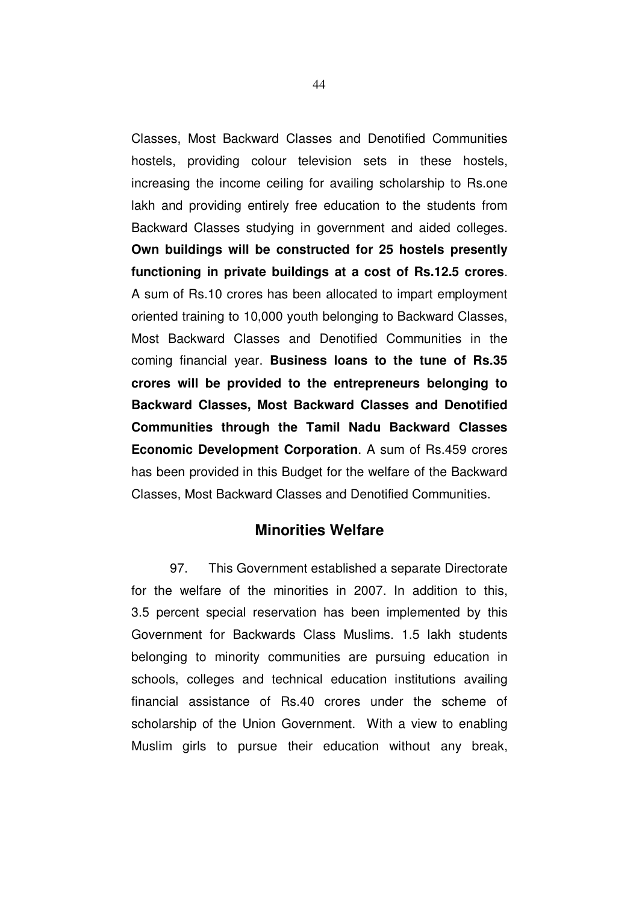Classes, Most Backward Classes and Denotified Communities hostels, providing colour television sets in these hostels, increasing the income ceiling for availing scholarship to Rs.one lakh and providing entirely free education to the students from Backward Classes studying in government and aided colleges. **Own buildings will be constructed for 25 hostels presently functioning in private buildings at a cost of Rs.12.5 crores**. A sum of Rs.10 crores has been allocated to impart employment oriented training to 10,000 youth belonging to Backward Classes, Most Backward Classes and Denotified Communities in the coming financial year. **Business loans to the tune of Rs.35 crores will be provided to the entrepreneurs belonging to Backward Classes, Most Backward Classes and Denotified Communities through the Tamil Nadu Backward Classes Economic Development Corporation**. A sum of Rs.459 crores has been provided in this Budget for the welfare of the Backward Classes, Most Backward Classes and Denotified Communities.

## Minorities Welfare

97. This Government established a separate Directorate for the welfare of the minorities in 2007. In addition to this, 3.5 percent special reservation has been implemented by this Government for Backwards Class Muslims. 1.5 lakh students belonging to minority communities are pursuing education in schools, colleges and technical education institutions availing financial assistance of Rs.40 crores under the scheme of scholarship of the Union Government. With a view to enabling Muslim girls to pursue their education without any break,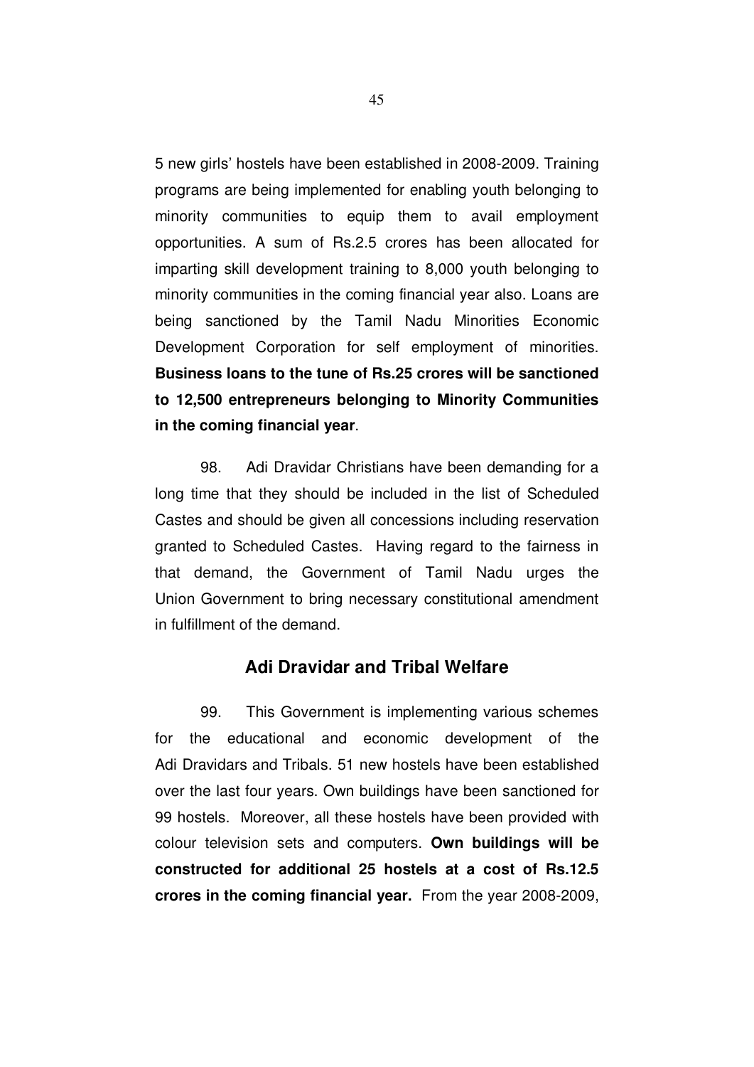5 new girls' hostels have been established in 2008-2009. Training programs are being implemented for enabling youth belonging to minority communities to equip them to avail employment opportunities. A sum of Rs.2.5 crores has been allocated for imparting skill development training to 8,000 youth belonging to minority communities in the coming financial year also. Loans are being sanctioned by the Tamil Nadu Minorities Economic Development Corporation for self employment of minorities. **Business loans to the tune of Rs.25 crores will be sanctioned to 12,500 entrepreneurs belonging to Minority Communities in the coming financial year**.

98. Adi Dravidar Christians have been demanding for a long time that they should be included in the list of Scheduled Castes and should be given all concessions including reservation granted to Scheduled Castes. Having regard to the fairness in that demand, the Government of Tamil Nadu urges the Union Government to bring necessary constitutional amendment in fulfillment of the demand.

## Adi Dravidar and Tribal Welfare

99. This Government is implementing various schemes for the educational and economic development of the Adi Dravidars and Tribals. 51 new hostels have been established over the last four years. Own buildings have been sanctioned for 99 hostels. Moreover, all these hostels have been provided with colour television sets and computers. **Own buildings will be constructed for additional 25 hostels at a cost of Rs.12.5 crores in the coming financial year.** From the year 2008-2009,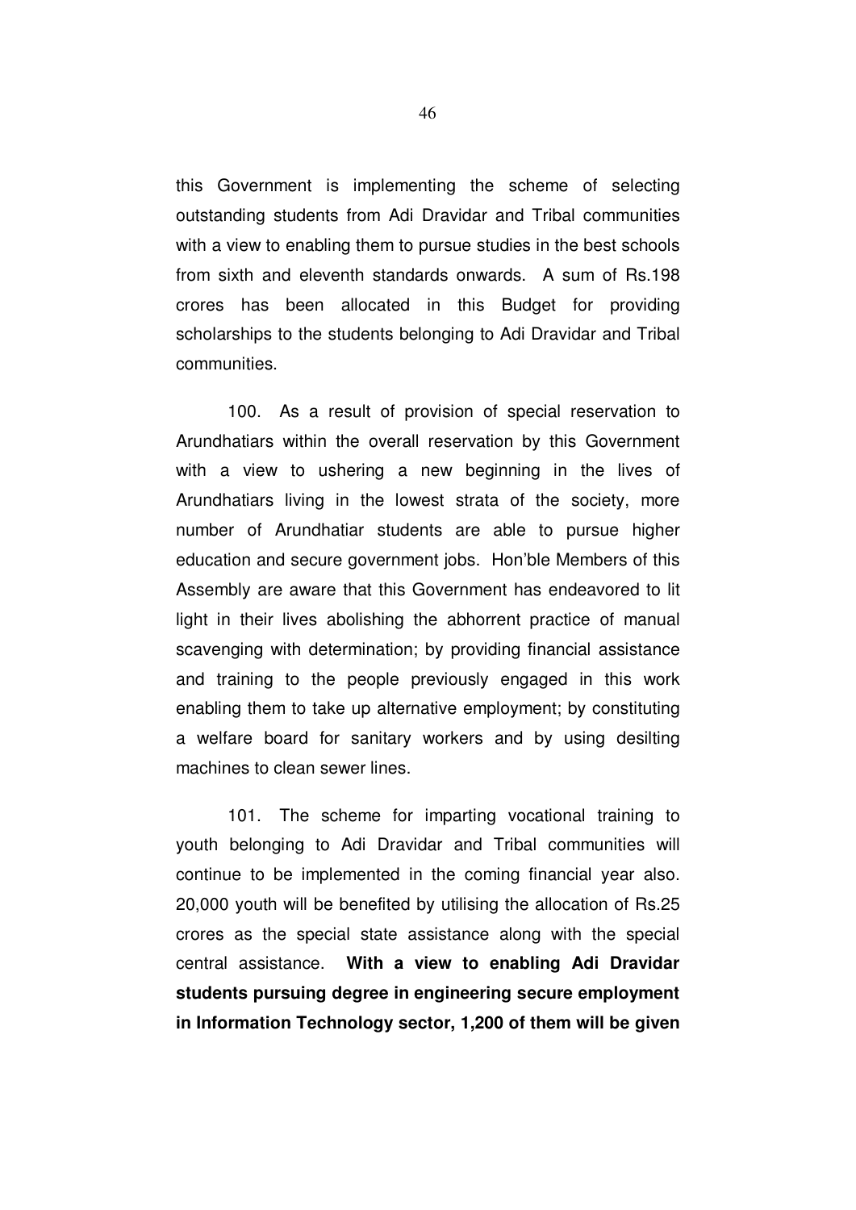this Government is implementing the scheme of selecting outstanding students from Adi Dravidar and Tribal communities with a view to enabling them to pursue studies in the best schools from sixth and eleventh standards onwards. A sum of Rs.198 crores has been allocated in this Budget for providing scholarships to the students belonging to Adi Dravidar and Tribal communities.

100. As a result of provision of special reservation to Arundhatiars within the overall reservation by this Government with a view to ushering a new beginning in the lives of Arundhatiars living in the lowest strata of the society, more number of Arundhatiar students are able to pursue higher education and secure government jobs. Hon'ble Members of this Assembly are aware that this Government has endeavored to lit light in their lives abolishing the abhorrent practice of manual scavenging with determination; by providing financial assistance and training to the people previously engaged in this work enabling them to take up alternative employment; by constituting a welfare board for sanitary workers and by using desilting machines to clean sewer lines.

101. The scheme for imparting vocational training to youth belonging to Adi Dravidar and Tribal communities will continue to be implemented in the coming financial year also. 20,000 youth will be benefited by utilising the allocation of Rs.25 crores as the special state assistance along with the special central assistance. **With a view to enabling Adi Dravidar students pursuing degree in engineering secure employment in Information Technology sector, 1,200 of them will be given**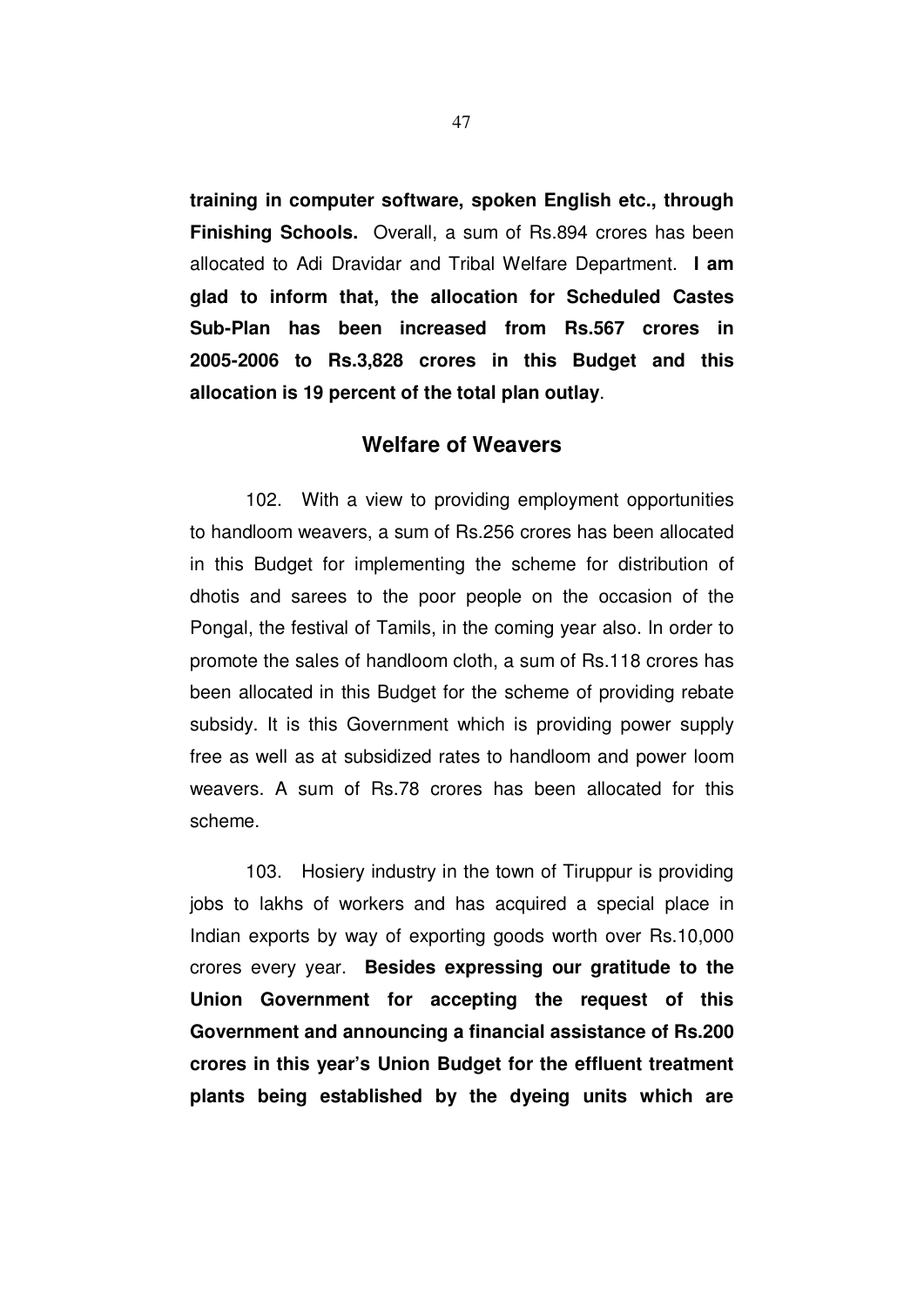**training in computer software, spoken English etc., through Finishing Schools.** Overall, a sum of Rs.894 crores has been allocated to Adi Dravidar and Tribal Welfare Department. **I am glad to inform that, the allocation for Scheduled Castes Sub-Plan has been increased from Rs.567 crores in 2005-2006 to Rs.3,828 crores in this Budget and this allocation is 19 percent of the total plan outlay**.

## Welfare of Weavers

102. With a view to providing employment opportunities to handloom weavers, a sum of Rs.256 crores has been allocated in this Budget for implementing the scheme for distribution of dhotis and sarees to the poor people on the occasion of the Pongal, the festival of Tamils, in the coming year also. In order to promote the sales of handloom cloth, a sum of Rs.118 crores has been allocated in this Budget for the scheme of providing rebate subsidy. It is this Government which is providing power supply free as well as at subsidized rates to handloom and power loom weavers. A sum of Rs.78 crores has been allocated for this scheme.

103. Hosiery industry in the town of Tiruppur is providing jobs to lakhs of workers and has acquired a special place in Indian exports by way of exporting goods worth over Rs.10,000 crores every year. **Besides expressing our gratitude to the Union Government for accepting the request of this Government and announcing a financial assistance of Rs.200 crores in this year's Union Budget for the effluent treatment plants being established by the dyeing units which are**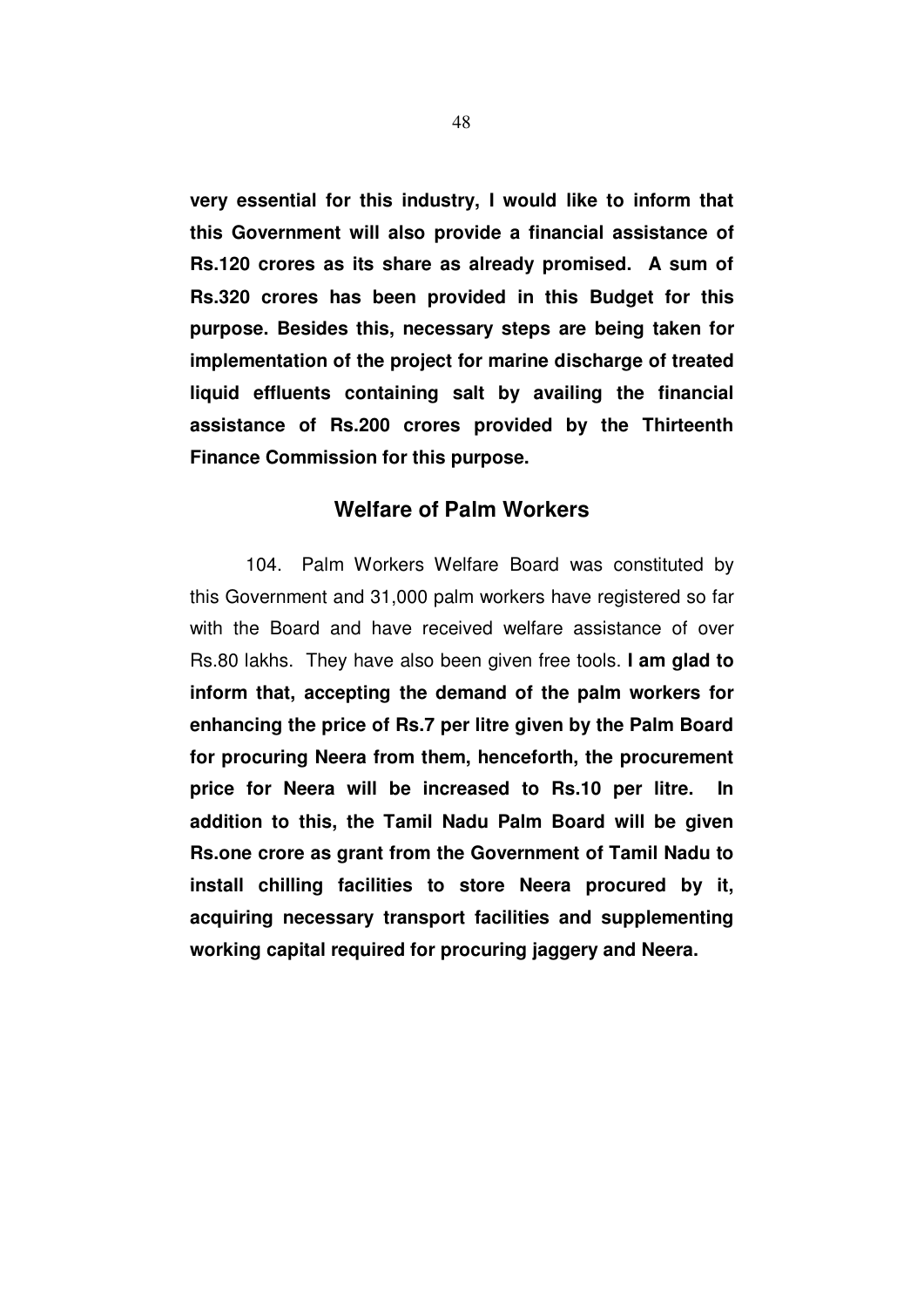**very essential for this industry, I would like to inform that this Government will also provide a financial assistance of Rs.120 crores as its share as already promised. A sum of Rs.320 crores has been provided in this Budget for this purpose. Besides this, necessary steps are being taken for implementation of the project for marine discharge of treated liquid effluents containing salt by availing the financial assistance of Rs.200 crores provided by the Thirteenth Finance Commission for this purpose.**

## Welfare of Palm Workers

104. Palm Workers Welfare Board was constituted by this Government and 31,000 palm workers have registered so far with the Board and have received welfare assistance of over Rs.80 lakhs. They have also been given free tools. **I am glad to inform that, accepting the demand of the palm workers for enhancing the price of Rs.7 per litre given by the Palm Board for procuring Neera from them, henceforth, the procurement price for Neera will be increased to Rs.10 per litre. In addition to this, the Tamil Nadu Palm Board will be given Rs.one crore as grant from the Government of Tamil Nadu to install chilling facilities to store Neera procured by it, acquiring necessary transport facilities and supplementing working capital required for procuring jaggery and Neera.**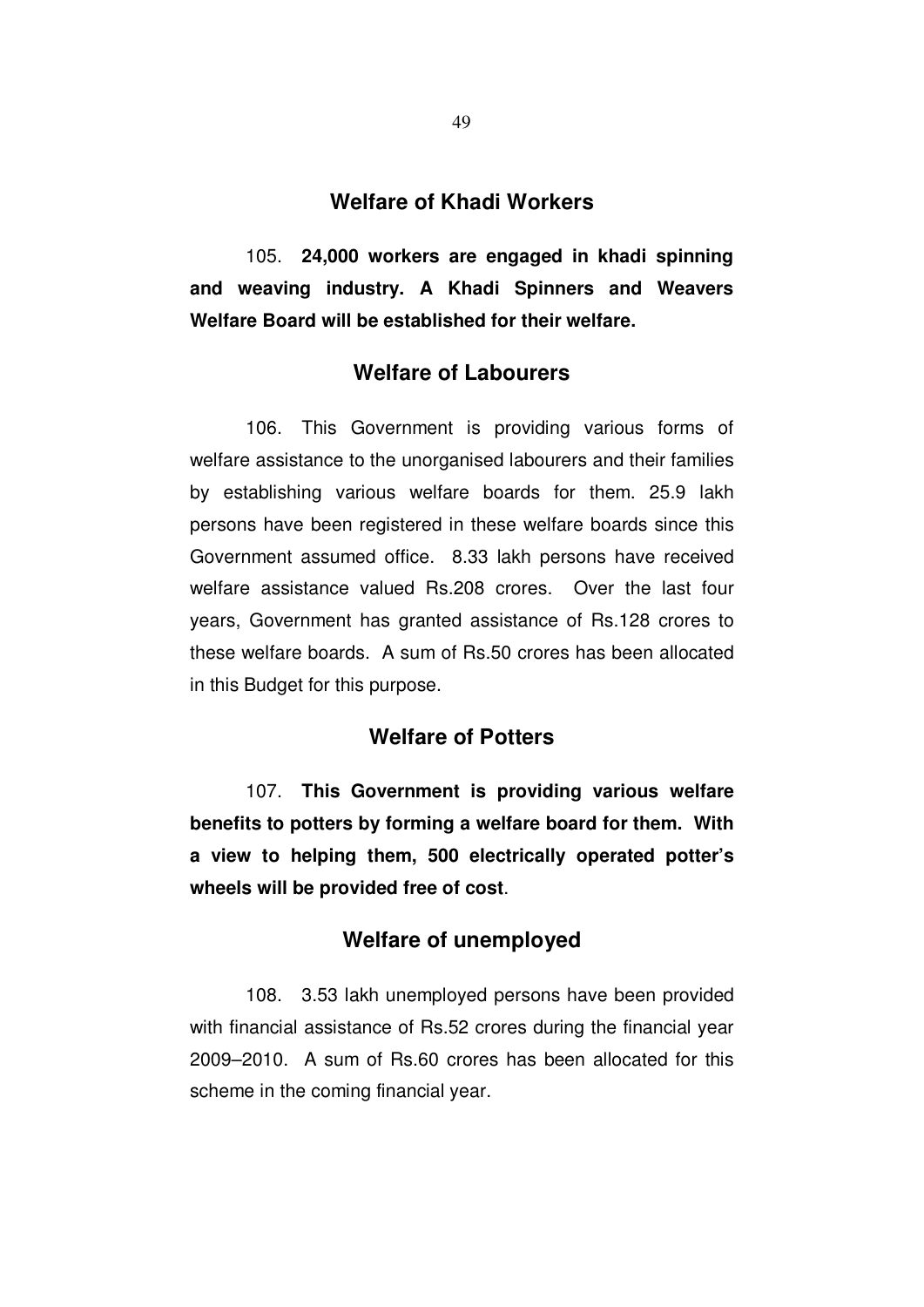## Welfare of Khadi Workers

105. **24,000 workers are engaged in khadi spinning and weaving industry. A Khadi Spinners and Weavers Welfare Board will be established for their welfare.**

## Welfare of Labourers

106. This Government is providing various forms of welfare assistance to the unorganised labourers and their families by establishing various welfare boards for them. 25.9 lakh persons have been registered in these welfare boards since this Government assumed office. 8.33 lakh persons have received welfare assistance valued Rs.208 crores. Over the last four years, Government has granted assistance of Rs.128 crores to these welfare boards. A sum of Rs.50 crores has been allocated in this Budget for this purpose.

## Welfare of Potters

107. **This Government is providing various welfare benefits to potters by forming a welfare board for them. With a view to helping them, 500 electrically operated potter's wheels will be provided free of cost**.

## Welfare of unemployed

108. 3.53 lakh unemployed persons have been provided with financial assistance of Rs.52 crores during the financial year 2009–2010. A sum of Rs.60 crores has been allocated for this scheme in the coming financial year.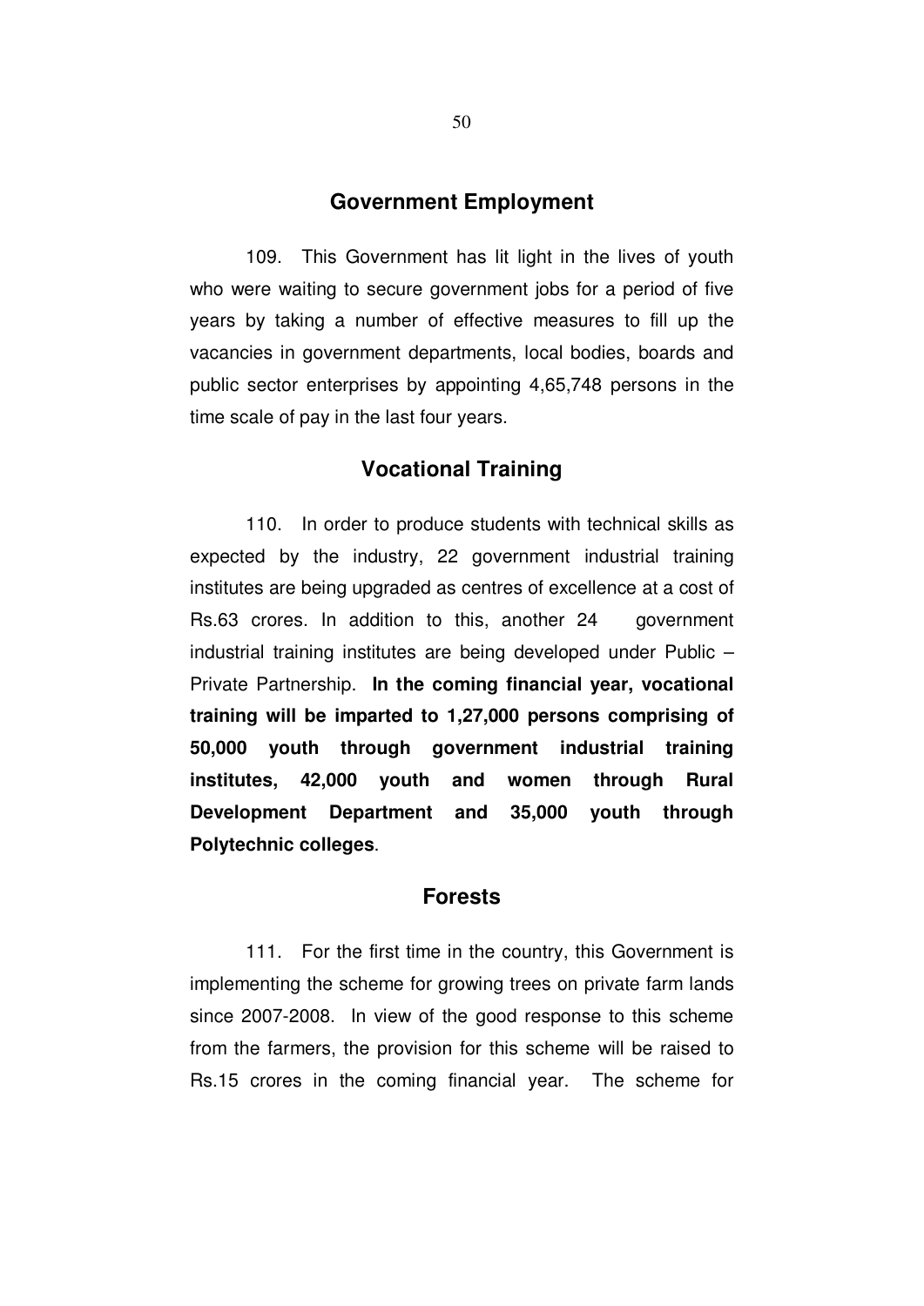## Government Employment

109. This Government has lit light in the lives of youth who were waiting to secure government jobs for a period of five years by taking a number of effective measures to fill up the vacancies in government departments, local bodies, boards and public sector enterprises by appointing 4,65,748 persons in the time scale of pay in the last four years.

## Vocational Training

110. In order to produce students with technical skills as expected by the industry, 22 government industrial training institutes are being upgraded as centres of excellence at a cost of Rs.63 crores. In addition to this, another 24 government industrial training institutes are being developed under Public – Private Partnership. **In the coming financial year, vocational training will be imparted to 1,27,000 persons comprising of 50,000 youth through government industrial training institutes, 42,000 youth and women through Rural Development Department and 35,000 youth through Polytechnic colleges**.

## Forests

111. For the first time in the country, this Government is implementing the scheme for growing trees on private farm lands since 2007-2008. In view of the good response to this scheme from the farmers, the provision for this scheme will be raised to Rs.15 crores in the coming financial year. The scheme for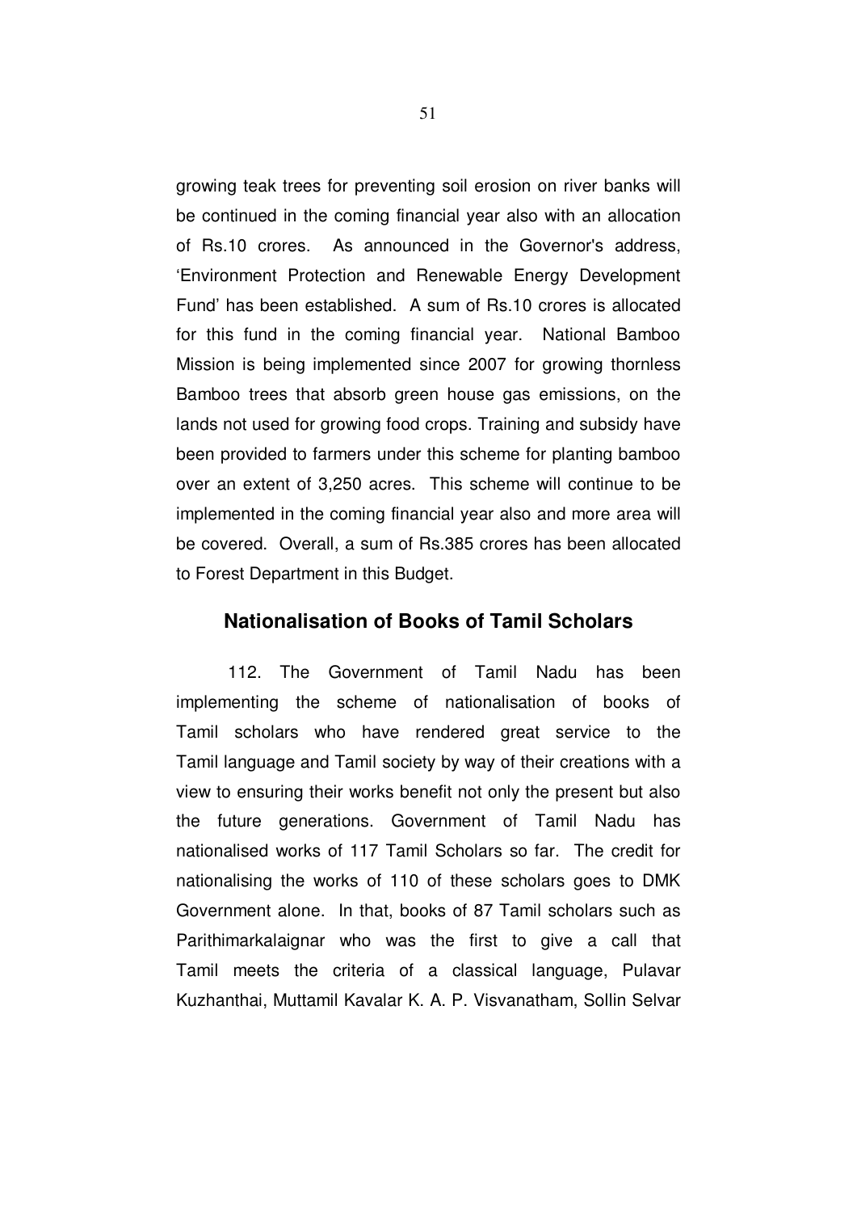growing teak trees for preventing soil erosion on river banks will be continued in the coming financial year also with an allocation of Rs.10 crores. As announced in the Governor's address, 'Environment Protection and Renewable Energy Development Fund' has been established. A sum of Rs.10 crores is allocated for this fund in the coming financial year. National Bamboo Mission is being implemented since 2007 for growing thornless Bamboo trees that absorb green house gas emissions, on the lands not used for growing food crops. Training and subsidy have been provided to farmers under this scheme for planting bamboo over an extent of 3,250 acres. This scheme will continue to be implemented in the coming financial year also and more area will be covered. Overall, a sum of Rs.385 crores has been allocated to Forest Department in this Budget.

## Nationalisation of Books of Tamil Scholars

112. The Government of Tamil Nadu has been implementing the scheme of nationalisation of books of Tamil scholars who have rendered great service to the Tamil language and Tamil society by way of their creations with a view to ensuring their works benefit not only the present but also the future generations. Government of Tamil Nadu has nationalised works of 117 Tamil Scholars so far. The credit for nationalising the works of 110 of these scholars goes to DMK Government alone. In that, books of 87 Tamil scholars such as Parithimarkalaignar who was the first to give a call that Tamil meets the criteria of a classical language, Pulavar Kuzhanthai, Muttamil Kavalar K. A. P. Visvanatham, Sollin Selvar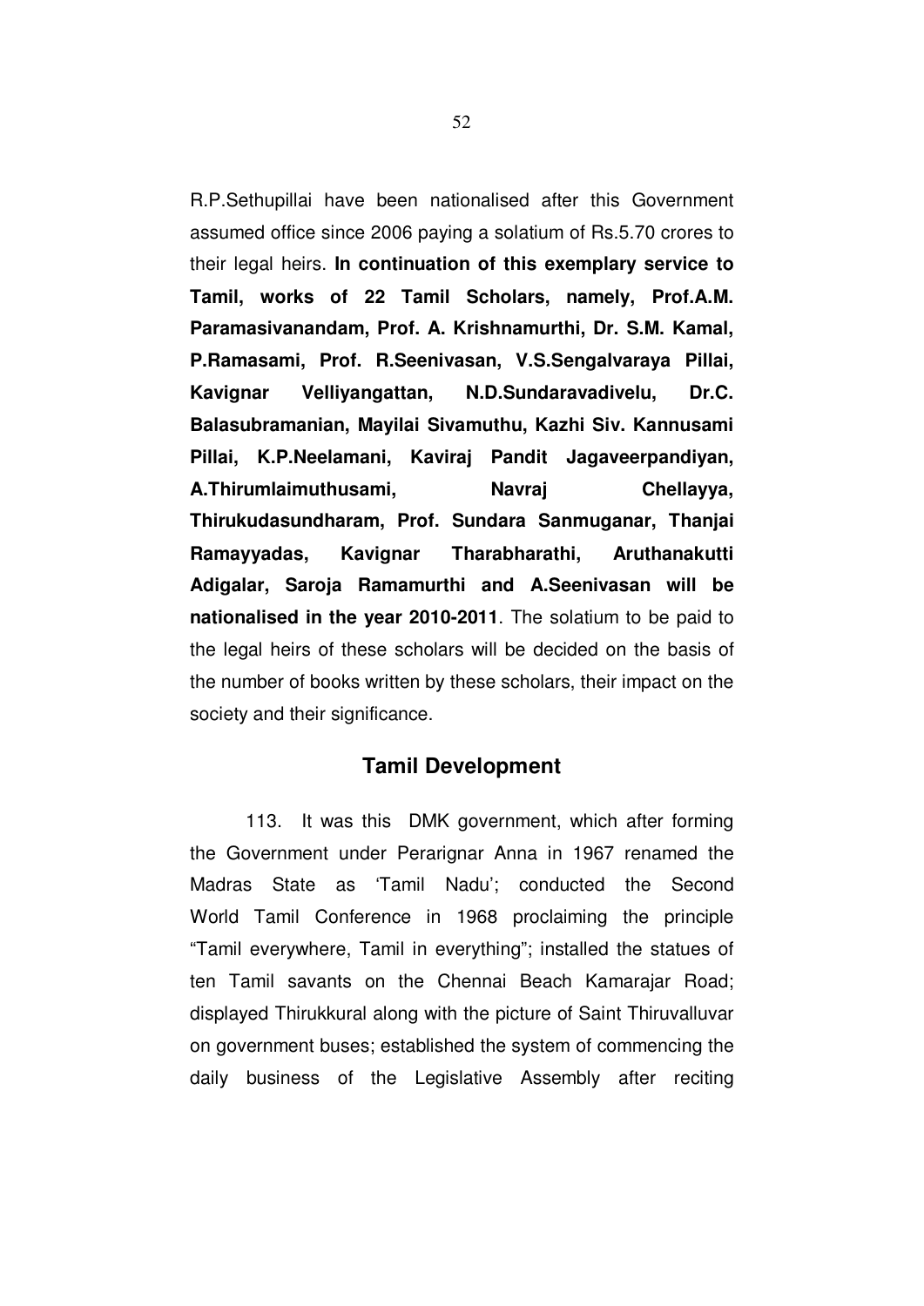R.P.Sethupillai have been nationalised after this Government assumed office since 2006 paying a solatium of Rs.5.70 crores to their legal heirs. **In continuation of this exemplary service to Tamil, works of 22 Tamil Scholars, namely, Prof.A.M. Paramasivanandam, Prof. A. Krishnamurthi, Dr. S.M. Kamal, P.Ramasami, Prof. R.Seenivasan, V.S.Sengalvaraya Pillai, Kavignar Velliyangattan, N.D.Sundaravadivelu, Dr.C. Balasubramanian, Mayilai Sivamuthu, Kazhi Siv. Kannusami Pillai, K.P.Neelamani, Kaviraj Pandit Jagaveerpandiyan, A.Thirumlaimuthusami, Navraj Chellayya, Thirukudasundharam, Prof. Sundara Sanmuganar, Thanjai Ramayyadas, Kavignar Tharabharathi, Aruthanakutti Adigalar, Saroja Ramamurthi and A.Seenivasan will be nationalised in the year 2010-2011**. The solatium to be paid to the legal heirs of these scholars will be decided on the basis of the number of books written by these scholars, their impact on the society and their significance.

## Tamil Development

113. It was this DMK government, which after forming the Government under Perarignar Anna in 1967 renamed the Madras State as 'Tamil Nadu'; conducted the Second World Tamil Conference in 1968 proclaiming the principle "Tamil everywhere, Tamil in everything"; installed the statues of ten Tamil savants on the Chennai Beach Kamarajar Road; displayed Thirukkural along with the picture of Saint Thiruvalluvar on government buses; established the system of commencing the daily business of the Legislative Assembly after reciting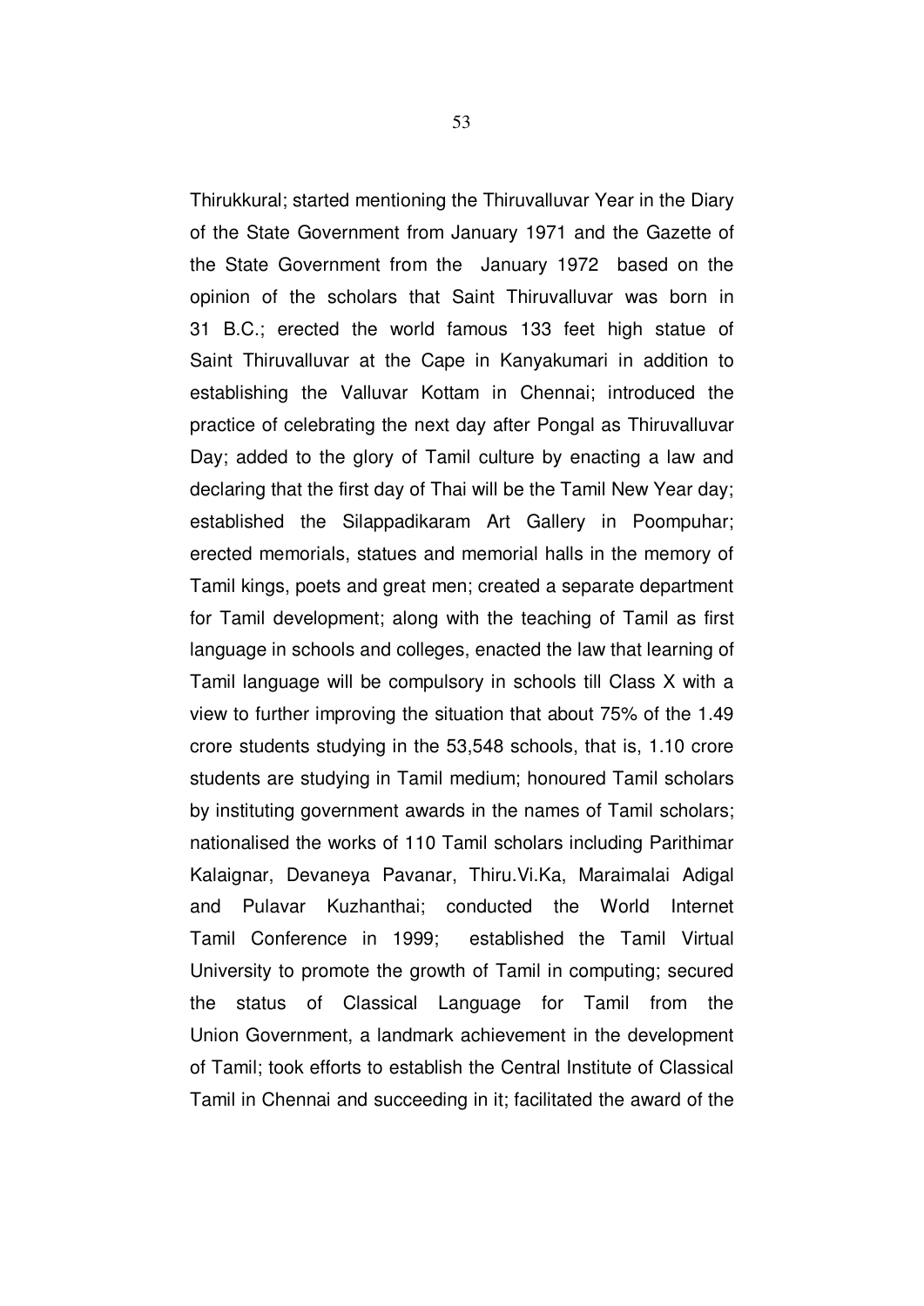Thirukkural; started mentioning the Thiruvalluvar Year in the Diary of the State Government from January 1971 and the Gazette of the State Government from the January 1972 based on the opinion of the scholars that Saint Thiruvalluvar was born in 31 B.C.; erected the world famous 133 feet high statue of Saint Thiruvalluvar at the Cape in Kanyakumari in addition to establishing the Valluvar Kottam in Chennai; introduced the practice of celebrating the next day after Pongal as Thiruvalluvar Day; added to the glory of Tamil culture by enacting a law and declaring that the first day of Thai will be the Tamil New Year day; established the Silappadikaram Art Gallery in Poompuhar; erected memorials, statues and memorial halls in the memory of Tamil kings, poets and great men; created a separate department for Tamil development; along with the teaching of Tamil as first language in schools and colleges, enacted the law that learning of Tamil language will be compulsory in schools till Class X with a view to further improving the situation that about 75% of the 1.49 crore students studying in the 53,548 schools, that is, 1.10 crore students are studying in Tamil medium; honoured Tamil scholars by instituting government awards in the names of Tamil scholars; nationalised the works of 110 Tamil scholars including Parithimar Kalaignar, Devaneya Pavanar, Thiru.Vi.Ka, Maraimalai Adigal and Pulavar Kuzhanthai; conducted the World Internet Tamil Conference in 1999; established the Tamil Virtual University to promote the growth of Tamil in computing; secured the status of Classical Language for Tamil from the Union Government, a landmark achievement in the development of Tamil; took efforts to establish the Central Institute of Classical Tamil in Chennai and succeeding in it; facilitated the award of the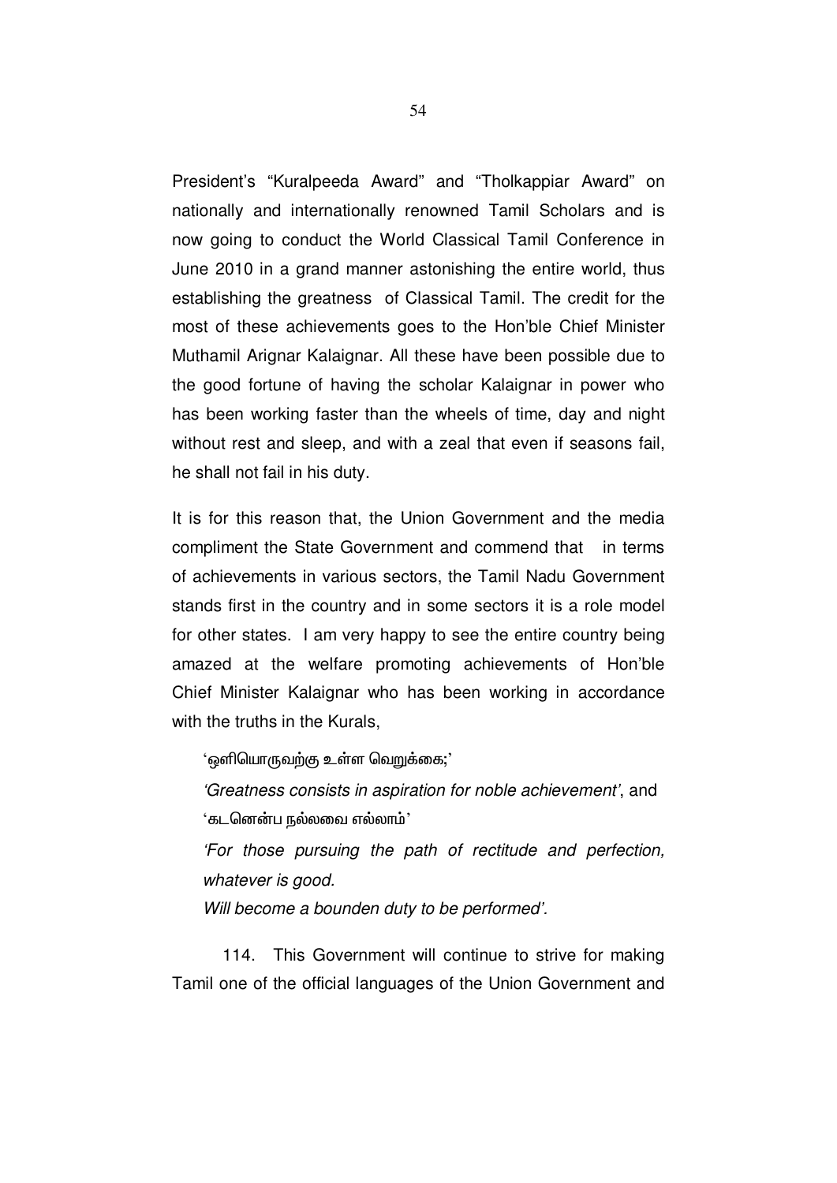President's "Kuralpeeda Award" and "Tholkappiar Award" on nationally and internationally renowned Tamil Scholars and is now going to conduct the World Classical Tamil Conference in June 2010 in a grand manner astonishing the entire world, thus establishing the greatness of Classical Tamil. The credit for the most of these achievements goes to the Hon'ble Chief Minister Muthamil Arignar Kalaignar. All these have been possible due to the good fortune of having the scholar Kalaignar in power who has been working faster than the wheels of time, day and night without rest and sleep, and with a zeal that even if seasons fail, he shall not fail in his duty.

It is for this reason that, the Union Government and the media compliment the State Government and commend that in terms of achievements in various sectors, the Tamil Nadu Government stands first in the country and in some sectors it is a role model for other states. I am very happy to see the entire country being amazed at the welfare promoting achievements of Hon'ble Chief Minister Kalaignar who has been working in accordance with the truths in the Kurals,

'ஒளியொருவற்கு உள்ள வெறுக்கை;'

*'Greatness consists in aspiration for noble achievement'*, and

'கடனென்ப நல்லவை எல்லாம்'

*'For those pursuing the path of rectitude and perfection, whatever is good.*
*Will become a bounden duty to be performed'.*

114. This Government will continue to strive for making Tamil one of the official languages of the Union Government and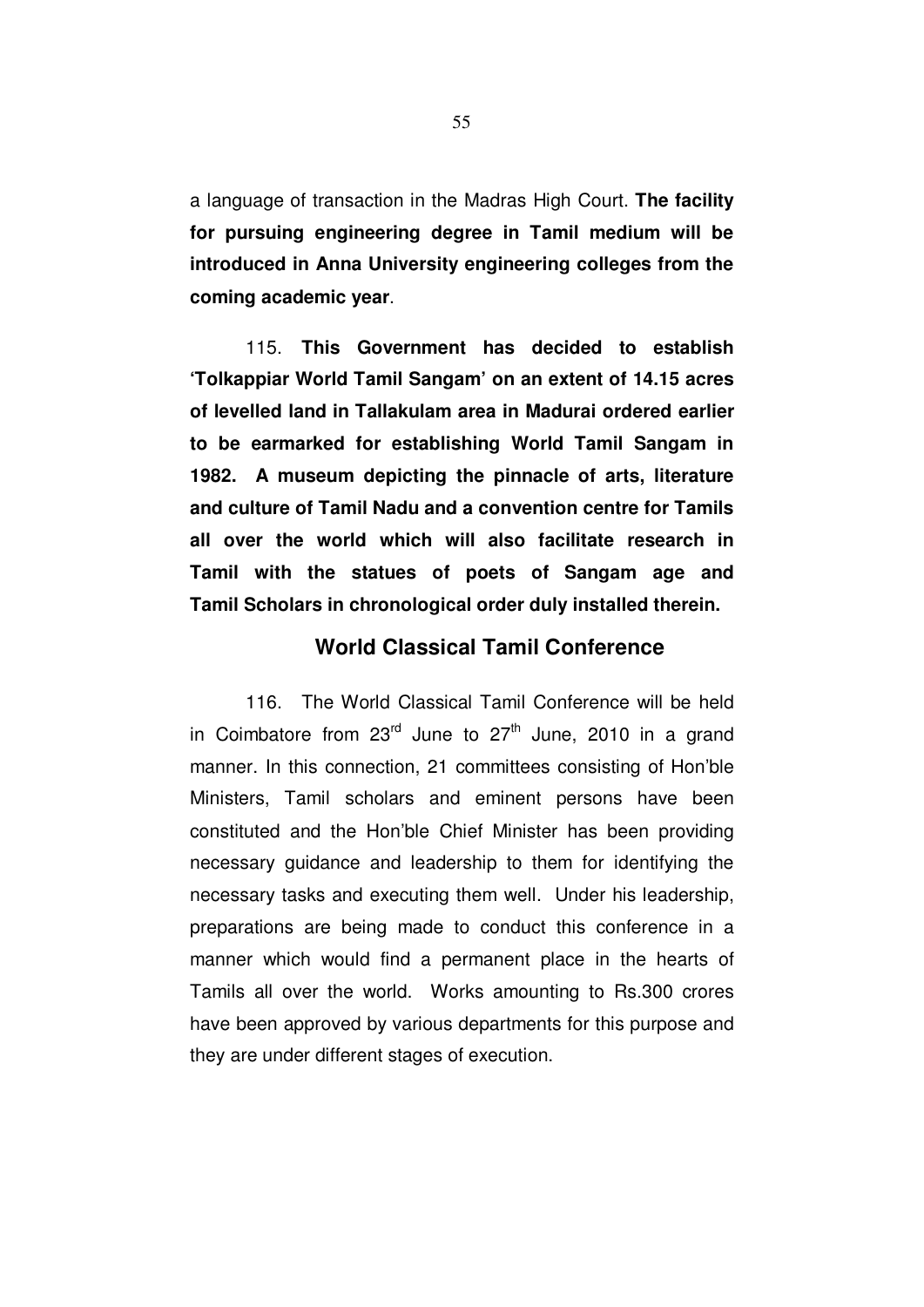a language of transaction in the Madras High Court. **The facility for pursuing engineering degree in Tamil medium will be introduced in Anna University engineering colleges from the coming academic year**.

115. **This Government has decided to establish 'Tolkappiar World Tamil Sangam' on an extent of 14.15 acres of levelled land in Tallakulam area in Madurai ordered earlier to be earmarked for establishing World Tamil Sangam in 1982. A museum depicting the pinnacle of arts, literature and culture of Tamil Nadu and a convention centre for Tamils all over the world which will also facilitate research in Tamil with the statues of poets of Sangam age and Tamil Scholars in chronological order duly installed therein.**

## World Classical Tamil Conference

116. The World Classical Tamil Conference will be held in Coimbatore from 23rd June to 27th June, 2010 in a grand manner. In this connection, 21 committees consisting of Hon'ble Ministers, Tamil scholars and eminent persons have been constituted and the Hon'ble Chief Minister has been providing necessary guidance and leadership to them for identifying the necessary tasks and executing them well. Under his leadership, preparations are being made to conduct this conference in a manner which would find a permanent place in the hearts of Tamils all over the world. Works amounting to Rs.300 crores have been approved by various departments for this purpose and they are under different stages of execution.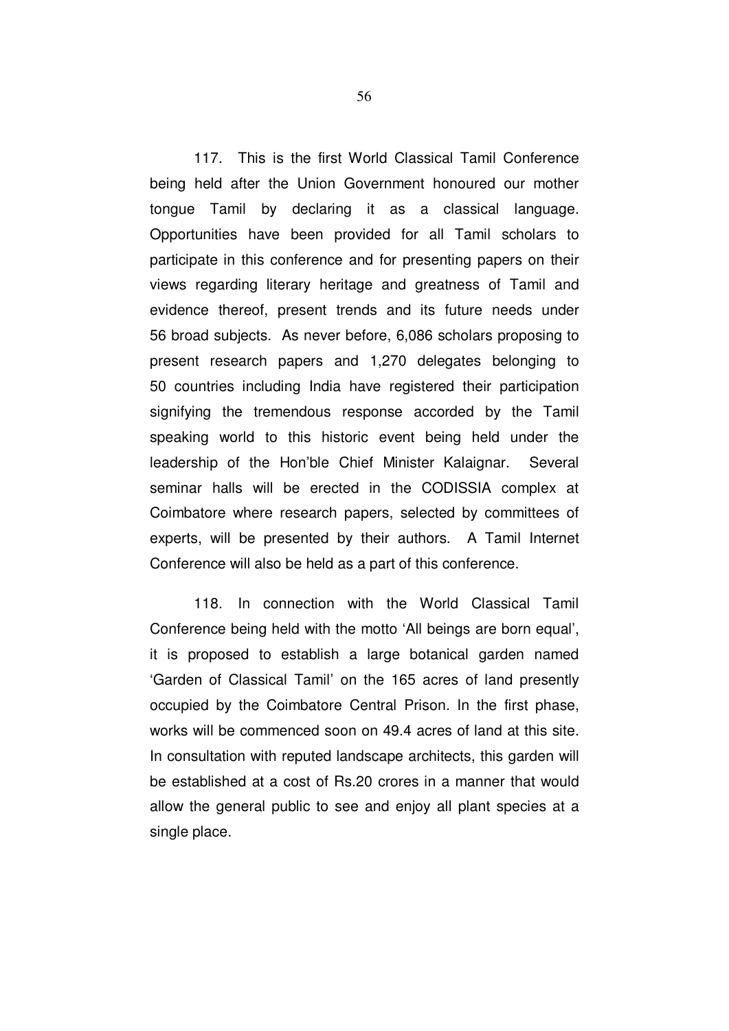117. This is the first World Classical Tamil Conference being held after the Union Government honoured our mother tongue Tamil by declaring it as a classical language. Opportunities have been provided for all Tamil scholars to participate in this conference and for presenting papers on their views regarding literary heritage and greatness of Tamil and evidence thereof, present trends and its future needs under 56 broad subjects. As never before, 6,086 scholars proposing to present research papers and 1,270 delegates belonging to 50 countries including India have registered their participation signifying the tremendous response accorded by the Tamil speaking world to this historic event being held under the leadership of the Hon'ble Chief Minister Kalaignar. Several seminar halls will be erected in the CODISSIA complex at Coimbatore where research papers, selected by committees of experts, will be presented by their authors. A Tamil Internet Conference will also be held as a part of this conference.

118. In connection with the World Classical Tamil Conference being held with the motto 'All beings are born equal', it is proposed to establish a large botanical garden named 'Garden of Classical Tamil' on the 165 acres of land presently occupied by the Coimbatore Central Prison. In the first phase, works will be commenced soon on 49.4 acres of land at this site. In consultation with reputed landscape architects, this garden will be established at a cost of Rs.20 crores in a manner that would allow the general public to see and enjoy all plant species at a single place.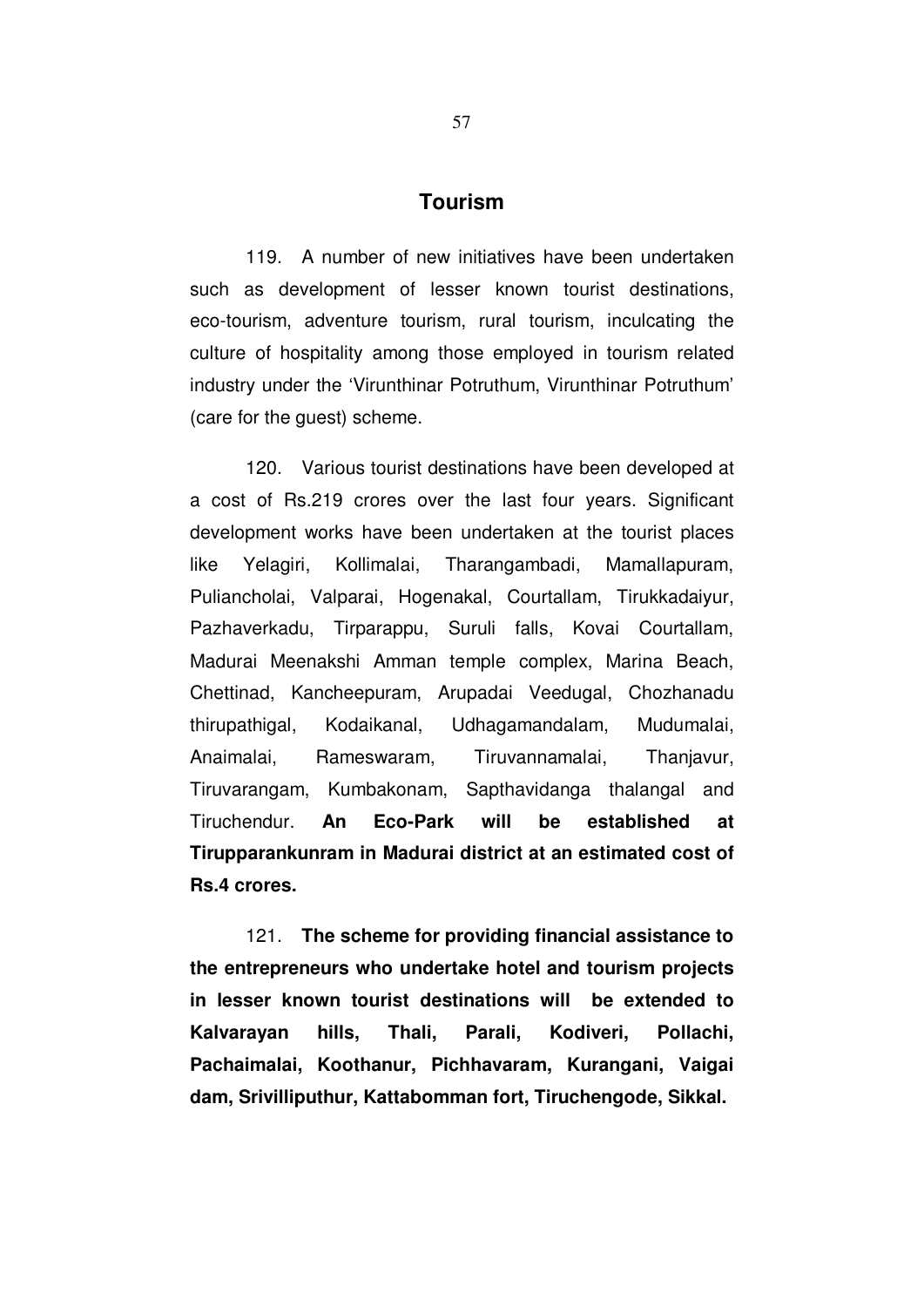## Tourism

119. A number of new initiatives have been undertaken such as development of lesser known tourist destinations, eco-tourism, adventure tourism, rural tourism, inculcating the culture of hospitality among those employed in tourism related industry under the 'Virunthinar Potruthum, Virunthinar Potruthum' (care for the guest) scheme.

120. Various tourist destinations have been developed at a cost of Rs.219 crores over the last four years. Significant development works have been undertaken at the tourist places like Yelagiri, Kollimalai, Tharangambadi, Mamallapuram, Puliancholai, Valparai, Hogenakal, Courtallam, Tirukkadaiyur, Pazhaverkadu, Tirparappu, Suruli falls, Kovai Courtallam, Madurai Meenakshi Amman temple complex, Marina Beach, Chettinad, Kancheepuram, Arupadai Veedugal, Chozhanadu thirupathigal, Kodaikanal, Udhagamandalam, Mudumalai, Anaimalai, Rameswaram, Tiruvannamalai, Thanjavur, Tiruvarangam, Kumbakonam, Sapthavidanga thalangal and Tiruchendur. **An Eco-Park will be established at Tirupparankunram in Madurai district at an estimated cost of Rs.4 crores.**

121. **The scheme for providing financial assistance to the entrepreneurs who undertake hotel and tourism projects in lesser known tourist destinations will be extended to Kalvarayan hills, Thali, Parali, Kodiveri, Pollachi, Pachaimalai, Koothanur, Pichhavaram, Kurangani, Vaigai dam, Srivilliputhur, Kattabomman fort, Tiruchengode, Sikkal.**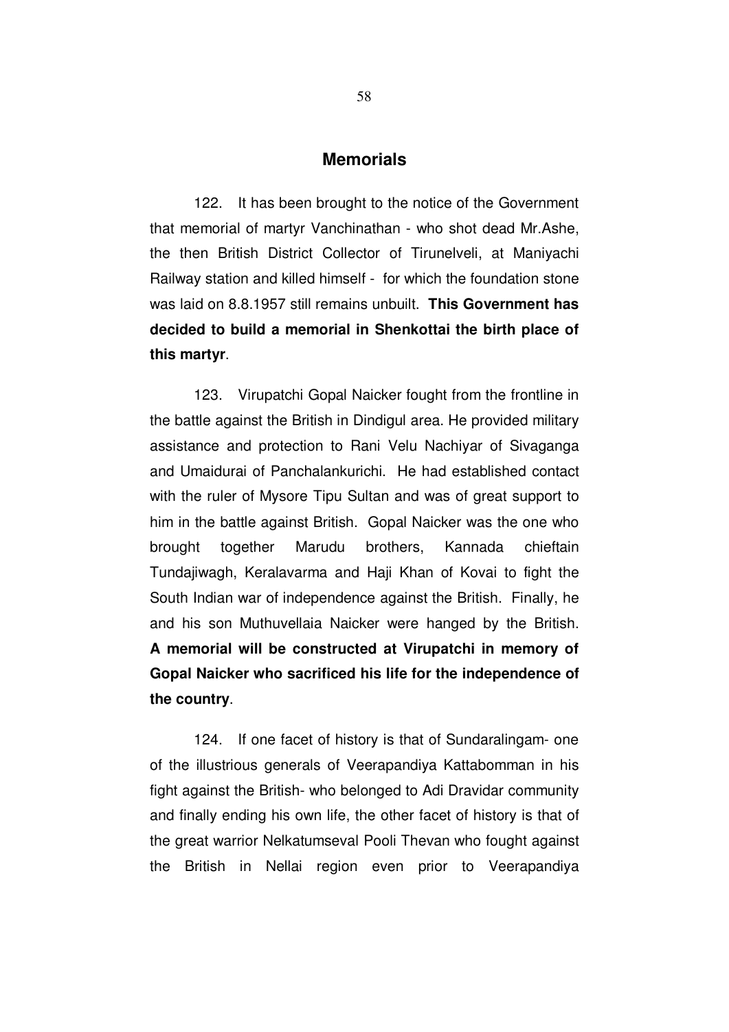## Memorials

122. It has been brought to the notice of the Government that memorial of martyr Vanchinathan - who shot dead Mr.Ashe, the then British District Collector of Tirunelveli, at Maniyachi Railway station and killed himself - for which the foundation stone was laid on 8.8.1957 still remains unbuilt. **This Government has decided to build a memorial in Shenkottai the birth place of this martyr**.

123. Virupatchi Gopal Naicker fought from the frontline in the battle against the British in Dindigul area. He provided military assistance and protection to Rani Velu Nachiyar of Sivaganga and Umaidurai of Panchalankurichi. He had established contact with the ruler of Mysore Tipu Sultan and was of great support to him in the battle against British. Gopal Naicker was the one who brought together Marudu brothers, Kannada chieftain Tundajiwagh, Keralavarma and Haji Khan of Kovai to fight the South Indian war of independence against the British. Finally, he and his son Muthuvellaia Naicker were hanged by the British. **A memorial will be constructed at Virupatchi in memory of Gopal Naicker who sacrificed his life for the independence of the country**.

124. If one facet of history is that of Sundaralingam- one of the illustrious generals of Veerapandiya Kattabomman in his fight against the British- who belonged to Adi Dravidar community and finally ending his own life, the other facet of history is that of the great warrior Nelkatumseval Pooli Thevan who fought against the British in Nellai region even prior to Veerapandiya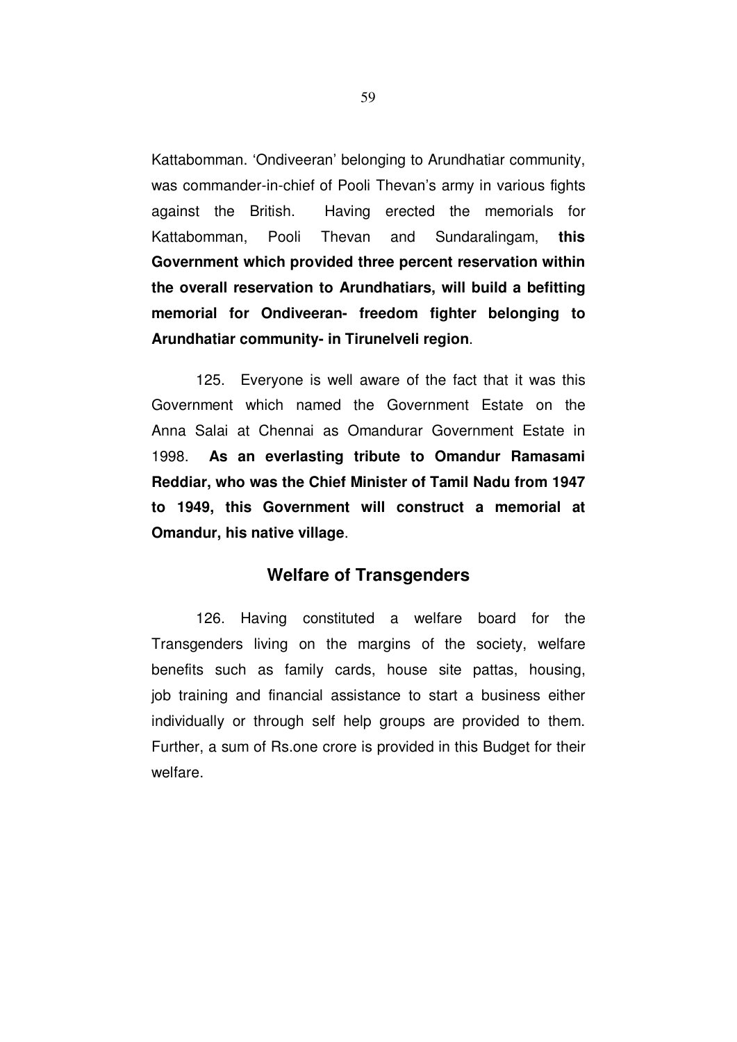Kattabomman. 'Ondiveeran' belonging to Arundhatiar community, was commander-in-chief of Pooli Thevan's army in various fights against the British. Having erected the memorials for Kattabomman, Pooli Thevan and Sundaralingam, **this Government which provided three percent reservation within the overall reservation to Arundhatiars, will build a befitting memorial for Ondiveeran- freedom fighter belonging to Arundhatiar community- in Tirunelveli region**.

125. Everyone is well aware of the fact that it was this Government which named the Government Estate on the Anna Salai at Chennai as Omandurar Government Estate in 1998. **As an everlasting tribute to Omandur Ramasami Reddiar, who was the Chief Minister of Tamil Nadu from 1947 to 1949, this Government will construct a memorial at Omandur, his native village**.

## Welfare of Transgenders

126. Having constituted a welfare board for the Transgenders living on the margins of the society, welfare benefits such as family cards, house site pattas, housing, job training and financial assistance to start a business either individually or through self help groups are provided to them. Further, a sum of Rs.one crore is provided in this Budget for their welfare.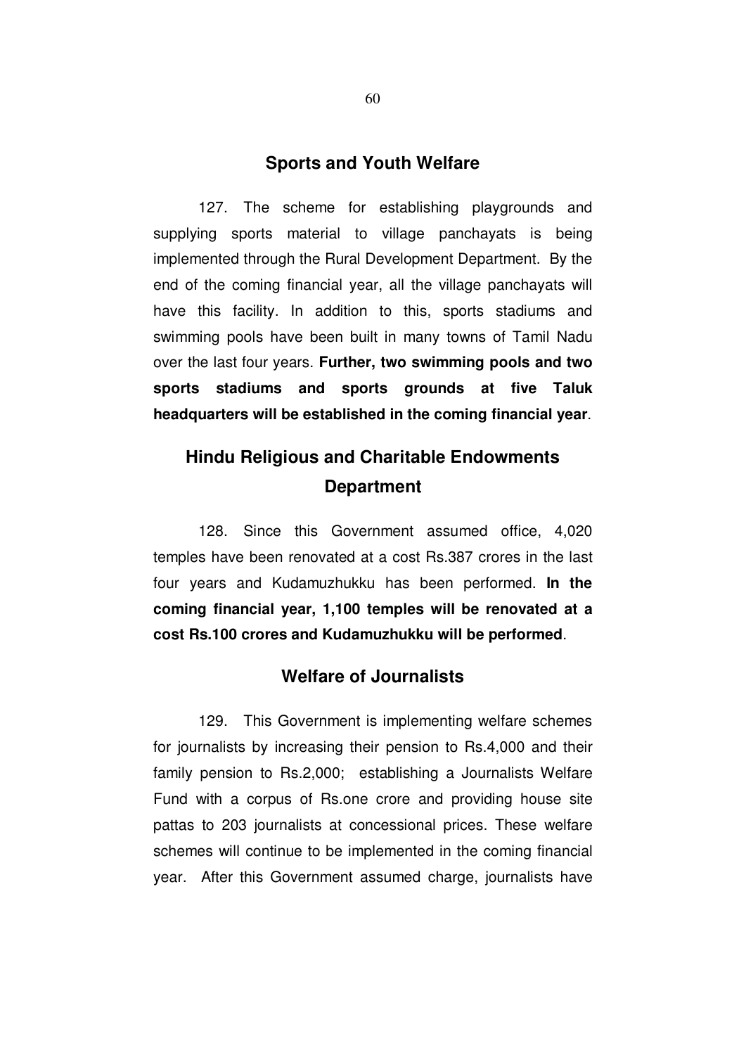## Sports and Youth Welfare

127. The scheme for establishing playgrounds and supplying sports material to village panchayats is being implemented through the Rural Development Department. By the end of the coming financial year, all the village panchayats will have this facility. In addition to this, sports stadiums and swimming pools have been built in many towns of Tamil Nadu over the last four years. **Further, two swimming pools and two sports stadiums and sports grounds at five Taluk headquarters will be established in the coming financial year**.

## Hindu Religious and Charitable Endowments Department

128. Since this Government assumed office, 4,020 temples have been renovated at a cost Rs.387 crores in the last four years and Kudamuzhukku has been performed. **In the coming financial year, 1,100 temples will be renovated at a cost Rs.100 crores and Kudamuzhukku will be performed**.

## Welfare of Journalists

129. This Government is implementing welfare schemes for journalists by increasing their pension to Rs.4,000 and their family pension to Rs.2,000; establishing a Journalists Welfare Fund with a corpus of Rs.one crore and providing house site pattas to 203 journalists at concessional prices. These welfare schemes will continue to be implemented in the coming financial year. After this Government assumed charge, journalists have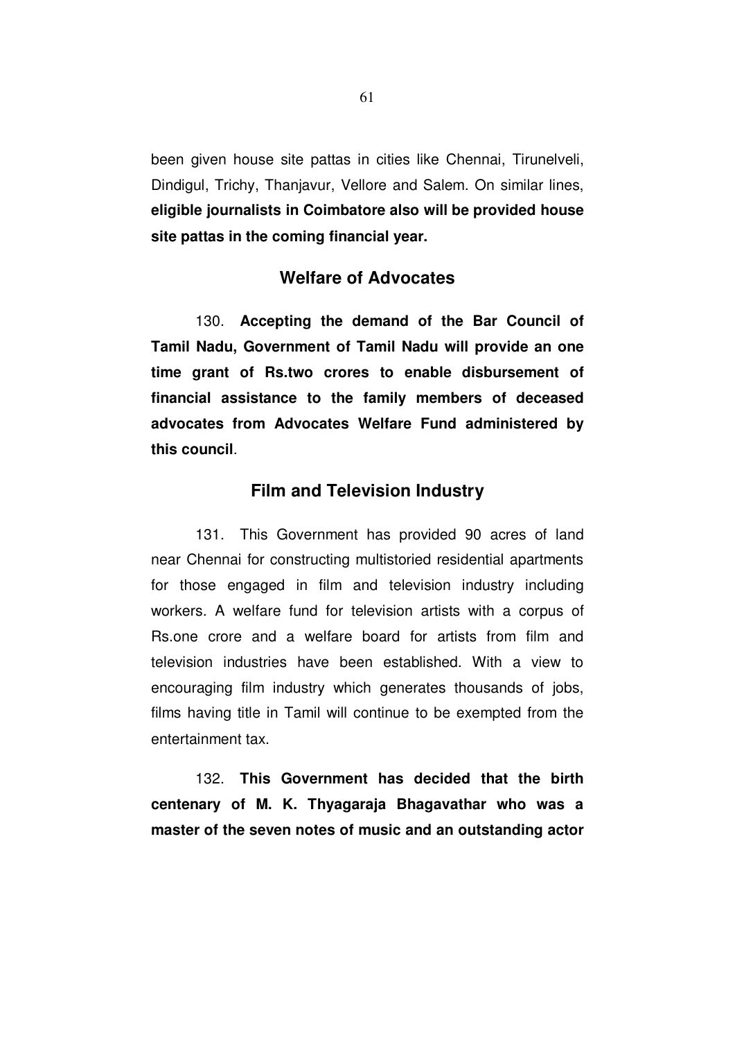been given house site pattas in cities like Chennai, Tirunelveli, Dindigul, Trichy, Thanjavur, Vellore and Salem. On similar lines, **eligible journalists in Coimbatore also will be provided house site pattas in the coming financial year.**

## Welfare of Advocates

130. **Accepting the demand of the Bar Council of Tamil Nadu, Government of Tamil Nadu will provide an one time grant of Rs.two crores to enable disbursement of financial assistance to the family members of deceased advocates from Advocates Welfare Fund administered by this council**.

## Film and Television Industry

131. This Government has provided 90 acres of land near Chennai for constructing multistoried residential apartments for those engaged in film and television industry including workers. A welfare fund for television artists with a corpus of Rs.one crore and a welfare board for artists from film and television industries have been established. With a view to encouraging film industry which generates thousands of jobs, films having title in Tamil will continue to be exempted from the entertainment tax.

132. **This Government has decided that the birth centenary of M. K. Thyagaraja Bhagavathar who was a master of the seven notes of music and an outstanding actor**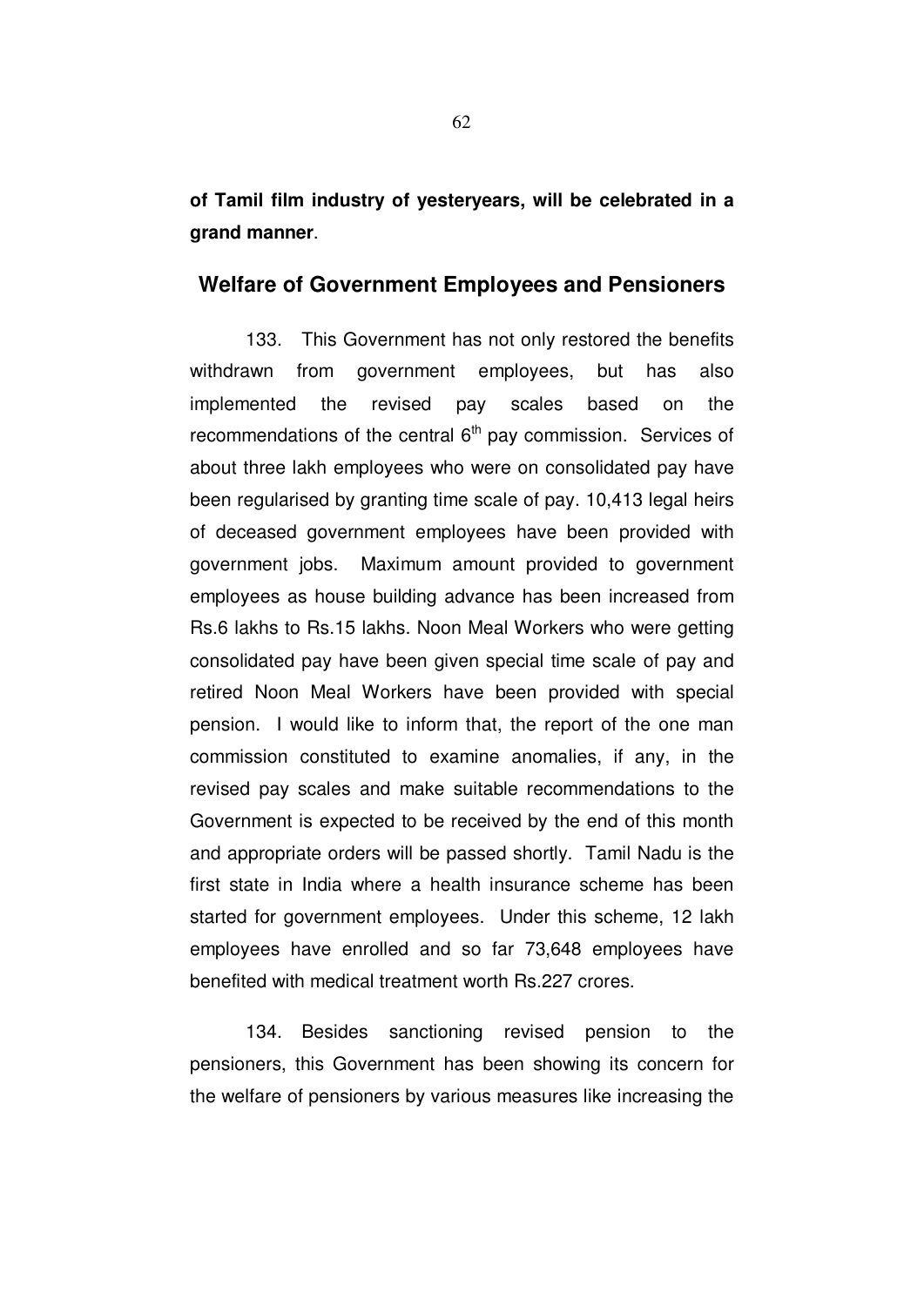**of Tamil film industry of yesteryears, will be celebrated in a grand manner**.

## Welfare of Government Employees and Pensioners

133. This Government has not only restored the benefits withdrawn from government employees, but has also implemented the revised pay scales based on the recommendations of the central 6th pay commission. Services of about three lakh employees who were on consolidated pay have been regularised by granting time scale of pay. 10,413 legal heirs of deceased government employees have been provided with government jobs. Maximum amount provided to government employees as house building advance has been increased from Rs.6 lakhs to Rs.15 lakhs. Noon Meal Workers who were getting consolidated pay have been given special time scale of pay and retired Noon Meal Workers have been provided with special pension. I would like to inform that, the report of the one man commission constituted to examine anomalies, if any, in the revised pay scales and make suitable recommendations to the Government is expected to be received by the end of this month and appropriate orders will be passed shortly. Tamil Nadu is the first state in India where a health insurance scheme has been started for government employees. Under this scheme, 12 lakh employees have enrolled and so far 73,648 employees have benefited with medical treatment worth Rs.227 crores.

134. Besides sanctioning revised pension to the pensioners, this Government has been showing its concern for the welfare of pensioners by various measures like increasing the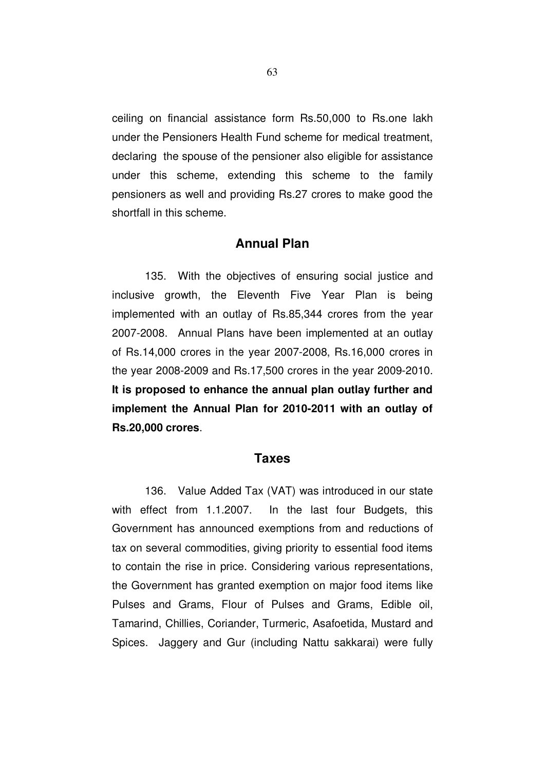ceiling on financial assistance form Rs.50,000 to Rs.one lakh under the Pensioners Health Fund scheme for medical treatment, declaring the spouse of the pensioner also eligible for assistance under this scheme, extending this scheme to the family pensioners as well and providing Rs.27 crores to make good the shortfall in this scheme.

## Annual Plan

135. With the objectives of ensuring social justice and inclusive growth, the Eleventh Five Year Plan is being implemented with an outlay of Rs.85,344 crores from the year 2007-2008. Annual Plans have been implemented at an outlay of Rs.14,000 crores in the year 2007-2008, Rs.16,000 crores in the year 2008-2009 and Rs.17,500 crores in the year 2009-2010. **It is proposed to enhance the annual plan outlay further and implement the Annual Plan for 2010-2011 with an outlay of Rs.20,000 crores**.

## Taxes

136. Value Added Tax (VAT) was introduced in our state with effect from 1.1.2007. In the last four Budgets, this Government has announced exemptions from and reductions of tax on several commodities, giving priority to essential food items to contain the rise in price. Considering various representations, the Government has granted exemption on major food items like Pulses and Grams, Flour of Pulses and Grams, Edible oil, Tamarind, Chillies, Coriander, Turmeric, Asafoetida, Mustard and Spices. Jaggery and Gur (including Nattu sakkarai) were fully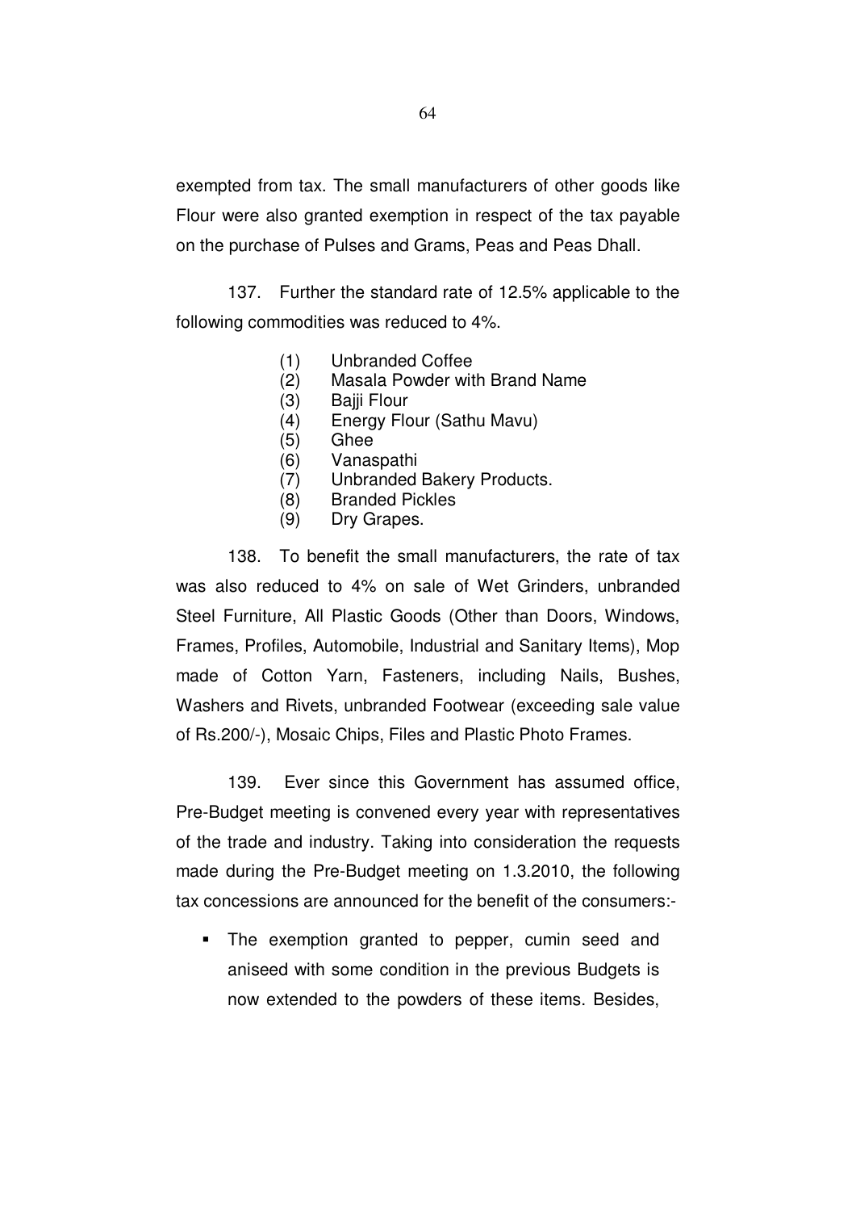exempted from tax. The small manufacturers of other goods like Flour were also granted exemption in respect of the tax payable on the purchase of Pulses and Grams, Peas and Peas Dhall.

137. Further the standard rate of 12.5% applicable to the following commodities was reduced to 4%.

(1) Unbranded Coffee
(2) Masala Powder with Brand Name
(3) Bajji Flour
(4) Energy Flour (Sathu Mavu)
(5) Ghee
(6) Vanaspathi
(7) Unbranded Bakery Products.
(8) Branded Pickles
(9) Dry Grapes.

138. To benefit the small manufacturers, the rate of tax was also reduced to 4% on sale of Wet Grinders, unbranded Steel Furniture, All Plastic Goods (Other than Doors, Windows, Frames, Profiles, Automobile, Industrial and Sanitary Items), Mop made of Cotton Yarn, Fasteners, including Nails, Bushes, Washers and Rivets, unbranded Footwear (exceeding sale value of Rs.200/-), Mosaic Chips, Files and Plastic Photo Frames.

139. Ever since this Government has assumed office, Pre-Budget meeting is convened every year with representatives of the trade and industry. Taking into consideration the requests made during the Pre-Budget meeting on 1.3.2010, the following tax concessions are announced for the benefit of the consumers:-

- The exemption granted to pepper, cumin seed and aniseed with some condition in the previous Budgets is now extended to the powders of these items. Besides,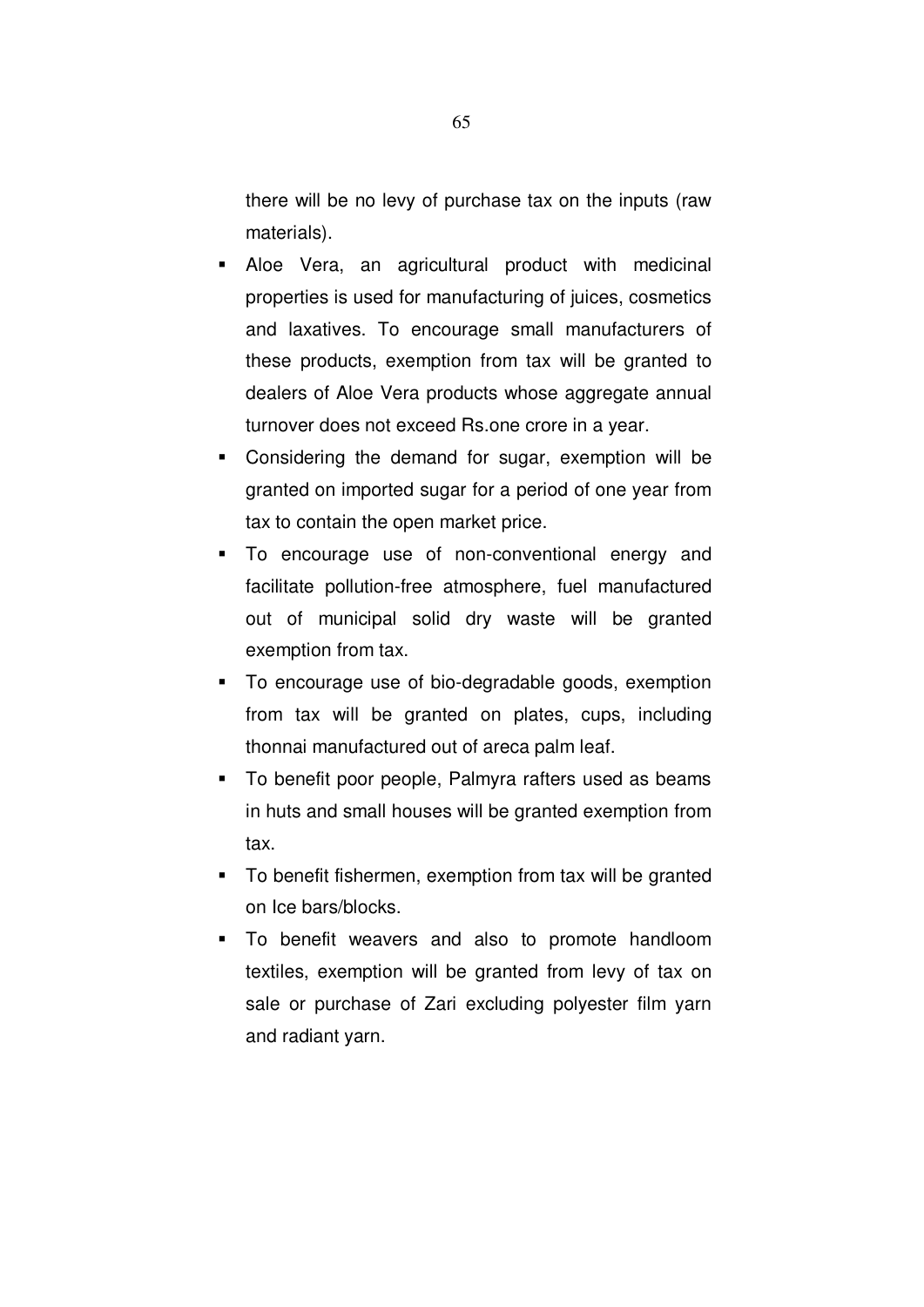there will be no levy of purchase tax on the inputs (raw materials).

- Aloe Vera, an agricultural product with medicinal properties is used for manufacturing of juices, cosmetics and laxatives. To encourage small manufacturers of these products, exemption from tax will be granted to dealers of Aloe Vera products whose aggregate annual turnover does not exceed Rs.one crore in a year.
- Considering the demand for sugar, exemption will be granted on imported sugar for a period of one year from tax to contain the open market price.
- To encourage use of non-conventional energy and facilitate pollution-free atmosphere, fuel manufactured out of municipal solid dry waste will be granted exemption from tax.
- To encourage use of bio-degradable goods, exemption from tax will be granted on plates, cups, including thonnai manufactured out of areca palm leaf.
- To benefit poor people, Palmyra rafters used as beams in huts and small houses will be granted exemption from tax.
- To benefit fishermen, exemption from tax will be granted on Ice bars/blocks.
- To benefit weavers and also to promote handloom textiles, exemption will be granted from levy of tax on sale or purchase of Zari excluding polyester film yarn and radiant yarn.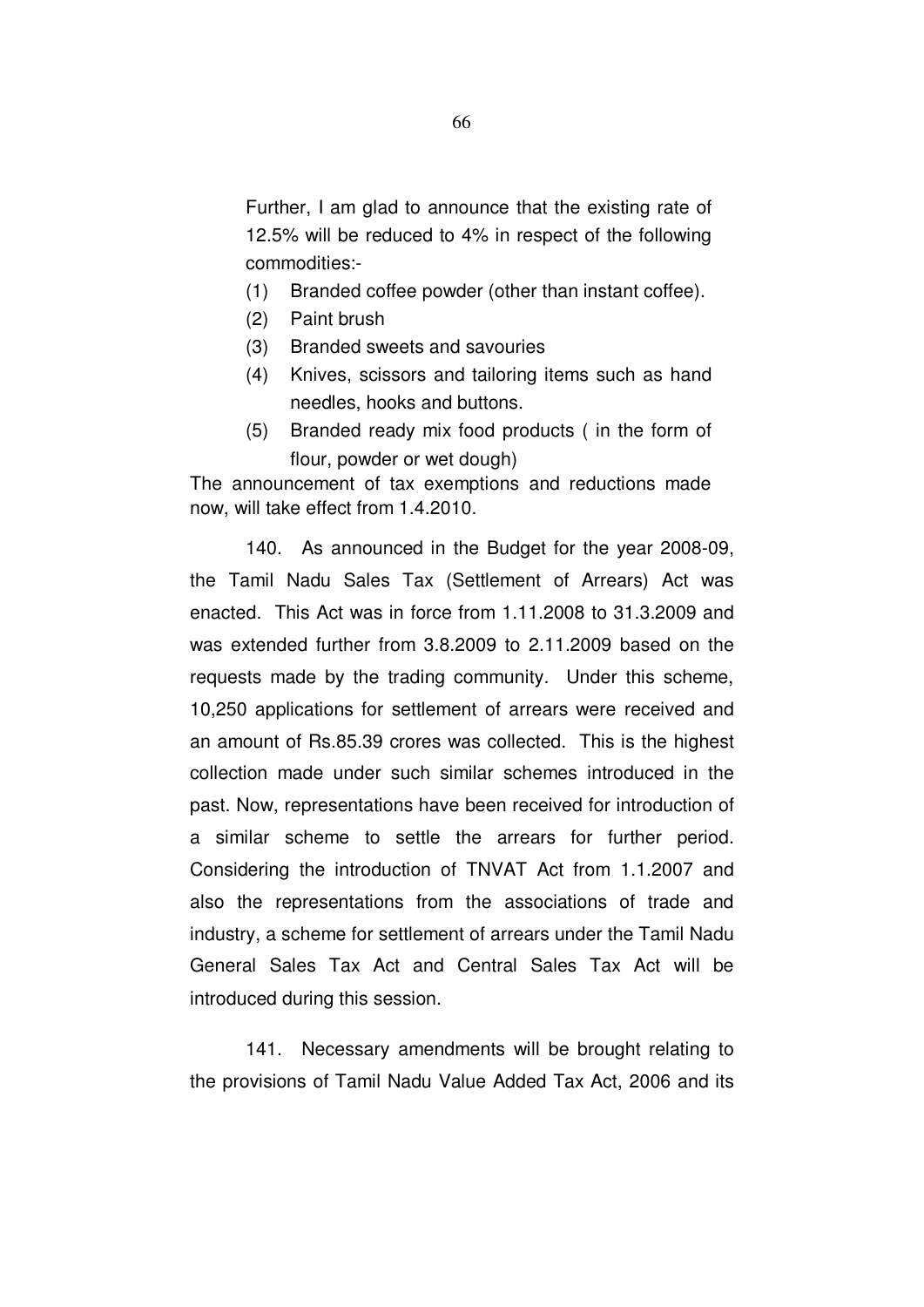Further, I am glad to announce that the existing rate of 12.5% will be reduced to 4% in respect of the following commodities:-

(1) Branded coffee powder (other than instant coffee).
(2) Paint brush
(3) Branded sweets and savouries
(4) Knives, scissors and tailoring items such as hand needles, hooks and buttons.
(5) Branded ready mix food products ( in the form of flour, powder or wet dough)

The announcement of tax exemptions and reductions made now, will take effect from 1.4.2010.

140. As announced in the Budget for the year 2008-09, the Tamil Nadu Sales Tax (Settlement of Arrears) Act was enacted. This Act was in force from 1.11.2008 to 31.3.2009 and was extended further from 3.8.2009 to 2.11.2009 based on the requests made by the trading community. Under this scheme, 10,250 applications for settlement of arrears were received and an amount of Rs.85.39 crores was collected. This is the highest collection made under such similar schemes introduced in the past. Now, representations have been received for introduction of a similar scheme to settle the arrears for further period. Considering the introduction of TNVAT Act from 1.1.2007 and also the representations from the associations of trade and industry, a scheme for settlement of arrears under the Tamil Nadu General Sales Tax Act and Central Sales Tax Act will be introduced during this session.

141. Necessary amendments will be brought relating to the provisions of Tamil Nadu Value Added Tax Act, 2006 and its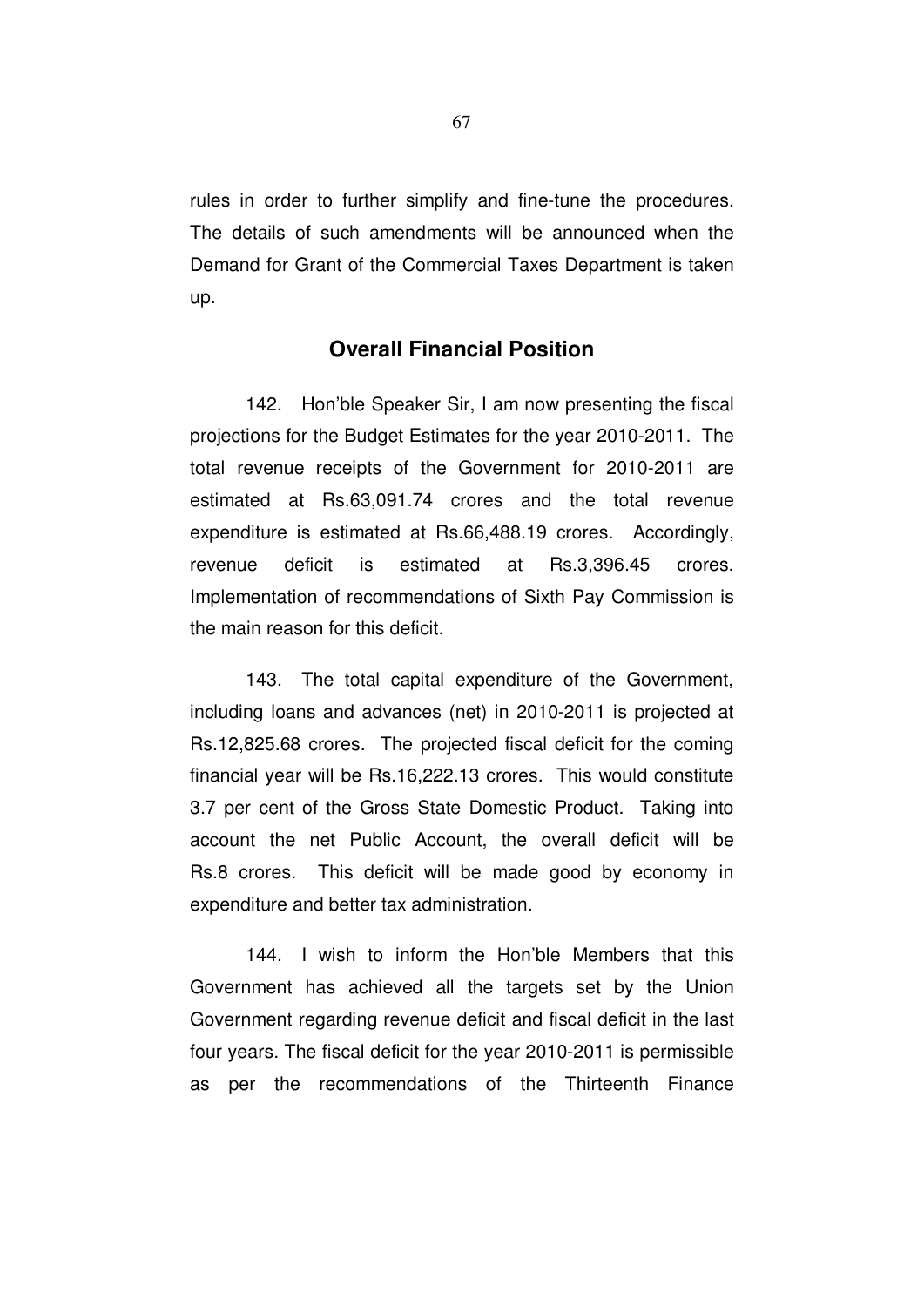rules in order to further simplify and fine-tune the procedures. The details of such amendments will be announced when the Demand for Grant of the Commercial Taxes Department is taken up.

## Overall Financial Position

142. Hon'ble Speaker Sir, I am now presenting the fiscal projections for the Budget Estimates for the year 2010-2011. The total revenue receipts of the Government for 2010-2011 are estimated at Rs.63,091.74 crores and the total revenue expenditure is estimated at Rs.66,488.19 crores. Accordingly, revenue deficit is estimated at Rs.3,396.45 crores. Implementation of recommendations of Sixth Pay Commission is the main reason for this deficit.

143. The total capital expenditure of the Government, including loans and advances (net) in 2010-2011 is projected at Rs.12,825.68 crores. The projected fiscal deficit for the coming financial year will be Rs.16,222.13 crores. This would constitute 3.7 per cent of the Gross State Domestic Product. Taking into account the net Public Account, the overall deficit will be Rs.8 crores. This deficit will be made good by economy in expenditure and better tax administration.

144. I wish to inform the Hon'ble Members that this Government has achieved all the targets set by the Union Government regarding revenue deficit and fiscal deficit in the last four years. The fiscal deficit for the year 2010-2011 is permissible as per the recommendations of the Thirteenth Finance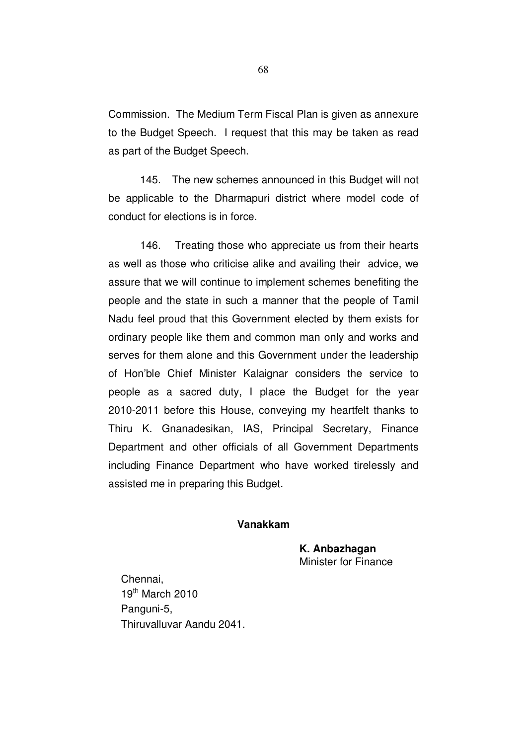Commission. The Medium Term Fiscal Plan is given as annexure to the Budget Speech. I request that this may be taken as read as part of the Budget Speech.

145. The new schemes announced in this Budget will not be applicable to the Dharmapuri district where model code of conduct for elections is in force.

146. Treating those who appreciate us from their hearts as well as those who criticise alike and availing their advice, we assure that we will continue to implement schemes benefiting the people and the state in such a manner that the people of Tamil Nadu feel proud that this Government elected by them exists for ordinary people like them and common man only and works and serves for them alone and this Government under the leadership of Hon'ble Chief Minister Kalaignar considers the service to people as a sacred duty, I place the Budget for the year 2010-2011 before this House, conveying my heartfelt thanks to Thiru K. Gnanadesikan, IAS, Principal Secretary, Finance Department and other officials of all Government Departments including Finance Department who have worked tirelessly and assisted me in preparing this Budget.

**Vanakkam**

**K. Anbazhagan**
Minister for Finance

Chennai,
19th March 2010
Panguni-5,
Thiruvalluvar Aandu 2041.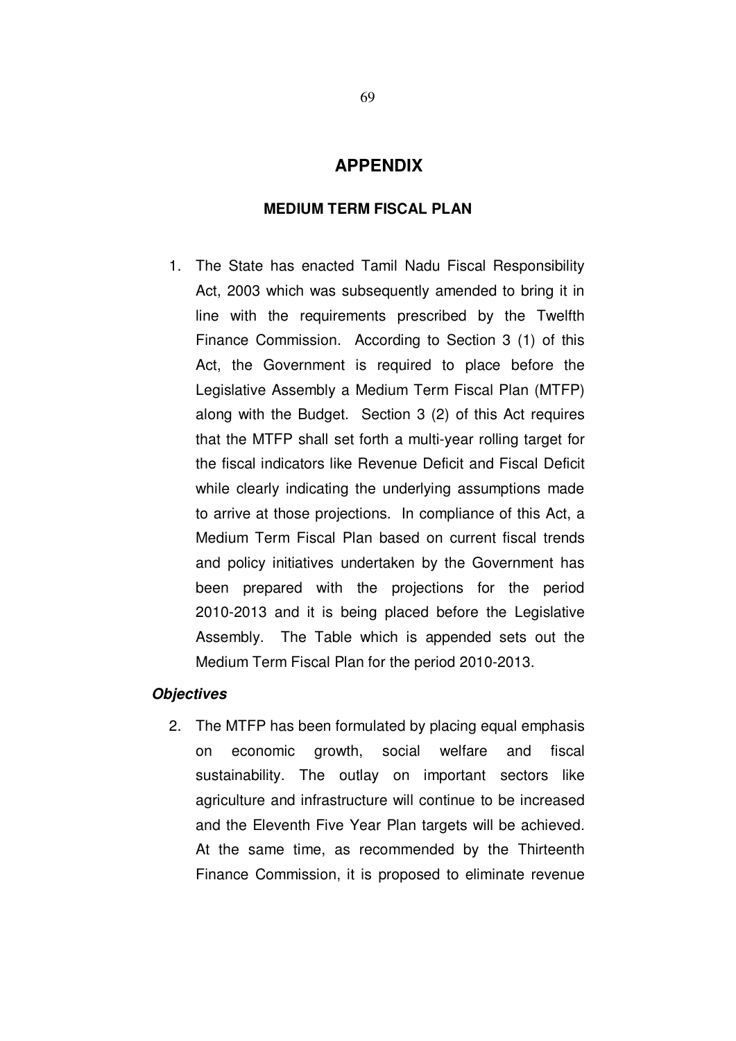# APPENDIX

## MEDIUM TERM FISCAL PLAN

1. The State has enacted Tamil Nadu Fiscal Responsibility Act, 2003 which was subsequently amended to bring it in line with the requirements prescribed by the Twelfth Finance Commission. According to Section 3 (1) of this Act, the Government is required to place before the Legislative Assembly a Medium Term Fiscal Plan (MTFP) along with the Budget. Section 3 (2) of this Act requires that the MTFP shall set forth a multi-year rolling target for the fiscal indicators like Revenue Deficit and Fiscal Deficit while clearly indicating the underlying assumptions made to arrive at those projections. In compliance of this Act, a Medium Term Fiscal Plan based on current fiscal trends and policy initiatives undertaken by the Government has been prepared with the projections for the period 2010-2013 and it is being placed before the Legislative Assembly. The Table which is appended sets out the Medium Term Fiscal Plan for the period 2010-2013.

### *Objectives*

2. The MTFP has been formulated by placing equal emphasis on economic growth, social welfare and fiscal sustainability. The outlay on important sectors like agriculture and infrastructure will continue to be increased and the Eleventh Five Year Plan targets will be achieved. At the same time, as recommended by the Thirteenth Finance Commission, it is proposed to eliminate revenue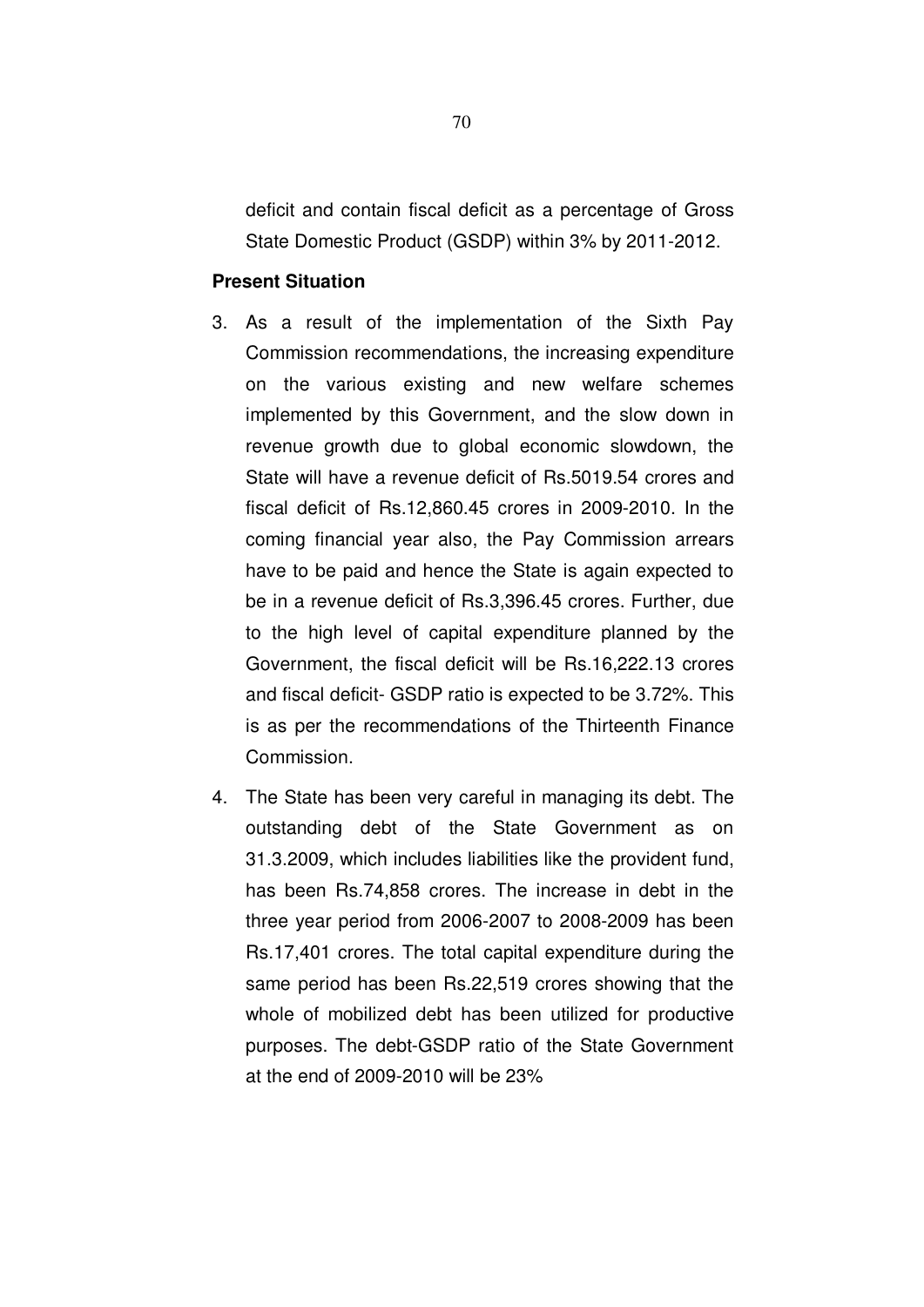deficit and contain fiscal deficit as a percentage of Gross State Domestic Product (GSDP) within 3% by 2011-2012.

**Present Situation**

3. As a result of the implementation of the Sixth Pay Commission recommendations, the increasing expenditure on the various existing and new welfare schemes implemented by this Government, and the slow down in revenue growth due to global economic slowdown, the State will have a revenue deficit of Rs.5019.54 crores and fiscal deficit of Rs.12,860.45 crores in 2009-2010. In the coming financial year also, the Pay Commission arrears have to be paid and hence the State is again expected to be in a revenue deficit of Rs.3,396.45 crores. Further, due to the high level of capital expenditure planned by the Government, the fiscal deficit will be Rs.16,222.13 crores and fiscal deficit- GSDP ratio is expected to be 3.72%. This is as per the recommendations of the Thirteenth Finance Commission.

4. The State has been very careful in managing its debt. The outstanding debt of the State Government as on 31.3.2009, which includes liabilities like the provident fund, has been Rs.74,858 crores. The increase in debt in the three year period from 2006-2007 to 2008-2009 has been Rs.17,401 crores. The total capital expenditure during the same period has been Rs.22,519 crores showing that the whole of mobilized debt has been utilized for productive purposes. The debt-GSDP ratio of the State Government at the end of 2009-2010 will be 23%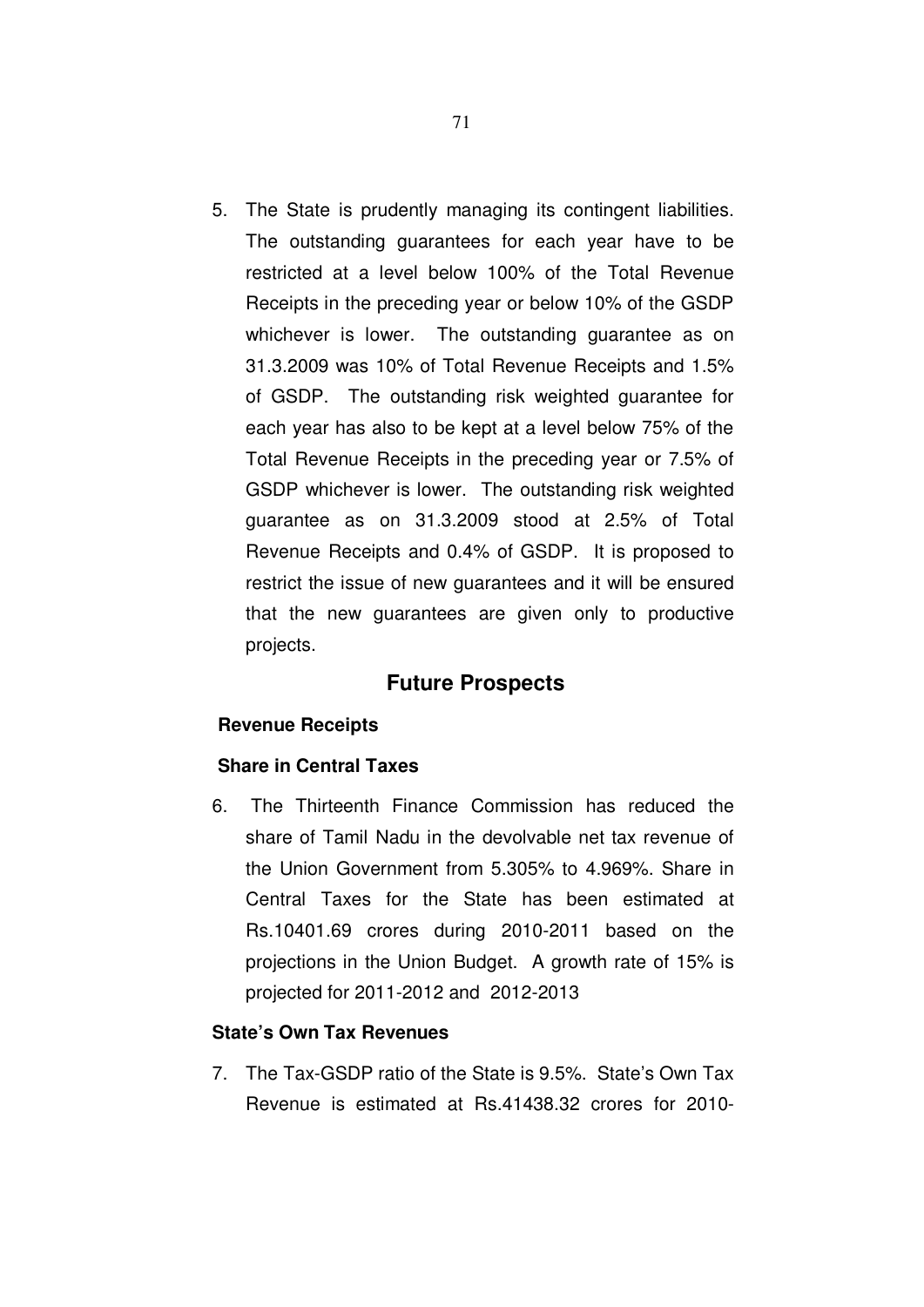5. The State is prudently managing its contingent liabilities. The outstanding guarantees for each year have to be restricted at a level below 100% of the Total Revenue Receipts in the preceding year or below 10% of the GSDP whichever is lower. The outstanding guarantee as on 31.3.2009 was 10% of Total Revenue Receipts and 1.5% of GSDP. The outstanding risk weighted guarantee for each year has also to be kept at a level below 75% of the Total Revenue Receipts in the preceding year or 7.5% of GSDP whichever is lower. The outstanding risk weighted guarantee as on 31.3.2009 stood at 2.5% of Total Revenue Receipts and 0.4% of GSDP. It is proposed to restrict the issue of new guarantees and it will be ensured that the new guarantees are given only to productive projects.

## Future Prospects

**Revenue Receipts**

**Share in Central Taxes**

6. The Thirteenth Finance Commission has reduced the share of Tamil Nadu in the devolvable net tax revenue of the Union Government from 5.305% to 4.969%. Share in Central Taxes for the State has been estimated at Rs.10401.69 crores during 2010-2011 based on the projections in the Union Budget. A growth rate of 15% is projected for 2011-2012 and 2012-2013

**State's Own Tax Revenues**

7. The Tax-GSDP ratio of the State is 9.5%. State's Own Tax Revenue is estimated at Rs.41438.32 crores for 2010-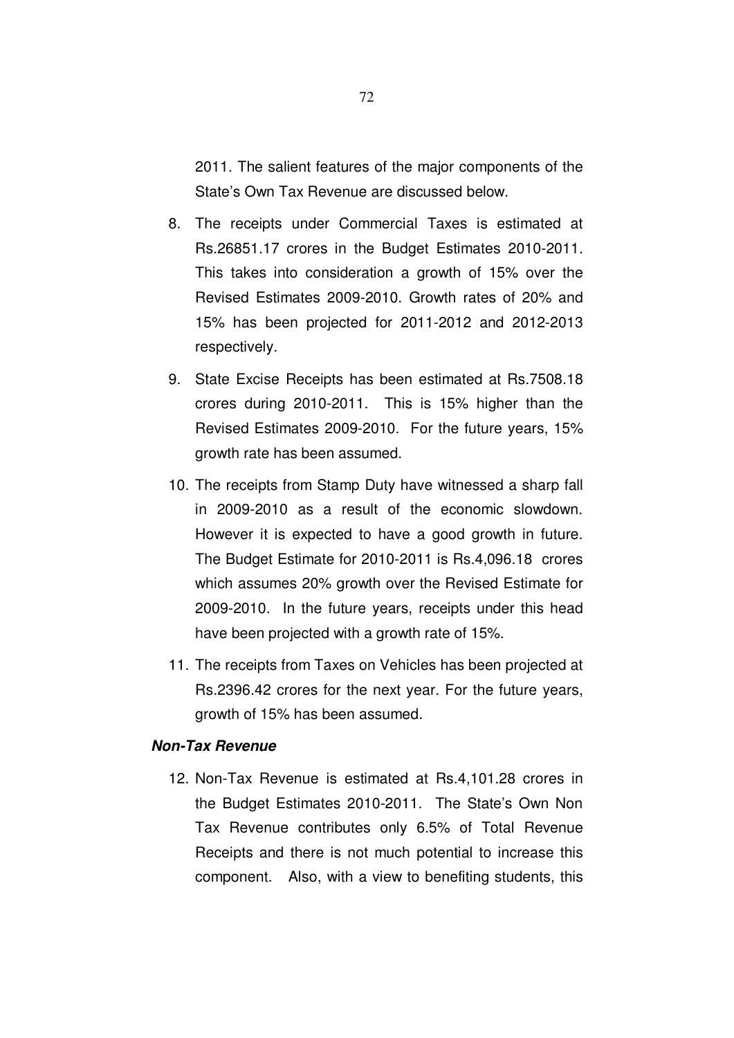2011. The salient features of the major components of the State's Own Tax Revenue are discussed below.

8. The receipts under Commercial Taxes is estimated at Rs.26851.17 crores in the Budget Estimates 2010-2011. This takes into consideration a growth of 15% over the Revised Estimates 2009-2010. Growth rates of 20% and 15% has been projected for 2011-2012 and 2012-2013 respectively.

9. State Excise Receipts has been estimated at Rs.7508.18 crores during 2010-2011. This is 15% higher than the Revised Estimates 2009-2010. For the future years, 15% growth rate has been assumed.

10. The receipts from Stamp Duty have witnessed a sharp fall in 2009-2010 as a result of the economic slowdown. However it is expected to have a good growth in future. The Budget Estimate for 2010-2011 is Rs.4,096.18 crores which assumes 20% growth over the Revised Estimate for 2009-2010. In the future years, receipts under this head have been projected with a growth rate of 15%.

11. The receipts from Taxes on Vehicles has been projected at Rs.2396.42 crores for the next year. For the future years, growth of 15% has been assumed.

***Non-Tax Revenue***

12. Non-Tax Revenue is estimated at Rs.4,101.28 crores in the Budget Estimates 2010-2011. The State's Own Non Tax Revenue contributes only 6.5% of Total Revenue Receipts and there is not much potential to increase this component. Also, with a view to benefiting students, this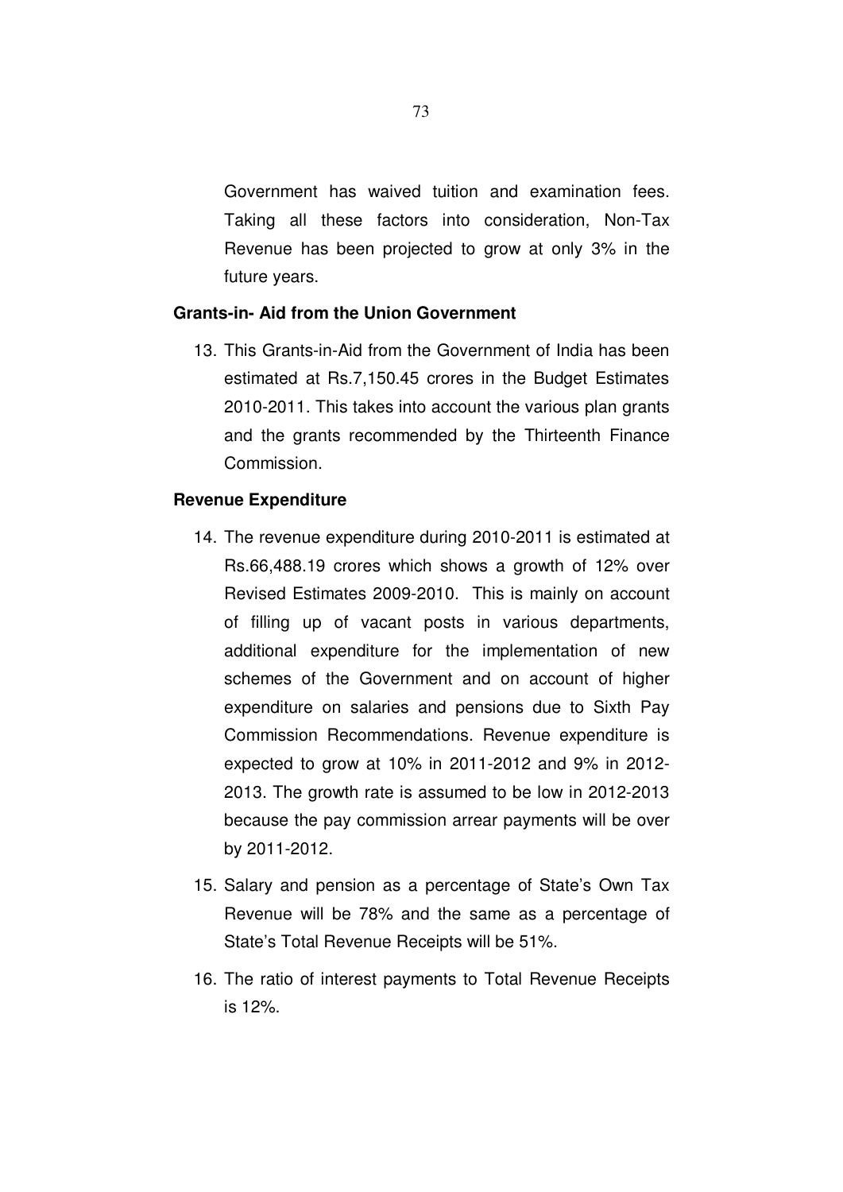Government has waived tuition and examination fees. Taking all these factors into consideration, Non-Tax Revenue has been projected to grow at only 3% in the future years.

**Grants-in- Aid from the Union Government**

13. This Grants-in-Aid from the Government of India has been estimated at Rs.7,150.45 crores in the Budget Estimates 2010-2011. This takes into account the various plan grants and the grants recommended by the Thirteenth Finance Commission.

**Revenue Expenditure**

14. The revenue expenditure during 2010-2011 is estimated at Rs.66,488.19 crores which shows a growth of 12% over Revised Estimates 2009-2010. This is mainly on account of filling up of vacant posts in various departments, additional expenditure for the implementation of new schemes of the Government and on account of higher expenditure on salaries and pensions due to Sixth Pay Commission Recommendations. Revenue expenditure is expected to grow at 10% in 2011-2012 and 9% in 2012-2013. The growth rate is assumed to be low in 2012-2013 because the pay commission arrear payments will be over by 2011-2012.

15. Salary and pension as a percentage of State's Own Tax Revenue will be 78% and the same as a percentage of State's Total Revenue Receipts will be 51%.

16. The ratio of interest payments to Total Revenue Receipts is 12%.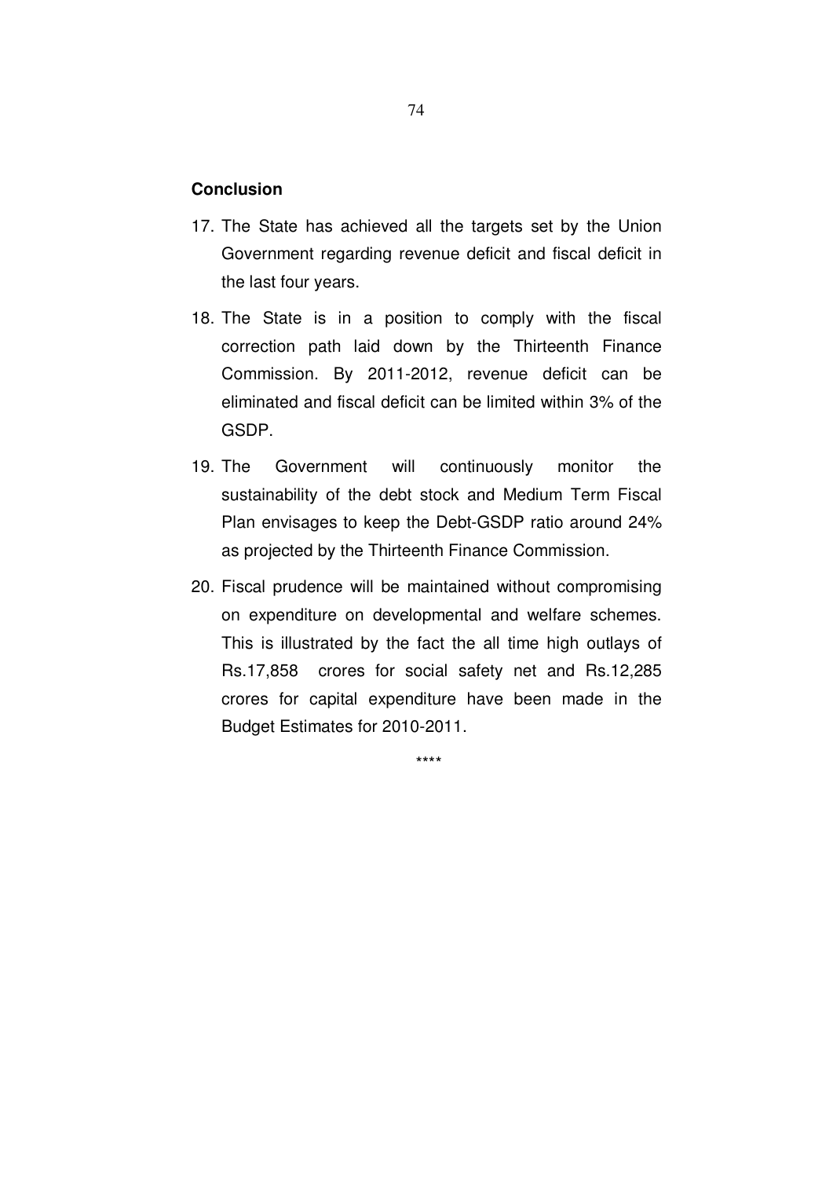**Conclusion**

17. The State has achieved all the targets set by the Union Government regarding revenue deficit and fiscal deficit in the last four years.

18. The State is in a position to comply with the fiscal correction path laid down by the Thirteenth Finance Commission. By 2011-2012, revenue deficit can be eliminated and fiscal deficit can be limited within 3% of the GSDP.

19. The Government will continuously monitor the sustainability of the debt stock and Medium Term Fiscal Plan envisages to keep the Debt-GSDP ratio around 24% as projected by the Thirteenth Finance Commission.

20. Fiscal prudence will be maintained without compromising on expenditure on developmental and welfare schemes. This is illustrated by the fact the all time high outlays of Rs.17,858 crores for social safety net and Rs.12,285 crores for capital expenditure have been made in the Budget Estimates for 2010-2011.

****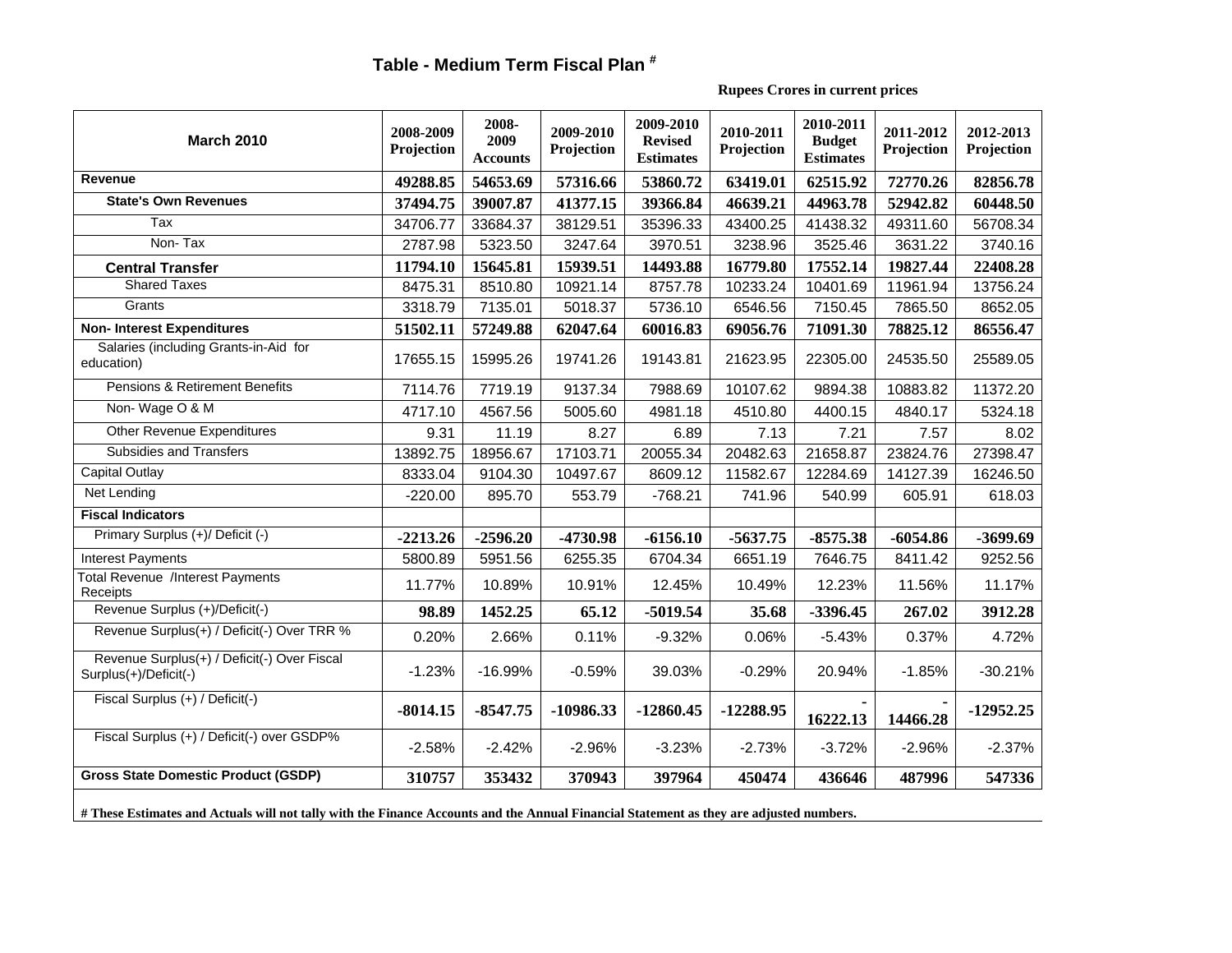## Table - Medium Term Fiscal Plan [#]

**Rupees Crores in current prices**

| March 2010 | 2008-2009 Projection | 2008-2009 Accounts | 2009-2010 Projection | 2009-2010 Revised Estimates | 2010-2011 Projection | 2010-2011 Budget Estimates | 2011-2012 Projection | 2012-2013 Projection |
|---|---|---|---|---|---|---|---|---|
| **Revenue** | **49288.85** | **54653.69** | **57316.66** | **53860.72** | **63419.01** | **62515.92** | **72770.26** | **82856.78** |
| **State's Own Revenues** | **37494.75** | **39007.87** | **41377.15** | **39366.84** | **46639.21** | **44963.78** | **52942.82** | **60448.50** |
| Tax | 34706.77 | 33684.37 | 38129.51 | 35396.33 | 43400.25 | 41438.32 | 49311.60 | 56708.34 |
| Non- Tax | 2787.98 | 5323.50 | 3247.64 | 3970.51 | 3238.96 | 3525.46 | 3631.22 | 3740.16 |
| **Central Transfer** | **11794.10** | **15645.81** | **15939.51** | **14493.88** | **16779.80** | **17552.14** | **19827.44** | **22408.28** |
| Shared Taxes | 8475.31 | 8510.80 | 10921.14 | 8757.78 | 10233.24 | 10401.69 | 11961.94 | 13756.24 |
| Grants | 3318.79 | 7135.01 | 5018.37 | 5736.10 | 6546.56 | 7150.45 | 7865.50 | 8652.05 |
| **Non- Interest Expenditures** | **51502.11** | **57249.88** | **62047.64** | **60016.83** | **69056.76** | **71091.30** | **78825.12** | **86556.47** |
| Salaries (including Grants-in-Aid for education) | 17655.15 | 15995.26 | 19741.26 | 19143.81 | 21623.95 | 22305.00 | 24535.50 | 25589.05 |
| Pensions & Retirement Benefits | 7114.76 | 7719.19 | 9137.34 | 7988.69 | 10107.62 | 9894.38 | 10883.82 | 11372.20 |
| Non- Wage O & M | 4717.10 | 4567.56 | 5005.60 | 4981.18 | 4510.80 | 4400.15 | 4840.17 | 5324.18 |
| Other Revenue Expenditures | 9.31 | 11.19 | 8.27 | 6.89 | 7.13 | 7.21 | 7.57 | 8.02 |
| Subsidies and Transfers | 13892.75 | 18956.67 | 17103.71 | 20055.34 | 20482.63 | 21658.87 | 23824.76 | 27398.47 |
| Capital Outlay | 8333.04 | 9104.30 | 10497.67 | 8609.12 | 11582.67 | 12284.69 | 14127.39 | 16246.50 |
| Net Lending | -220.00 | 895.70 | 553.79 | -768.21 | 741.96 | 540.99 | 605.91 | 618.03 |
| **Fiscal Indicators** | | | | | | | | |
| Primary Surplus (+)/ Deficit (-) | **-2213.26** | **-2596.20** | **-4730.98** | **-6156.10** | **-5637.75** | **-8575.38** | **-6054.86** | **-3699.69** |
| Interest Payments | 5800.89 | 5951.56 | 6255.35 | 6704.34 | 6651.19 | 7646.75 | 8411.42 | 9252.56 |
| Total Revenue /Interest Payments Receipts | 11.77% | 10.89% | 10.91% | 12.45% | 10.49% | 12.23% | 11.56% | 11.17% |
| Revenue Surplus (+)/Deficit(-) | **98.89** | **1452.25** | **65.12** | **-5019.54** | **35.68** | **-3396.45** | **267.02** | **3912.28** |
| Revenue Surplus(+) / Deficit(-) Over TRR % | 0.20% | 2.66% | 0.11% | -9.32% | 0.06% | -5.43% | 0.37% | 4.72% |
| Revenue Surplus(+) / Deficit(-) Over Fiscal Surplus(+)/Deficit(-) | -1.23% | -16.99% | -0.59% | 39.03% | -0.29% | 20.94% | -1.85% | -30.21% |
| Fiscal Surplus (+) / Deficit(-) | **-8014.15** | **-8547.75** | **-10986.33** | **-12860.45** | **-12288.95** | **-16222.13** | **-14466.28** | **-12952.25** |
| Fiscal Surplus (+) / Deficit(-) over GSDP% | -2.58% | -2.42% | -2.96% | -3.23% | -2.73% | -3.72% | -2.96% | -2.37% |
| **Gross State Domestic Product (GSDP)** | **310757** | **353432** | **370943** | **397964** | **450474** | **436646** | **487996** | **547336** |

**# These Estimates and Actuals will not tally with the Finance Accounts and the Annual Financial Statement as they are adjusted numbers.**